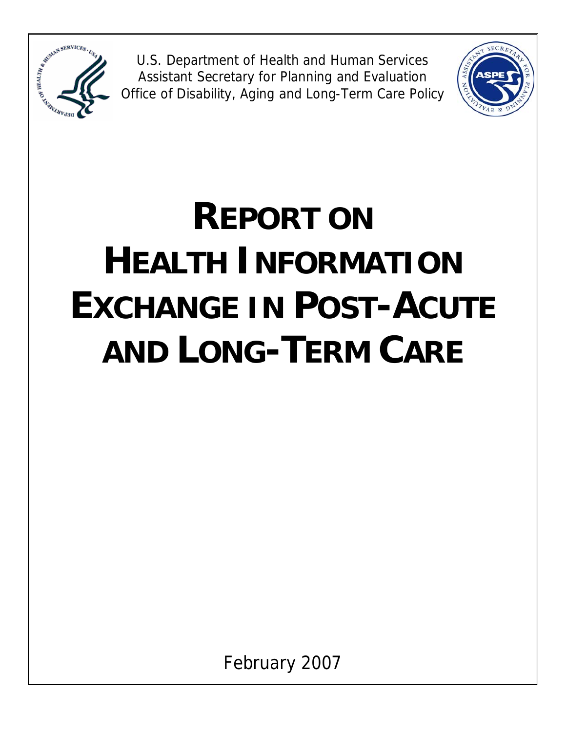U.S. Department of Health and Human Services
Assistant Secretary for Planning and Evaluation
Office of Disability, Aging and Long-Term Care Policy

# REPORT ON HEALTH INFORMATION EXCHANGE IN POST-ACUTE AND LONG-TERM CARE

February 2007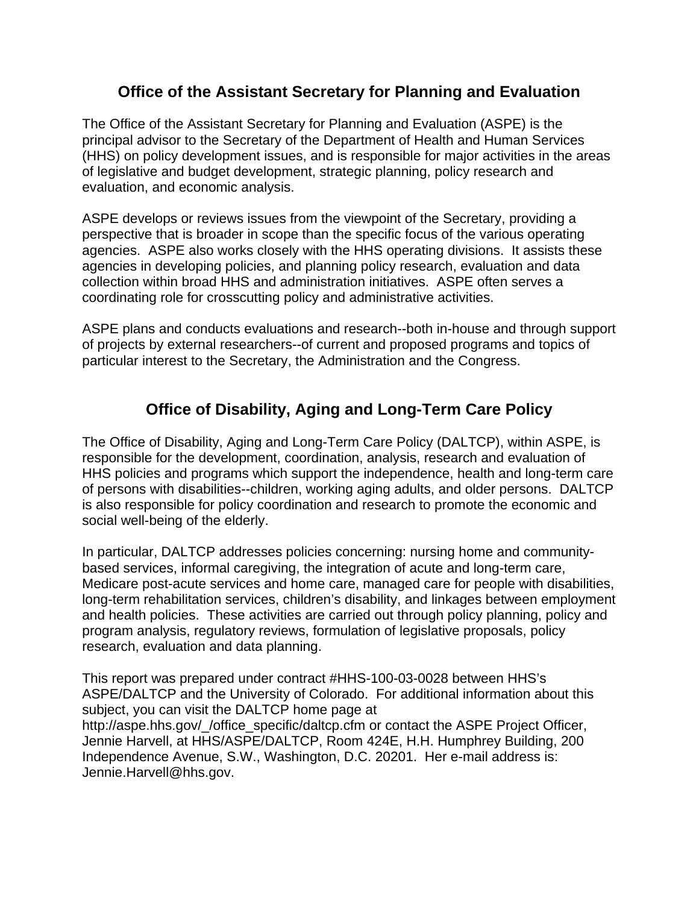## Office of the Assistant Secretary for Planning and Evaluation

The Office of the Assistant Secretary for Planning and Evaluation (ASPE) is the principal advisor to the Secretary of the Department of Health and Human Services (HHS) on policy development issues, and is responsible for major activities in the areas of legislative and budget development, strategic planning, policy research and evaluation, and economic analysis.

ASPE develops or reviews issues from the viewpoint of the Secretary, providing a perspective that is broader in scope than the specific focus of the various operating agencies. ASPE also works closely with the HHS operating divisions. It assists these agencies in developing policies, and planning policy research, evaluation and data collection within broad HHS and administration initiatives. ASPE often serves a coordinating role for crosscutting policy and administrative activities.

ASPE plans and conducts evaluations and research--both in-house and through support of projects by external researchers--of current and proposed programs and topics of particular interest to the Secretary, the Administration and the Congress.

## Office of Disability, Aging and Long-Term Care Policy

The Office of Disability, Aging and Long-Term Care Policy (DALTCP), within ASPE, is responsible for the development, coordination, analysis, research and evaluation of HHS policies and programs which support the independence, health and long-term care of persons with disabilities--children, working aging adults, and older persons. DALTCP is also responsible for policy coordination and research to promote the economic and social well-being of the elderly.

In particular, DALTCP addresses policies concerning: nursing home and community-based services, informal caregiving, the integration of acute and long-term care, Medicare post-acute services and home care, managed care for people with disabilities, long-term rehabilitation services, children's disability, and linkages between employment and health policies. These activities are carried out through policy planning, policy and program analysis, regulatory reviews, formulation of legislative proposals, policy research, evaluation and data planning.

This report was prepared under contract #HHS-100-03-0028 between HHS's ASPE/DALTCP and the University of Colorado. For additional information about this subject, you can visit the DALTCP home page at http://aspe.hhs.gov/_/office_specific/daltcp.cfm or contact the ASPE Project Officer, Jennie Harvell, at HHS/ASPE/DALTCP, Room 424E, H.H. Humphrey Building, 200 Independence Avenue, S.W., Washington, D.C. 20201. Her e-mail address is: Jennie.Harvell@hhs.gov.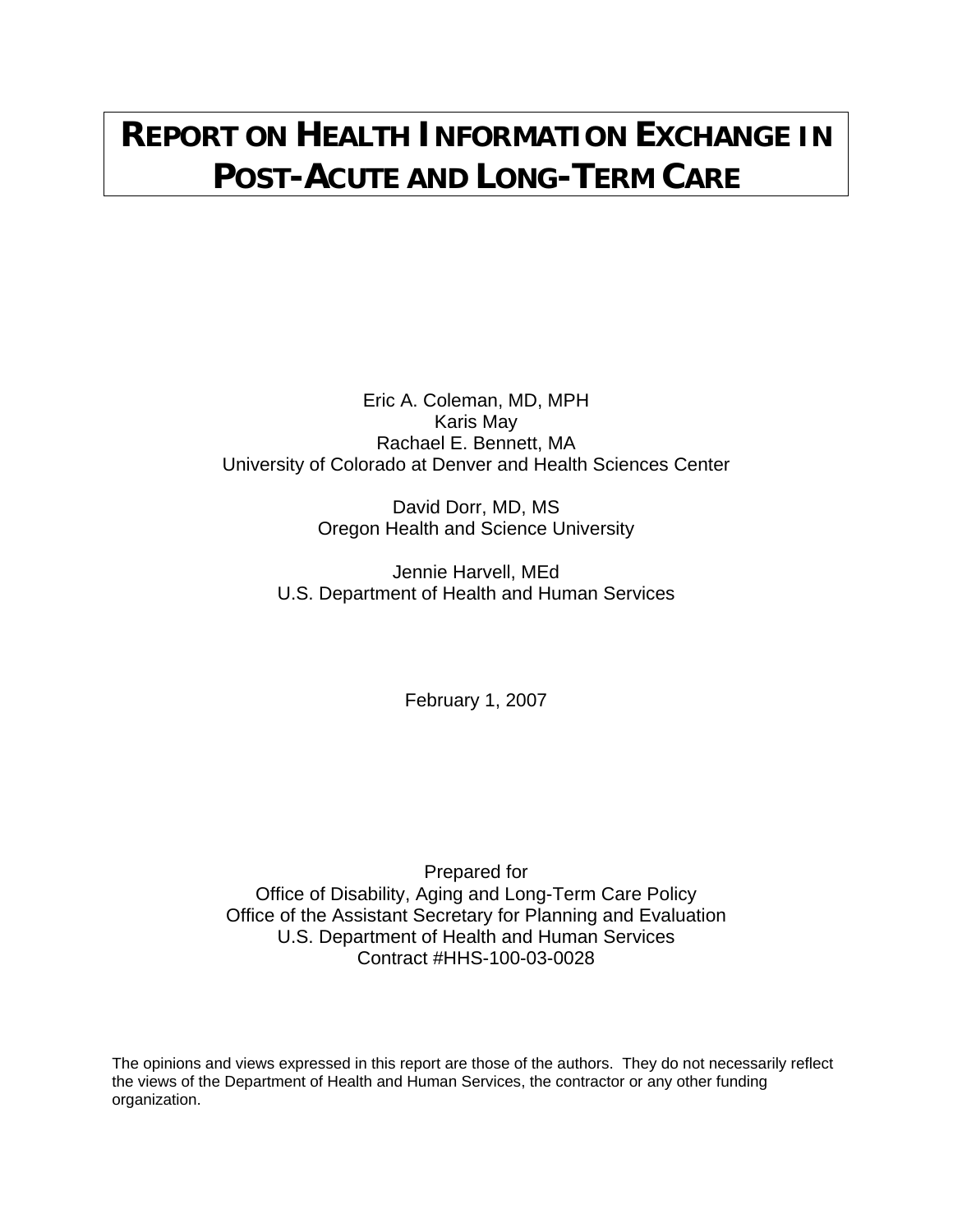# REPORT ON HEALTH INFORMATION EXCHANGE IN POST-ACUTE AND LONG-TERM CARE

Eric A. Coleman, MD, MPH
Karis May
Rachael E. Bennett, MA
University of Colorado at Denver and Health Sciences Center

David Dorr, MD, MS
Oregon Health and Science University

Jennie Harvell, MEd
U.S. Department of Health and Human Services

February 1, 2007

Prepared for
Office of Disability, Aging and Long-Term Care Policy
Office of the Assistant Secretary for Planning and Evaluation
U.S. Department of Health and Human Services
Contract #HHS-100-03-0028

The opinions and views expressed in this report are those of the authors. They do not necessarily reflect the views of the Department of Health and Human Services, the contractor or any other funding organization.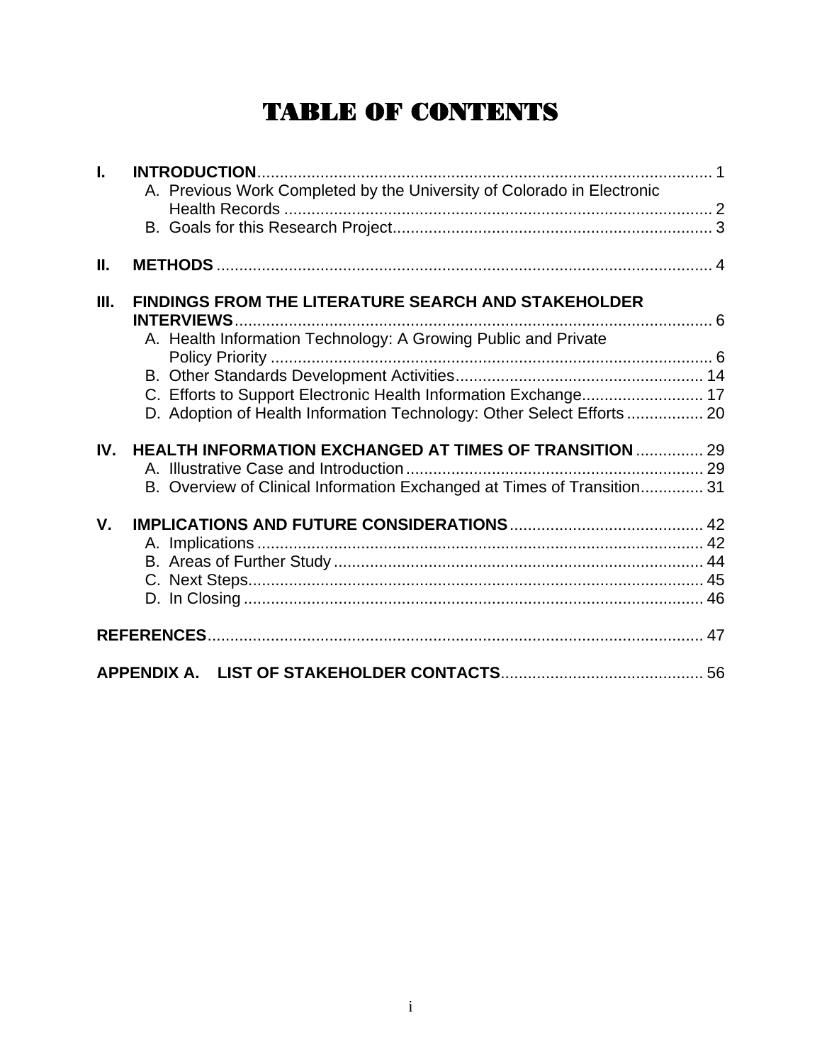# TABLE OF CONTENTS

**I. INTRODUCTION** ........ 1
- A. Previous Work Completed by the University of Colorado in Electronic Health Records ........ 2
- B. Goals for this Research Project ........ 3

**II. METHODS** ........ 4

**III. FINDINGS FROM THE LITERATURE SEARCH AND STAKEHOLDER INTERVIEWS** ........ 6
- A. Health Information Technology: A Growing Public and Private Policy Priority ........ 6
- B. Other Standards Development Activities ........ 14
- C. Efforts to Support Electronic Health Information Exchange ........ 17
- D. Adoption of Health Information Technology: Other Select Efforts ........ 20

**IV. HEALTH INFORMATION EXCHANGED AT TIMES OF TRANSITION** ........ 29
- A. Illustrative Case and Introduction ........ 29
- B. Overview of Clinical Information Exchanged at Times of Transition ........ 31

**V. IMPLICATIONS AND FUTURE CONSIDERATIONS** ........ 42
- A. Implications ........ 42
- B. Areas of Further Study ........ 44
- C. Next Steps ........ 45
- D. In Closing ........ 46

**REFERENCES** ........ 47

**APPENDIX A. LIST OF STAKEHOLDER CONTACTS** ........ 56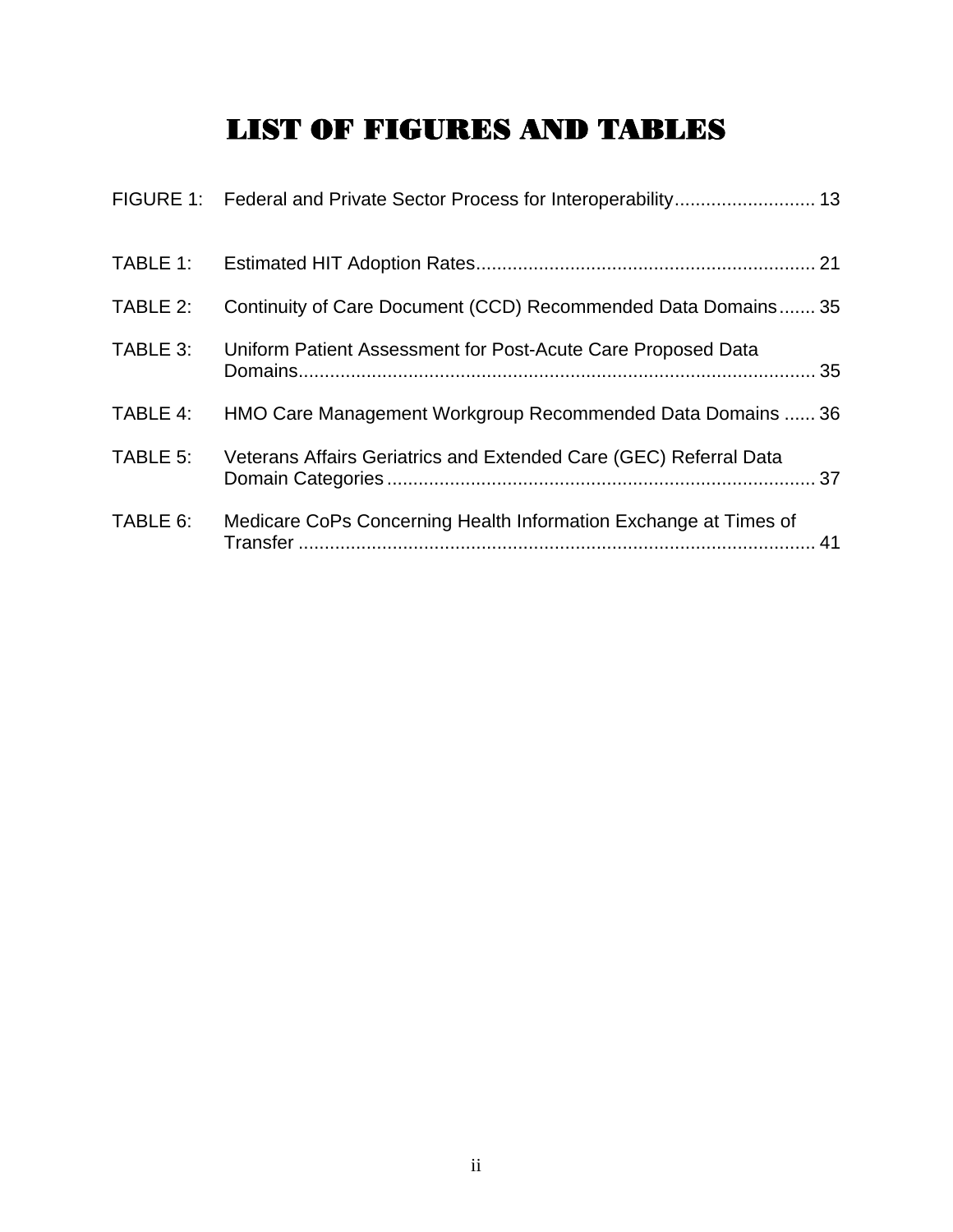# LIST OF FIGURES AND TABLES

FIGURE 1: Federal and Private Sector Process for Interoperability.......................... 13

TABLE 1: Estimated HIT Adoption Rates................................................................ 21

TABLE 2: Continuity of Care Document (CCD) Recommended Data Domains....... 35

TABLE 3: Uniform Patient Assessment for Post-Acute Care Proposed Data Domains.................................................................................................. 35

TABLE 4: HMO Care Management Workgroup Recommended Data Domains ...... 36

TABLE 5: Veterans Affairs Geriatrics and Extended Care (GEC) Referral Data Domain Categories................................................................................ 37

TABLE 6: Medicare CoPs Concerning Health Information Exchange at Times of Transfer .................................................................................................. 41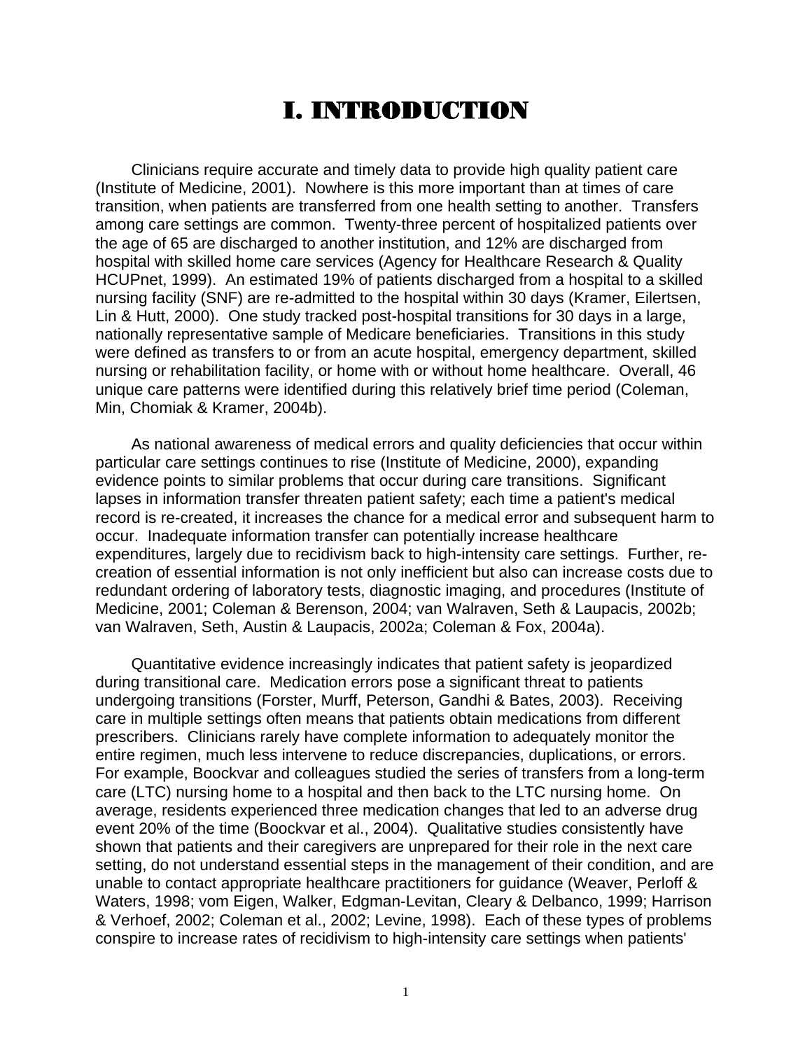# I. INTRODUCTION

Clinicians require accurate and timely data to provide high quality patient care (Institute of Medicine, 2001). Nowhere is this more important than at times of care transition, when patients are transferred from one health setting to another. Transfers among care settings are common. Twenty-three percent of hospitalized patients over the age of 65 are discharged to another institution, and 12% are discharged from hospital with skilled home care services (Agency for Healthcare Research & Quality HCUPnet, 1999). An estimated 19% of patients discharged from a hospital to a skilled nursing facility (SNF) are re-admitted to the hospital within 30 days (Kramer, Eilertsen, Lin & Hutt, 2000). One study tracked post-hospital transitions for 30 days in a large, nationally representative sample of Medicare beneficiaries. Transitions in this study were defined as transfers to or from an acute hospital, emergency department, skilled nursing or rehabilitation facility, or home with or without home healthcare. Overall, 46 unique care patterns were identified during this relatively brief time period (Coleman, Min, Chomiak & Kramer, 2004b).

As national awareness of medical errors and quality deficiencies that occur within particular care settings continues to rise (Institute of Medicine, 2000), expanding evidence points to similar problems that occur during care transitions. Significant lapses in information transfer threaten patient safety; each time a patient's medical record is re-created, it increases the chance for a medical error and subsequent harm to occur. Inadequate information transfer can potentially increase healthcare expenditures, largely due to recidivism back to high-intensity care settings. Further, re-creation of essential information is not only inefficient but also can increase costs due to redundant ordering of laboratory tests, diagnostic imaging, and procedures (Institute of Medicine, 2001; Coleman & Berenson, 2004; van Walraven, Seth & Laupacis, 2002b; van Walraven, Seth, Austin & Laupacis, 2002a; Coleman & Fox, 2004a).

Quantitative evidence increasingly indicates that patient safety is jeopardized during transitional care. Medication errors pose a significant threat to patients undergoing transitions (Forster, Murff, Peterson, Gandhi & Bates, 2003). Receiving care in multiple settings often means that patients obtain medications from different prescribers. Clinicians rarely have complete information to adequately monitor the entire regimen, much less intervene to reduce discrepancies, duplications, or errors. For example, Boockvar and colleagues studied the series of transfers from a long-term care (LTC) nursing home to a hospital and then back to the LTC nursing home. On average, residents experienced three medication changes that led to an adverse drug event 20% of the time (Boockvar et al., 2004). Qualitative studies consistently have shown that patients and their caregivers are unprepared for their role in the next care setting, do not understand essential steps in the management of their condition, and are unable to contact appropriate healthcare practitioners for guidance (Weaver, Perloff & Waters, 1998; vom Eigen, Walker, Edgman-Levitan, Cleary & Delbanco, 1999; Harrison & Verhoef, 2002; Coleman et al., 2002; Levine, 1998). Each of these types of problems conspire to increase rates of recidivism to high-intensity care settings when patients'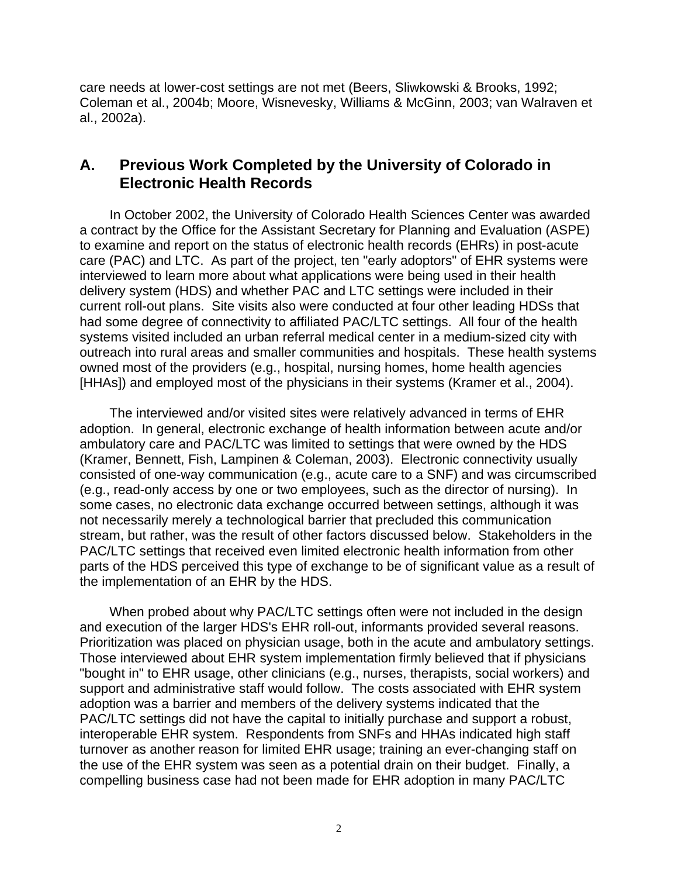care needs at lower-cost settings are not met (Beers, Sliwkowski & Brooks, 1992; Coleman et al., 2004b; Moore, Wisnevesky, Williams & McGinn, 2003; van Walraven et al., 2002a).

## A. Previous Work Completed by the University of Colorado in Electronic Health Records

In October 2002, the University of Colorado Health Sciences Center was awarded a contract by the Office for the Assistant Secretary for Planning and Evaluation (ASPE) to examine and report on the status of electronic health records (EHRs) in post-acute care (PAC) and LTC. As part of the project, ten "early adoptors" of EHR systems were interviewed to learn more about what applications were being used in their health delivery system (HDS) and whether PAC and LTC settings were included in their current roll-out plans. Site visits also were conducted at four other leading HDSs that had some degree of connectivity to affiliated PAC/LTC settings. All four of the health systems visited included an urban referral medical center in a medium-sized city with outreach into rural areas and smaller communities and hospitals. These health systems owned most of the providers (e.g., hospital, nursing homes, home health agencies [HHAs]) and employed most of the physicians in their systems (Kramer et al., 2004).

The interviewed and/or visited sites were relatively advanced in terms of EHR adoption. In general, electronic exchange of health information between acute and/or ambulatory care and PAC/LTC was limited to settings that were owned by the HDS (Kramer, Bennett, Fish, Lampinen & Coleman, 2003). Electronic connectivity usually consisted of one-way communication (e.g., acute care to a SNF) and was circumscribed (e.g., read-only access by one or two employees, such as the director of nursing). In some cases, no electronic data exchange occurred between settings, although it was not necessarily merely a technological barrier that precluded this communication stream, but rather, was the result of other factors discussed below. Stakeholders in the PAC/LTC settings that received even limited electronic health information from other parts of the HDS perceived this type of exchange to be of significant value as a result of the implementation of an EHR by the HDS.

When probed about why PAC/LTC settings often were not included in the design and execution of the larger HDS's EHR roll-out, informants provided several reasons. Prioritization was placed on physician usage, both in the acute and ambulatory settings. Those interviewed about EHR system implementation firmly believed that if physicians "bought in" to EHR usage, other clinicians (e.g., nurses, therapists, social workers) and support and administrative staff would follow. The costs associated with EHR system adoption was a barrier and members of the delivery systems indicated that the PAC/LTC settings did not have the capital to initially purchase and support a robust, interoperable EHR system. Respondents from SNFs and HHAs indicated high staff turnover as another reason for limited EHR usage; training an ever-changing staff on the use of the EHR system was seen as a potential drain on their budget. Finally, a compelling business case had not been made for EHR adoption in many PAC/LTC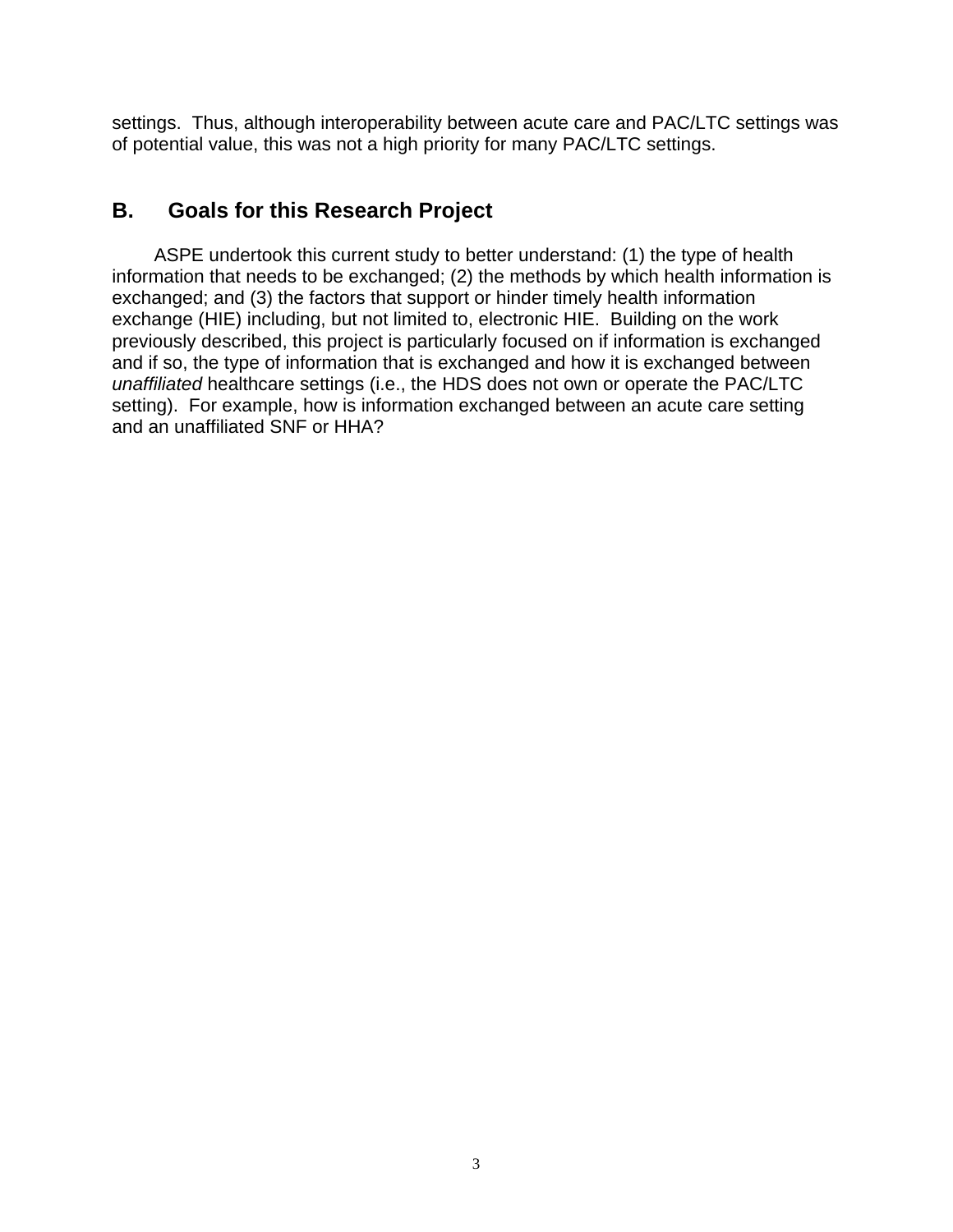settings. Thus, although interoperability between acute care and PAC/LTC settings was of potential value, this was not a high priority for many PAC/LTC settings.

## B. Goals for this Research Project

ASPE undertook this current study to better understand: (1) the type of health information that needs to be exchanged; (2) the methods by which health information is exchanged; and (3) the factors that support or hinder timely health information exchange (HIE) including, but not limited to, electronic HIE. Building on the work previously described, this project is particularly focused on if information is exchanged and if so, the type of information that is exchanged and how it is exchanged between *unaffiliated* healthcare settings (i.e., the HDS does not own or operate the PAC/LTC setting). For example, how is information exchanged between an acute care setting and an unaffiliated SNF or HHA?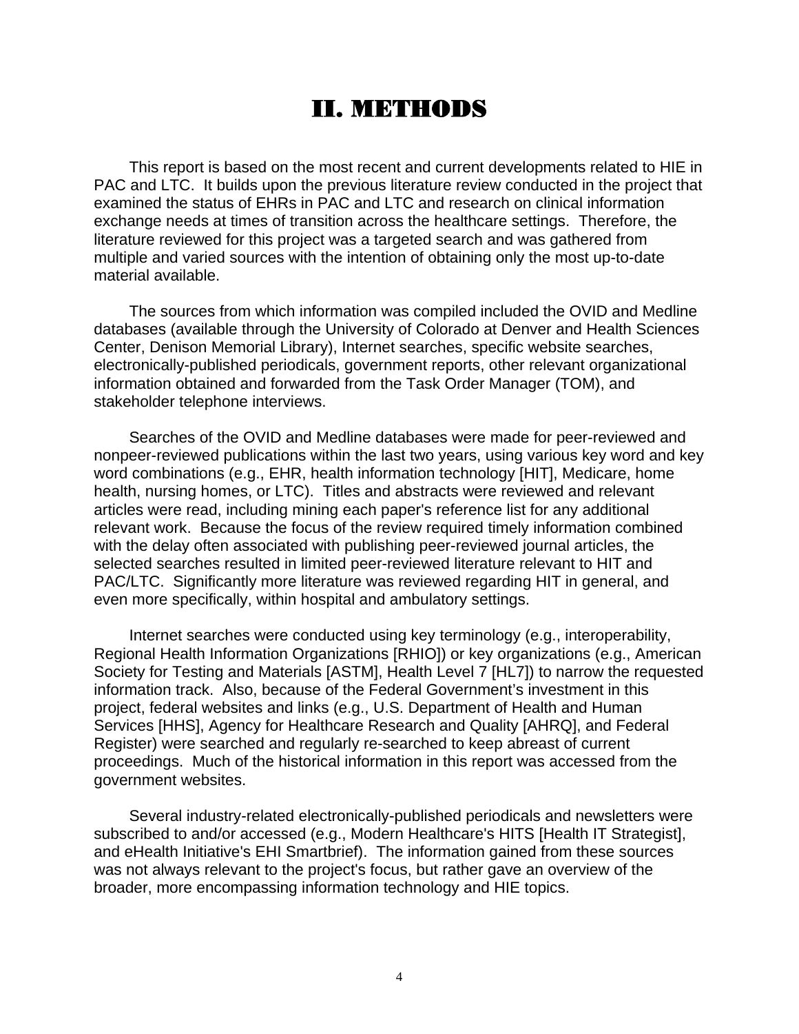# II. METHODS

This report is based on the most recent and current developments related to HIE in PAC and LTC. It builds upon the previous literature review conducted in the project that examined the status of EHRs in PAC and LTC and research on clinical information exchange needs at times of transition across the healthcare settings. Therefore, the literature reviewed for this project was a targeted search and was gathered from multiple and varied sources with the intention of obtaining only the most up-to-date material available.

The sources from which information was compiled included the OVID and Medline databases (available through the University of Colorado at Denver and Health Sciences Center, Denison Memorial Library), Internet searches, specific website searches, electronically-published periodicals, government reports, other relevant organizational information obtained and forwarded from the Task Order Manager (TOM), and stakeholder telephone interviews.

Searches of the OVID and Medline databases were made for peer-reviewed and nonpeer-reviewed publications within the last two years, using various key word and key word combinations (e.g., EHR, health information technology [HIT], Medicare, home health, nursing homes, or LTC). Titles and abstracts were reviewed and relevant articles were read, including mining each paper's reference list for any additional relevant work. Because the focus of the review required timely information combined with the delay often associated with publishing peer-reviewed journal articles, the selected searches resulted in limited peer-reviewed literature relevant to HIT and PAC/LTC. Significantly more literature was reviewed regarding HIT in general, and even more specifically, within hospital and ambulatory settings.

Internet searches were conducted using key terminology (e.g., interoperability, Regional Health Information Organizations [RHIO]) or key organizations (e.g., American Society for Testing and Materials [ASTM], Health Level 7 [HL7]) to narrow the requested information track. Also, because of the Federal Government's investment in this project, federal websites and links (e.g., U.S. Department of Health and Human Services [HHS], Agency for Healthcare Research and Quality [AHRQ], and Federal Register) were searched and regularly re-searched to keep abreast of current proceedings. Much of the historical information in this report was accessed from the government websites.

Several industry-related electronically-published periodicals and newsletters were subscribed to and/or accessed (e.g., Modern Healthcare's HITS [Health IT Strategist], and eHealth Initiative's EHI Smartbrief). The information gained from these sources was not always relevant to the project's focus, but rather gave an overview of the broader, more encompassing information technology and HIE topics.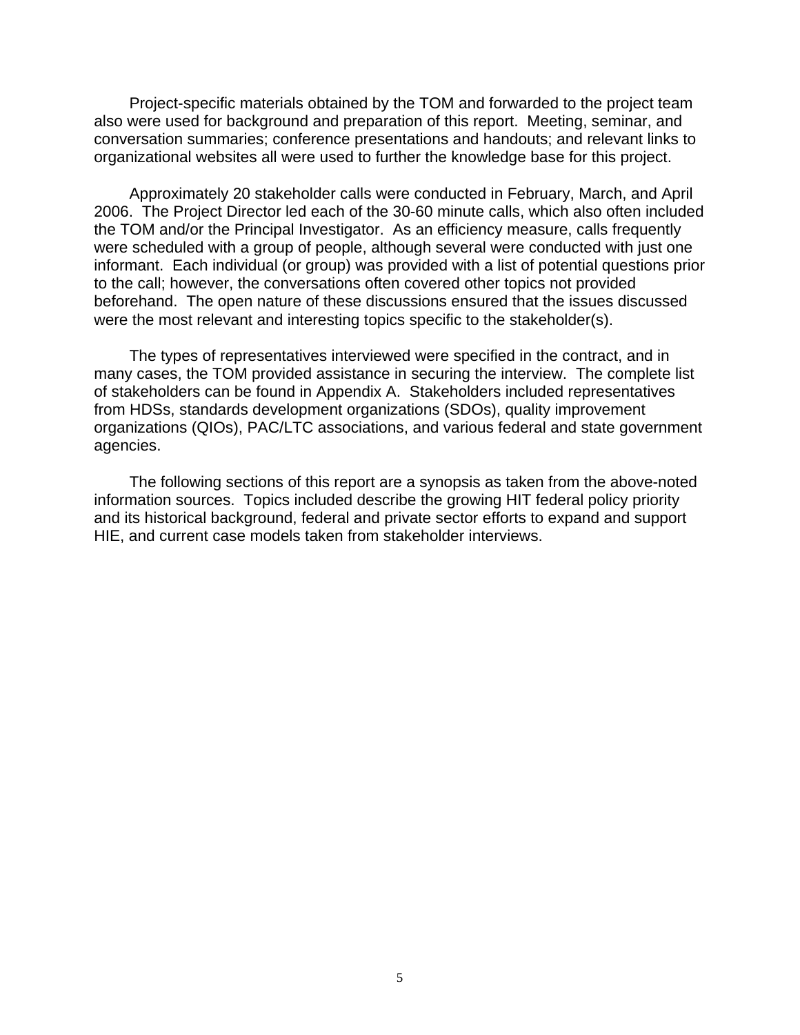Project-specific materials obtained by the TOM and forwarded to the project team also were used for background and preparation of this report. Meeting, seminar, and conversation summaries; conference presentations and handouts; and relevant links to organizational websites all were used to further the knowledge base for this project.

Approximately 20 stakeholder calls were conducted in February, March, and April 2006. The Project Director led each of the 30-60 minute calls, which also often included the TOM and/or the Principal Investigator. As an efficiency measure, calls frequently were scheduled with a group of people, although several were conducted with just one informant. Each individual (or group) was provided with a list of potential questions prior to the call; however, the conversations often covered other topics not provided beforehand. The open nature of these discussions ensured that the issues discussed were the most relevant and interesting topics specific to the stakeholder(s).

The types of representatives interviewed were specified in the contract, and in many cases, the TOM provided assistance in securing the interview. The complete list of stakeholders can be found in Appendix A. Stakeholders included representatives from HDSs, standards development organizations (SDOs), quality improvement organizations (QIOs), PAC/LTC associations, and various federal and state government agencies.

The following sections of this report are a synopsis as taken from the above-noted information sources. Topics included describe the growing HIT federal policy priority and its historical background, federal and private sector efforts to expand and support HIE, and current case models taken from stakeholder interviews.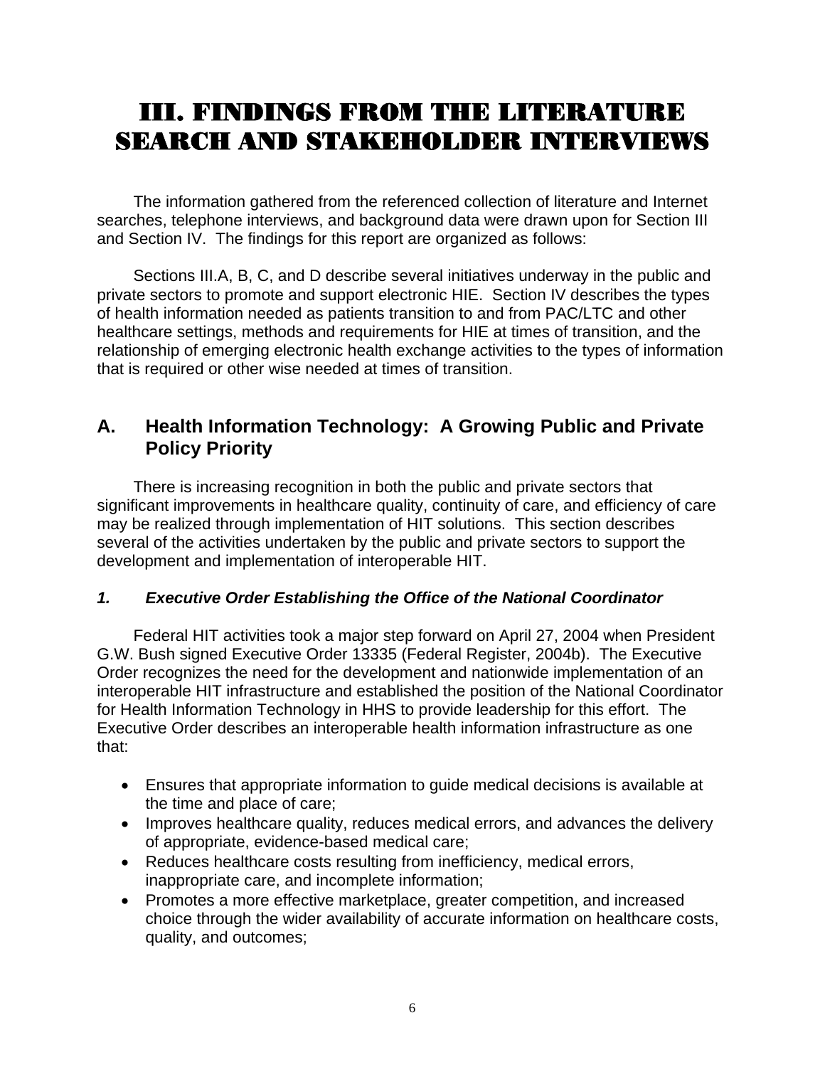# III. FINDINGS FROM THE LITERATURE SEARCH AND STAKEHOLDER INTERVIEWS

The information gathered from the referenced collection of literature and Internet searches, telephone interviews, and background data were drawn upon for Section III and Section IV. The findings for this report are organized as follows:

Sections III.A, B, C, and D describe several initiatives underway in the public and private sectors to promote and support electronic HIE. Section IV describes the types of health information needed as patients transition to and from PAC/LTC and other healthcare settings, methods and requirements for HIE at times of transition, and the relationship of emerging electronic health exchange activities to the types of information that is required or other wise needed at times of transition.

## A. Health Information Technology: A Growing Public and Private Policy Priority

There is increasing recognition in both the public and private sectors that significant improvements in healthcare quality, continuity of care, and efficiency of care may be realized through implementation of HIT solutions. This section describes several of the activities undertaken by the public and private sectors to support the development and implementation of interoperable HIT.

### *1. Executive Order Establishing the Office of the National Coordinator*

Federal HIT activities took a major step forward on April 27, 2004 when President G.W. Bush signed Executive Order 13335 (Federal Register, 2004b). The Executive Order recognizes the need for the development and nationwide implementation of an interoperable HIT infrastructure and established the position of the National Coordinator for Health Information Technology in HHS to provide leadership for this effort. The Executive Order describes an interoperable health information infrastructure as one that:

- Ensures that appropriate information to guide medical decisions is available at the time and place of care;
- Improves healthcare quality, reduces medical errors, and advances the delivery of appropriate, evidence-based medical care;
- Reduces healthcare costs resulting from inefficiency, medical errors, inappropriate care, and incomplete information;
- Promotes a more effective marketplace, greater competition, and increased choice through the wider availability of accurate information on healthcare costs, quality, and outcomes;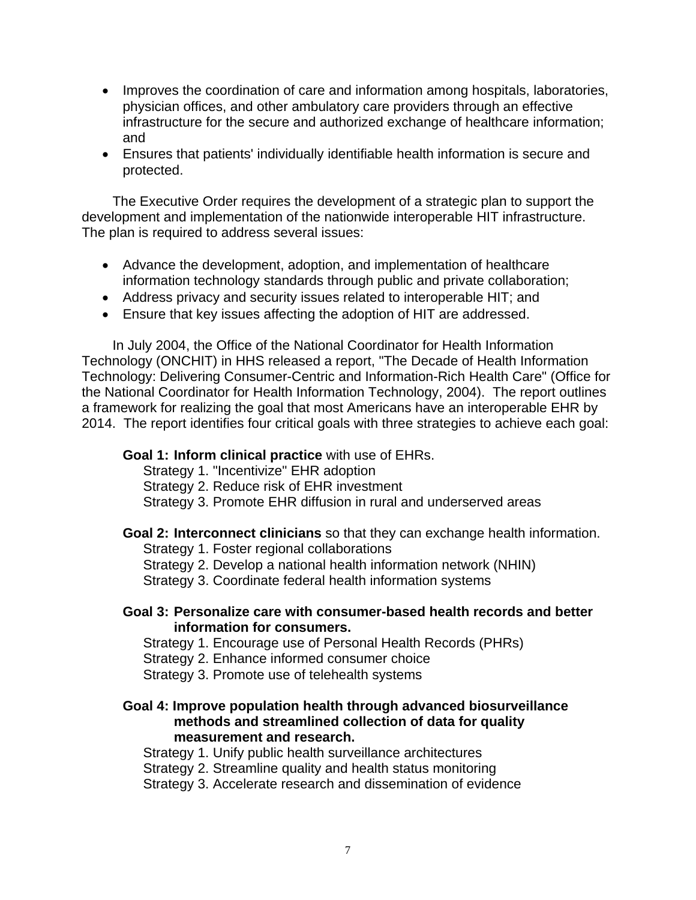- Improves the coordination of care and information among hospitals, laboratories, physician offices, and other ambulatory care providers through an effective infrastructure for the secure and authorized exchange of healthcare information; and
- Ensures that patients' individually identifiable health information is secure and protected.

The Executive Order requires the development of a strategic plan to support the development and implementation of the nationwide interoperable HIT infrastructure. The plan is required to address several issues:

- Advance the development, adoption, and implementation of healthcare information technology standards through public and private collaboration;
- Address privacy and security issues related to interoperable HIT; and
- Ensure that key issues affecting the adoption of HIT are addressed.

In July 2004, the Office of the National Coordinator for Health Information Technology (ONCHIT) in HHS released a report, "The Decade of Health Information Technology: Delivering Consumer-Centric and Information-Rich Health Care" (Office for the National Coordinator for Health Information Technology, 2004). The report outlines a framework for realizing the goal that most Americans have an interoperable EHR by 2014. The report identifies four critical goals with three strategies to achieve each goal:

**Goal 1: Inform clinical practice** with use of EHRs.

Strategy 1. "Incentivize" EHR adoption
Strategy 2. Reduce risk of EHR investment
Strategy 3. Promote EHR diffusion in rural and underserved areas

**Goal 2: Interconnect clinicians** so that they can exchange health information.

Strategy 1. Foster regional collaborations
Strategy 2. Develop a national health information network (NHIN)
Strategy 3. Coordinate federal health information systems

**Goal 3: Personalize care with consumer-based health records and better information for consumers.**

Strategy 1. Encourage use of Personal Health Records (PHRs)
Strategy 2. Enhance informed consumer choice
Strategy 3. Promote use of telehealth systems

**Goal 4: Improve population health through advanced biosurveillance methods and streamlined collection of data for quality measurement and research.**

Strategy 1. Unify public health surveillance architectures
Strategy 2. Streamline quality and health status monitoring
Strategy 3. Accelerate research and dissemination of evidence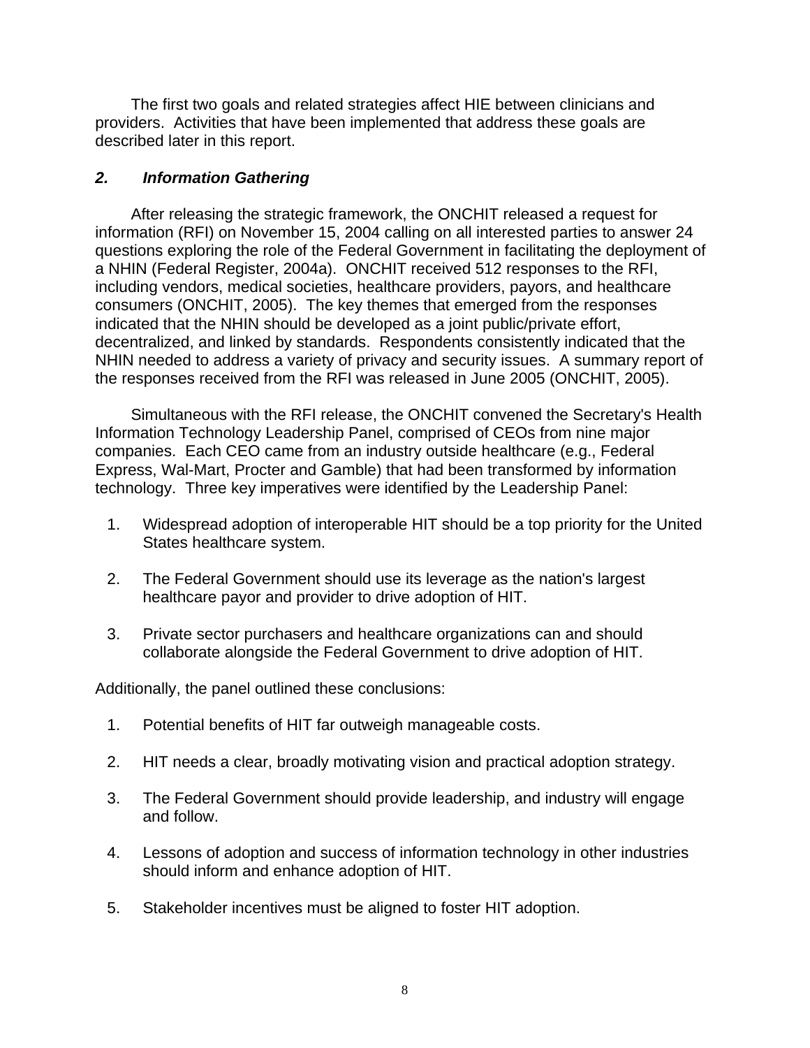The first two goals and related strategies affect HIE between clinicians and providers. Activities that have been implemented that address these goals are described later in this report.

### *2. Information Gathering*

After releasing the strategic framework, the ONCHIT released a request for information (RFI) on November 15, 2004 calling on all interested parties to answer 24 questions exploring the role of the Federal Government in facilitating the deployment of a NHIN (Federal Register, 2004a). ONCHIT received 512 responses to the RFI, including vendors, medical societies, healthcare providers, payors, and healthcare consumers (ONCHIT, 2005). The key themes that emerged from the responses indicated that the NHIN should be developed as a joint public/private effort, decentralized, and linked by standards. Respondents consistently indicated that the NHIN needed to address a variety of privacy and security issues. A summary report of the responses received from the RFI was released in June 2005 (ONCHIT, 2005).

Simultaneous with the RFI release, the ONCHIT convened the Secretary's Health Information Technology Leadership Panel, comprised of CEOs from nine major companies. Each CEO came from an industry outside healthcare (e.g., Federal Express, Wal-Mart, Procter and Gamble) that had been transformed by information technology. Three key imperatives were identified by the Leadership Panel:

1. Widespread adoption of interoperable HIT should be a top priority for the United States healthcare system.
2. The Federal Government should use its leverage as the nation's largest healthcare payor and provider to drive adoption of HIT.
3. Private sector purchasers and healthcare organizations can and should collaborate alongside the Federal Government to drive adoption of HIT.

Additionally, the panel outlined these conclusions:

1. Potential benefits of HIT far outweigh manageable costs.
2. HIT needs a clear, broadly motivating vision and practical adoption strategy.
3. The Federal Government should provide leadership, and industry will engage and follow.
4. Lessons of adoption and success of information technology in other industries should inform and enhance adoption of HIT.
5. Stakeholder incentives must be aligned to foster HIT adoption.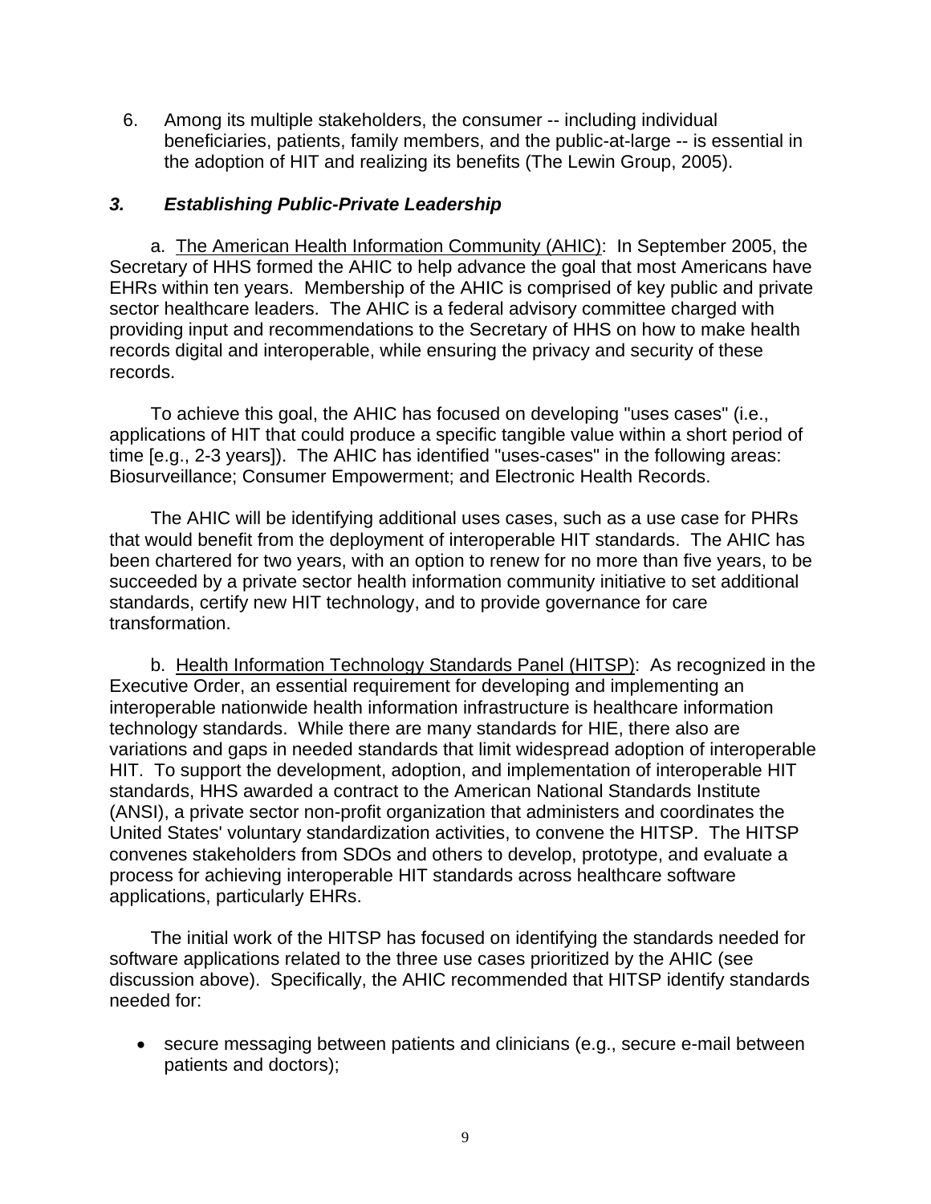6. Among its multiple stakeholders, the consumer -- including individual beneficiaries, patients, family members, and the public-at-large -- is essential in the adoption of HIT and realizing its benefits (The Lewin Group, 2005).

### *3. Establishing Public-Private Leadership*

a. <u>The American Health Information Community (AHIC)</u>: In September 2005, the Secretary of HHS formed the AHIC to help advance the goal that most Americans have EHRs within ten years. Membership of the AHIC is comprised of key public and private sector healthcare leaders. The AHIC is a federal advisory committee charged with providing input and recommendations to the Secretary of HHS on how to make health records digital and interoperable, while ensuring the privacy and security of these records.

To achieve this goal, the AHIC has focused on developing "uses cases" (i.e., applications of HIT that could produce a specific tangible value within a short period of time [e.g., 2-3 years]). The AHIC has identified "uses-cases" in the following areas: Biosurveillance; Consumer Empowerment; and Electronic Health Records.

The AHIC will be identifying additional uses cases, such as a use case for PHRs that would benefit from the deployment of interoperable HIT standards. The AHIC has been chartered for two years, with an option to renew for no more than five years, to be succeeded by a private sector health information community initiative to set additional standards, certify new HIT technology, and to provide governance for care transformation.

b. <u>Health Information Technology Standards Panel (HITSP)</u>: As recognized in the Executive Order, an essential requirement for developing and implementing an interoperable nationwide health information infrastructure is healthcare information technology standards. While there are many standards for HIE, there also are variations and gaps in needed standards that limit widespread adoption of interoperable HIT. To support the development, adoption, and implementation of interoperable HIT standards, HHS awarded a contract to the American National Standards Institute (ANSI), a private sector non-profit organization that administers and coordinates the United States' voluntary standardization activities, to convene the HITSP. The HITSP convenes stakeholders from SDOs and others to develop, prototype, and evaluate a process for achieving interoperable HIT standards across healthcare software applications, particularly EHRs.

The initial work of the HITSP has focused on identifying the standards needed for software applications related to the three use cases prioritized by the AHIC (see discussion above). Specifically, the AHIC recommended that HITSP identify standards needed for:

- secure messaging between patients and clinicians (e.g., secure e-mail between patients and doctors);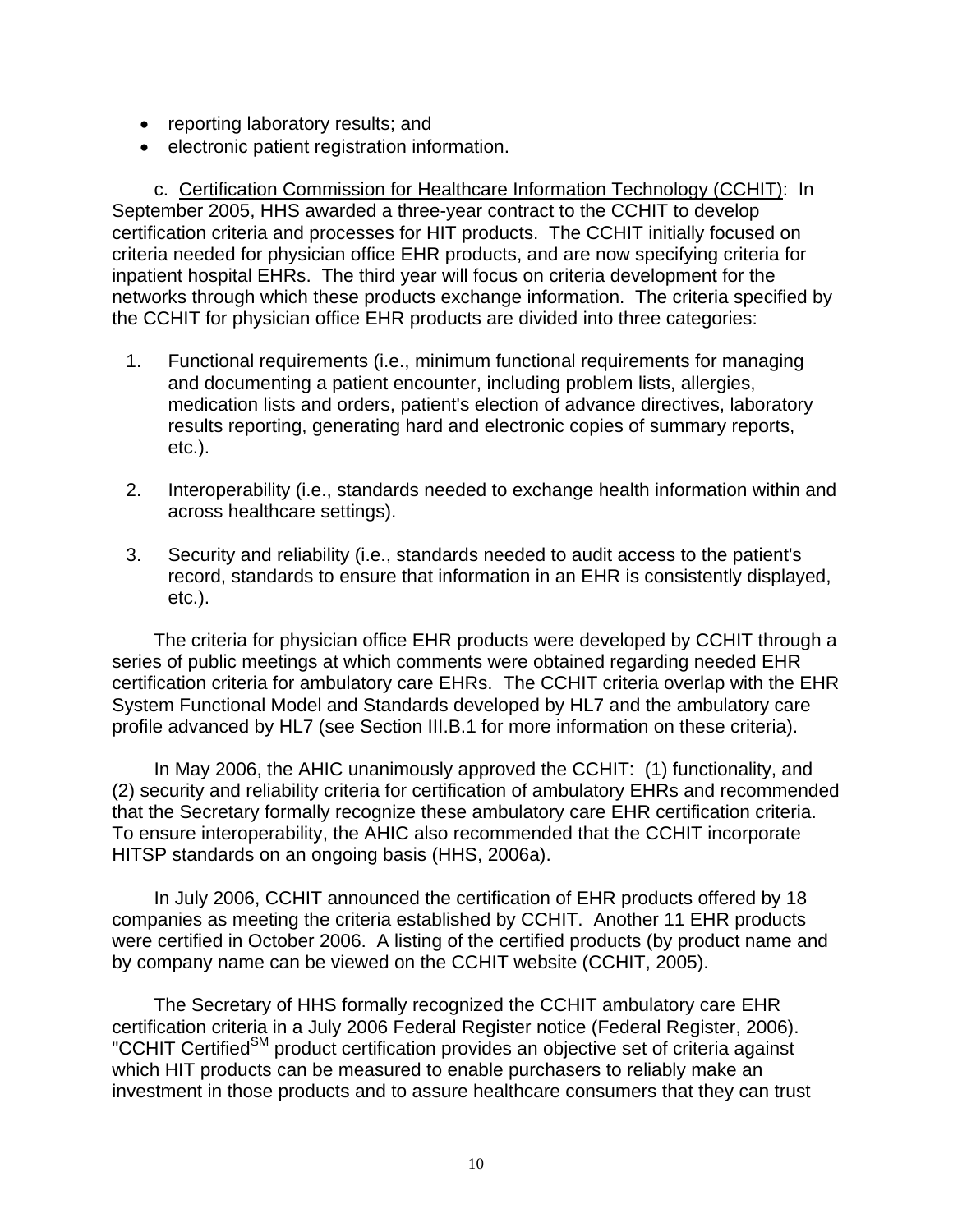- reporting laboratory results; and
- electronic patient registration information.

c. Certification Commission for Healthcare Information Technology (CCHIT): In September 2005, HHS awarded a three-year contract to the CCHIT to develop certification criteria and processes for HIT products. The CCHIT initially focused on criteria needed for physician office EHR products, and are now specifying criteria for inpatient hospital EHRs. The third year will focus on criteria development for the networks through which these products exchange information. The criteria specified by the CCHIT for physician office EHR products are divided into three categories:

1. Functional requirements (i.e., minimum functional requirements for managing and documenting a patient encounter, including problem lists, allergies, medication lists and orders, patient's election of advance directives, laboratory results reporting, generating hard and electronic copies of summary reports, etc.).

2. Interoperability (i.e., standards needed to exchange health information within and across healthcare settings).

3. Security and reliability (i.e., standards needed to audit access to the patient's record, standards to ensure that information in an EHR is consistently displayed, etc.).

The criteria for physician office EHR products were developed by CCHIT through a series of public meetings at which comments were obtained regarding needed EHR certification criteria for ambulatory care EHRs. The CCHIT criteria overlap with the EHR System Functional Model and Standards developed by HL7 and the ambulatory care profile advanced by HL7 (see Section III.B.1 for more information on these criteria).

In May 2006, the AHIC unanimously approved the CCHIT: (1) functionality, and (2) security and reliability criteria for certification of ambulatory EHRs and recommended that the Secretary formally recognize these ambulatory care EHR certification criteria. To ensure interoperability, the AHIC also recommended that the CCHIT incorporate HITSP standards on an ongoing basis (HHS, 2006a).

In July 2006, CCHIT announced the certification of EHR products offered by 18 companies as meeting the criteria established by CCHIT. Another 11 EHR products were certified in October 2006. A listing of the certified products (by product name and by company name can be viewed on the CCHIT website (CCHIT, 2005).

The Secretary of HHS formally recognized the CCHIT ambulatory care EHR certification criteria in a July 2006 Federal Register notice (Federal Register, 2006). "CCHIT Certified[SM] product certification provides an objective set of criteria against which HIT products can be measured to enable purchasers to reliably make an investment in those products and to assure healthcare consumers that they can trust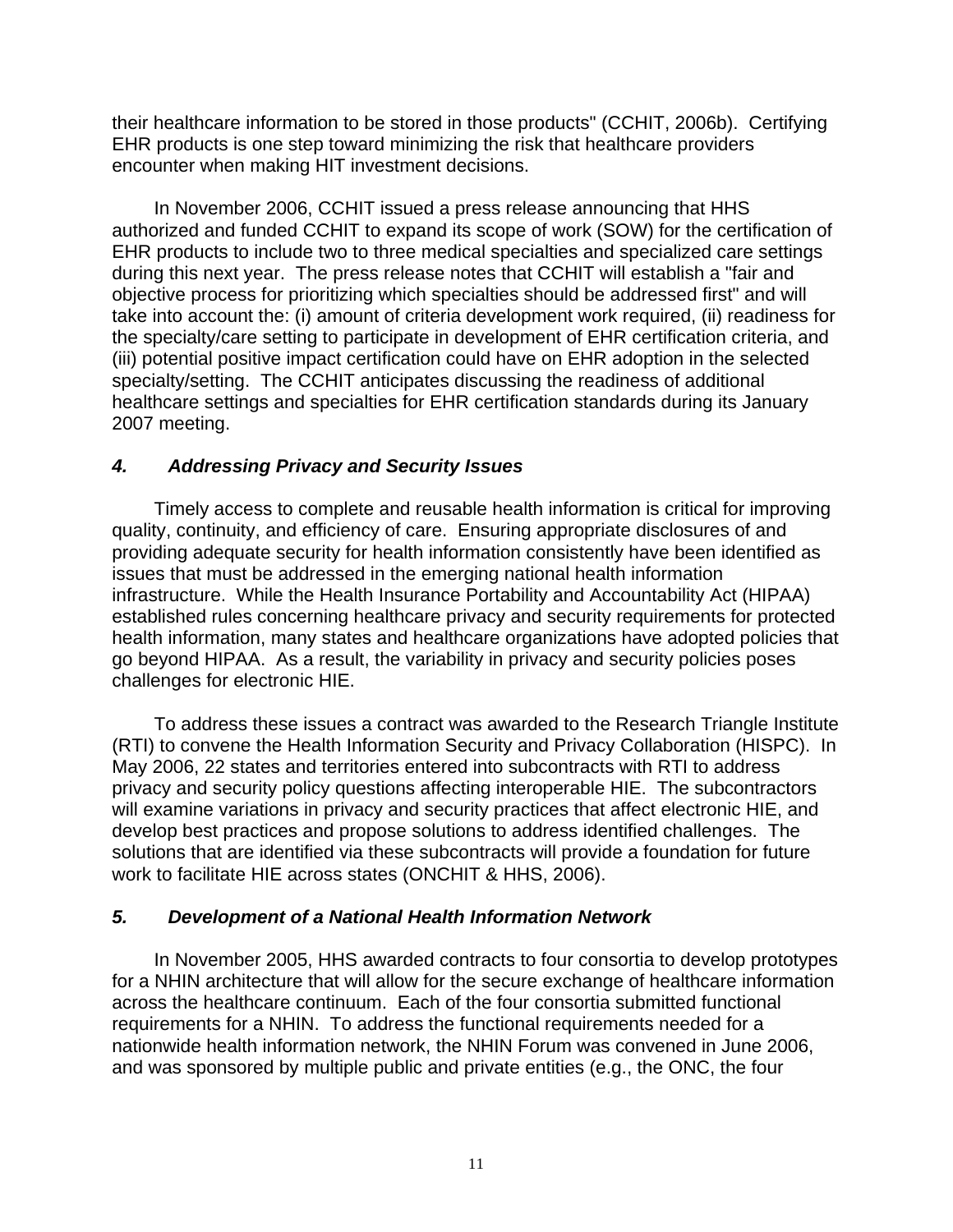their healthcare information to be stored in those products" (CCHIT, 2006b). Certifying EHR products is one step toward minimizing the risk that healthcare providers encounter when making HIT investment decisions.

In November 2006, CCHIT issued a press release announcing that HHS authorized and funded CCHIT to expand its scope of work (SOW) for the certification of EHR products to include two to three medical specialties and specialized care settings during this next year. The press release notes that CCHIT will establish a "fair and objective process for prioritizing which specialties should be addressed first" and will take into account the: (i) amount of criteria development work required, (ii) readiness for the specialty/care setting to participate in development of EHR certification criteria, and (iii) potential positive impact certification could have on EHR adoption in the selected specialty/setting. The CCHIT anticipates discussing the readiness of additional healthcare settings and specialties for EHR certification standards during its January 2007 meeting.

### *4. Addressing Privacy and Security Issues*

Timely access to complete and reusable health information is critical for improving quality, continuity, and efficiency of care. Ensuring appropriate disclosures of and providing adequate security for health information consistently have been identified as issues that must be addressed in the emerging national health information infrastructure. While the Health Insurance Portability and Accountability Act (HIPAA) established rules concerning healthcare privacy and security requirements for protected health information, many states and healthcare organizations have adopted policies that go beyond HIPAA. As a result, the variability in privacy and security policies poses challenges for electronic HIE.

To address these issues a contract was awarded to the Research Triangle Institute (RTI) to convene the Health Information Security and Privacy Collaboration (HISPC). In May 2006, 22 states and territories entered into subcontracts with RTI to address privacy and security policy questions affecting interoperable HIE. The subcontractors will examine variations in privacy and security practices that affect electronic HIE, and develop best practices and propose solutions to address identified challenges. The solutions that are identified via these subcontracts will provide a foundation for future work to facilitate HIE across states (ONCHIT & HHS, 2006).

### *5. Development of a National Health Information Network*

In November 2005, HHS awarded contracts to four consortia to develop prototypes for a NHIN architecture that will allow for the secure exchange of healthcare information across the healthcare continuum. Each of the four consortia submitted functional requirements for a NHIN. To address the functional requirements needed for a nationwide health information network, the NHIN Forum was convened in June 2006, and was sponsored by multiple public and private entities (e.g., the ONC, the four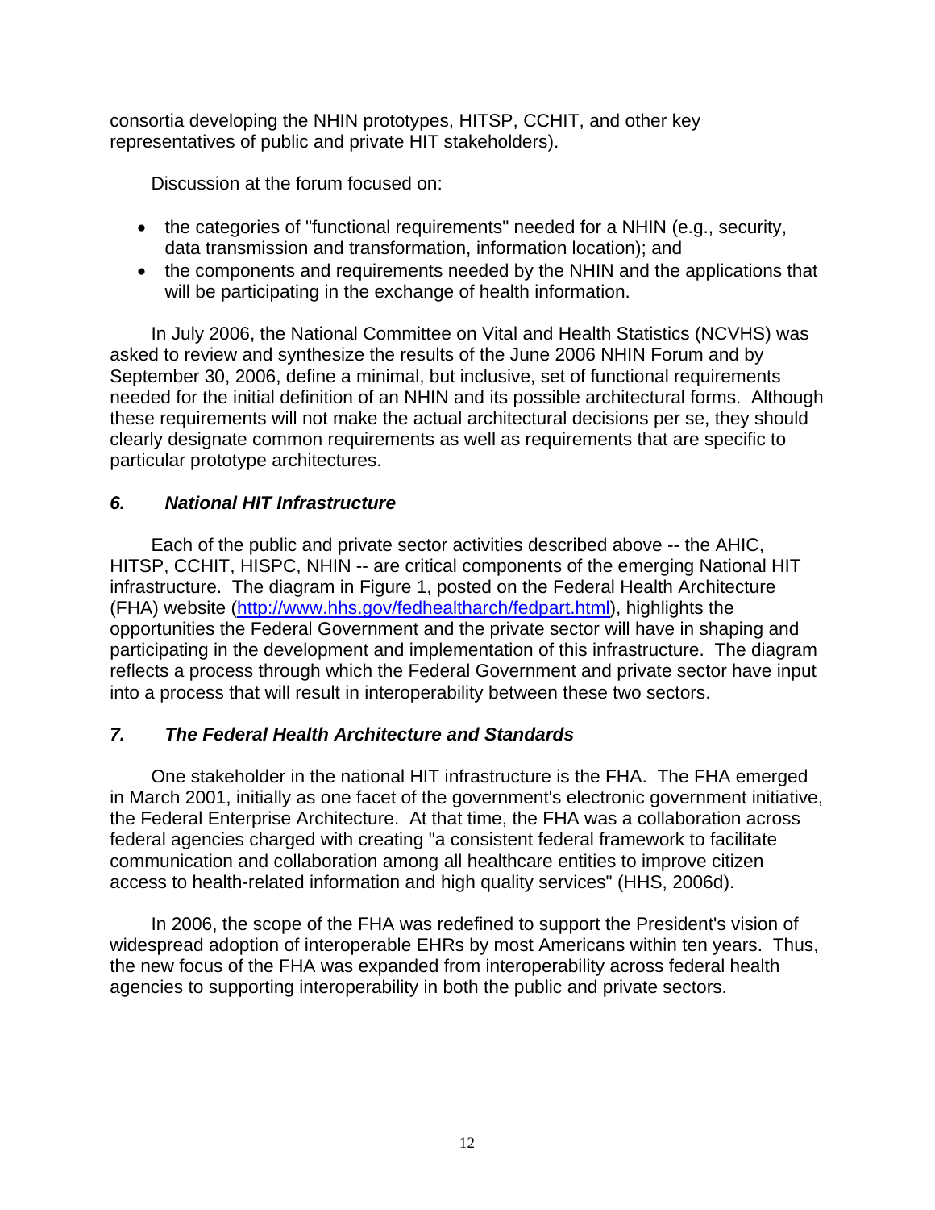consortia developing the NHIN prototypes, HITSP, CCHIT, and other key representatives of public and private HIT stakeholders).

Discussion at the forum focused on:

- the categories of "functional requirements" needed for a NHIN (e.g., security, data transmission and transformation, information location); and
- the components and requirements needed by the NHIN and the applications that will be participating in the exchange of health information.

In July 2006, the National Committee on Vital and Health Statistics (NCVHS) was asked to review and synthesize the results of the June 2006 NHIN Forum and by September 30, 2006, define a minimal, but inclusive, set of functional requirements needed for the initial definition of an NHIN and its possible architectural forms. Although these requirements will not make the actual architectural decisions per se, they should clearly designate common requirements as well as requirements that are specific to particular prototype architectures.

### *6. National HIT Infrastructure*

Each of the public and private sector activities described above -- the AHIC, HITSP, CCHIT, HISPC, NHIN -- are critical components of the emerging National HIT infrastructure. The diagram in Figure 1, posted on the Federal Health Architecture (FHA) website (http://www.hhs.gov/fedhealtharch/fedpart.html), highlights the opportunities the Federal Government and the private sector will have in shaping and participating in the development and implementation of this infrastructure. The diagram reflects a process through which the Federal Government and private sector have input into a process that will result in interoperability between these two sectors.

### *7. The Federal Health Architecture and Standards*

One stakeholder in the national HIT infrastructure is the FHA. The FHA emerged in March 2001, initially as one facet of the government's electronic government initiative, the Federal Enterprise Architecture. At that time, the FHA was a collaboration across federal agencies charged with creating "a consistent federal framework to facilitate communication and collaboration among all healthcare entities to improve citizen access to health-related information and high quality services" (HHS, 2006d).

In 2006, the scope of the FHA was redefined to support the President's vision of widespread adoption of interoperable EHRs by most Americans within ten years. Thus, the new focus of the FHA was expanded from interoperability across federal health agencies to supporting interoperability in both the public and private sectors.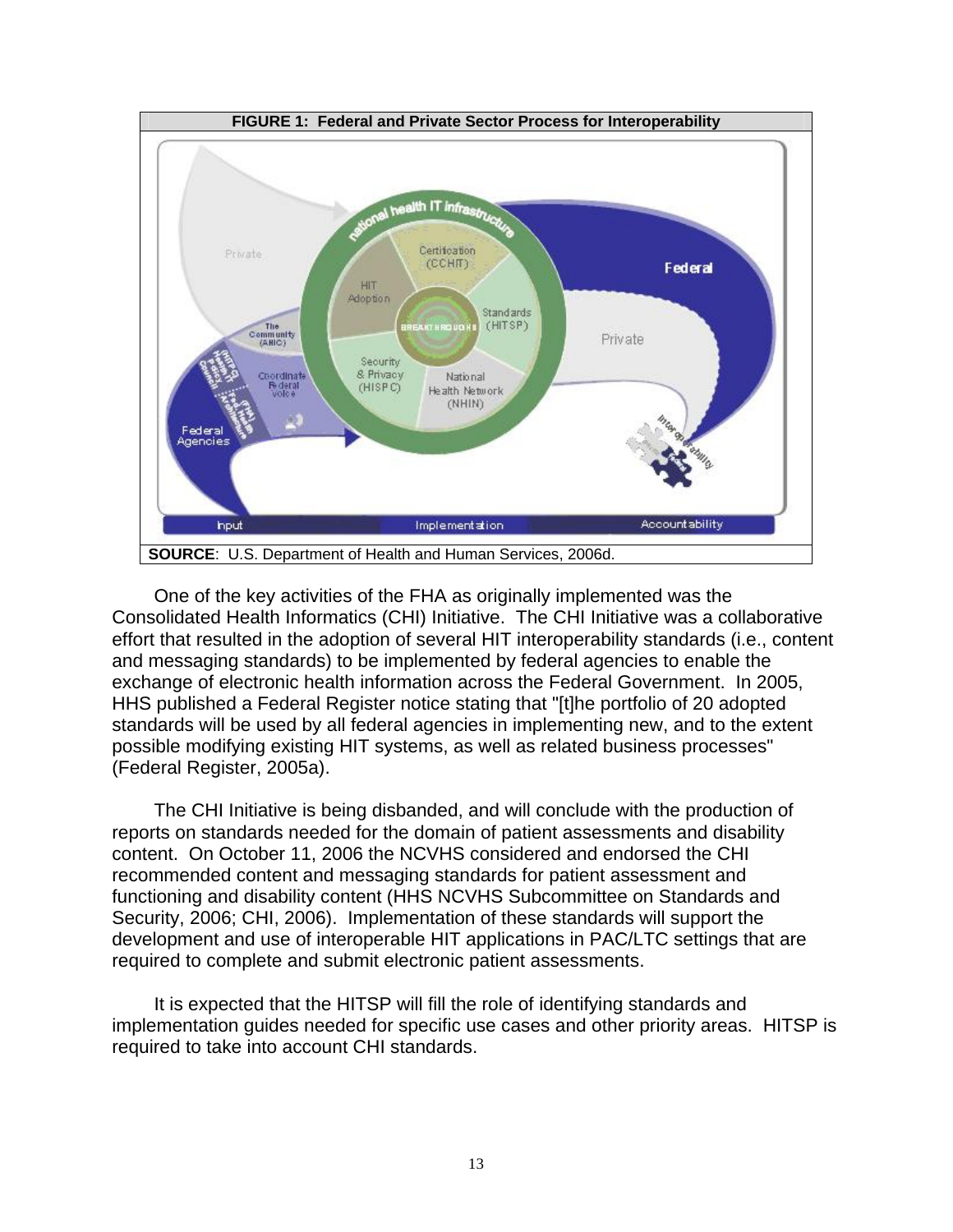**FIGURE 1: Federal and Private Sector Process for Interoperability**

**SOURCE**: U.S. Department of Health and Human Services, 2006d.

One of the key activities of the FHA as originally implemented was the Consolidated Health Informatics (CHI) Initiative. The CHI Initiative was a collaborative effort that resulted in the adoption of several HIT interoperability standards (i.e., content and messaging standards) to be implemented by federal agencies to enable the exchange of electronic health information across the Federal Government. In 2005, HHS published a Federal Register notice stating that "[t]he portfolio of 20 adopted standards will be used by all federal agencies in implementing new, and to the extent possible modifying existing HIT systems, as well as related business processes" (Federal Register, 2005a).

The CHI Initiative is being disbanded, and will conclude with the production of reports on standards needed for the domain of patient assessments and disability content. On October 11, 2006 the NCVHS considered and endorsed the CHI recommended content and messaging standards for patient assessment and functioning and disability content (HHS NCVHS Subcommittee on Standards and Security, 2006; CHI, 2006). Implementation of these standards will support the development and use of interoperable HIT applications in PAC/LTC settings that are required to complete and submit electronic patient assessments.

It is expected that the HITSP will fill the role of identifying standards and implementation guides needed for specific use cases and other priority areas. HITSP is required to take into account CHI standards.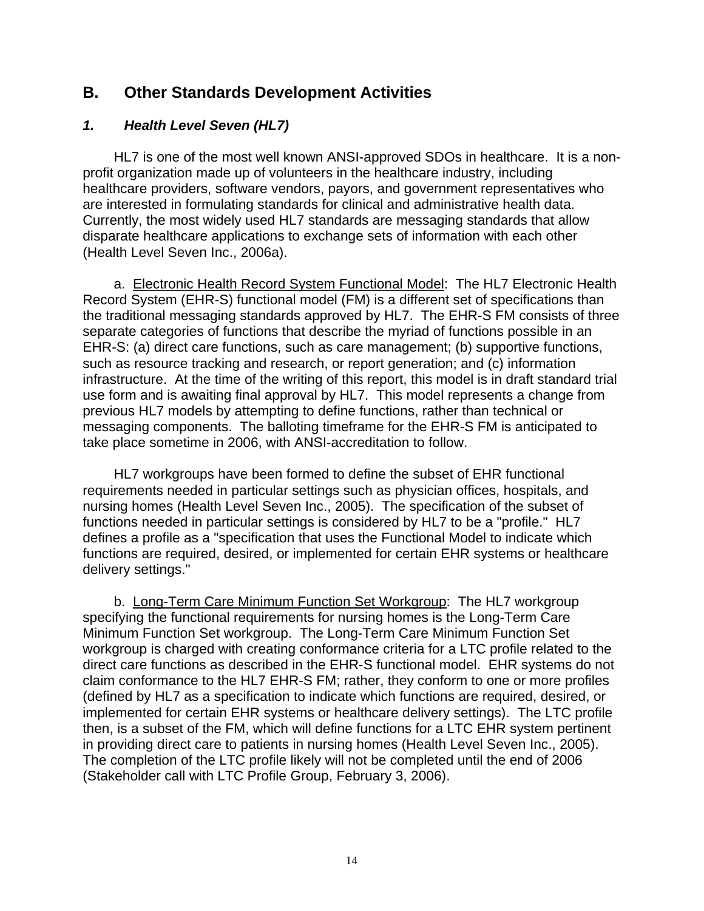## B. Other Standards Development Activities

### *1. Health Level Seven (HL7)*

HL7 is one of the most well known ANSI-approved SDOs in healthcare. It is a non-profit organization made up of volunteers in the healthcare industry, including healthcare providers, software vendors, payors, and government representatives who are interested in formulating standards for clinical and administrative health data. Currently, the most widely used HL7 standards are messaging standards that allow disparate healthcare applications to exchange sets of information with each other (Health Level Seven Inc., 2006a).

a. <u>Electronic Health Record System Functional Model</u>: The HL7 Electronic Health Record System (EHR-S) functional model (FM) is a different set of specifications than the traditional messaging standards approved by HL7. The EHR-S FM consists of three separate categories of functions that describe the myriad of functions possible in an EHR-S: (a) direct care functions, such as care management; (b) supportive functions, such as resource tracking and research, or report generation; and (c) information infrastructure. At the time of the writing of this report, this model is in draft standard trial use form and is awaiting final approval by HL7. This model represents a change from previous HL7 models by attempting to define functions, rather than technical or messaging components. The balloting timeframe for the EHR-S FM is anticipated to take place sometime in 2006, with ANSI-accreditation to follow.

HL7 workgroups have been formed to define the subset of EHR functional requirements needed in particular settings such as physician offices, hospitals, and nursing homes (Health Level Seven Inc., 2005). The specification of the subset of functions needed in particular settings is considered by HL7 to be a "profile." HL7 defines a profile as a "specification that uses the Functional Model to indicate which functions are required, desired, or implemented for certain EHR systems or healthcare delivery settings."

b. <u>Long-Term Care Minimum Function Set Workgroup</u>: The HL7 workgroup specifying the functional requirements for nursing homes is the Long-Term Care Minimum Function Set workgroup. The Long-Term Care Minimum Function Set workgroup is charged with creating conformance criteria for a LTC profile related to the direct care functions as described in the EHR-S functional model. EHR systems do not claim conformance to the HL7 EHR-S FM; rather, they conform to one or more profiles (defined by HL7 as a specification to indicate which functions are required, desired, or implemented for certain EHR systems or healthcare delivery settings). The LTC profile then, is a subset of the FM, which will define functions for a LTC EHR system pertinent in providing direct care to patients in nursing homes (Health Level Seven Inc., 2005). The completion of the LTC profile likely will not be completed until the end of 2006 (Stakeholder call with LTC Profile Group, February 3, 2006).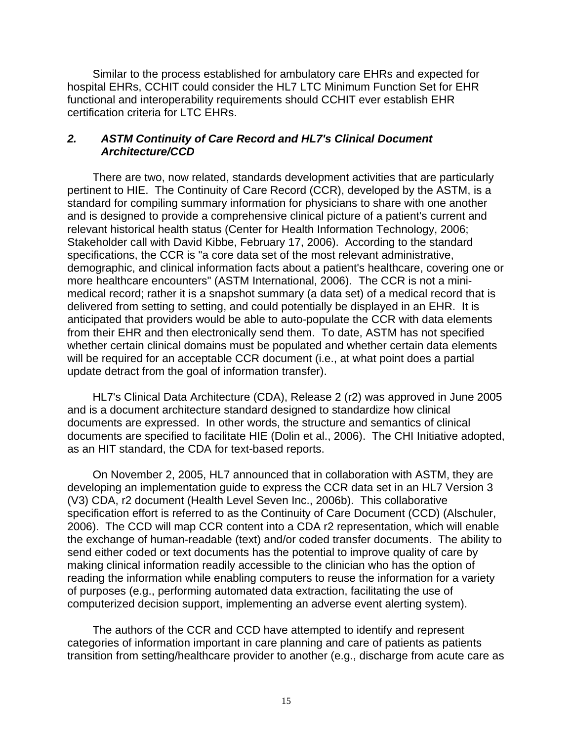Similar to the process established for ambulatory care EHRs and expected for hospital EHRs, CCHIT could consider the HL7 LTC Minimum Function Set for EHR functional and interoperability requirements should CCHIT ever establish EHR certification criteria for LTC EHRs.

### *2. ASTM Continuity of Care Record and HL7's Clinical Document Architecture/CCD*

There are two, now related, standards development activities that are particularly pertinent to HIE. The Continuity of Care Record (CCR), developed by the ASTM, is a standard for compiling summary information for physicians to share with one another and is designed to provide a comprehensive clinical picture of a patient's current and relevant historical health status (Center for Health Information Technology, 2006; Stakeholder call with David Kibbe, February 17, 2006). According to the standard specifications, the CCR is "a core data set of the most relevant administrative, demographic, and clinical information facts about a patient's healthcare, covering one or more healthcare encounters" (ASTM International, 2006). The CCR is not a mini-medical record; rather it is a snapshot summary (a data set) of a medical record that is delivered from setting to setting, and could potentially be displayed in an EHR. It is anticipated that providers would be able to auto-populate the CCR with data elements from their EHR and then electronically send them. To date, ASTM has not specified whether certain clinical domains must be populated and whether certain data elements will be required for an acceptable CCR document (i.e., at what point does a partial update detract from the goal of information transfer).

HL7's Clinical Data Architecture (CDA), Release 2 (r2) was approved in June 2005 and is a document architecture standard designed to standardize how clinical documents are expressed. In other words, the structure and semantics of clinical documents are specified to facilitate HIE (Dolin et al., 2006). The CHI Initiative adopted, as an HIT standard, the CDA for text-based reports.

On November 2, 2005, HL7 announced that in collaboration with ASTM, they are developing an implementation guide to express the CCR data set in an HL7 Version 3 (V3) CDA, r2 document (Health Level Seven Inc., 2006b). This collaborative specification effort is referred to as the Continuity of Care Document (CCD) (Alschuler, 2006). The CCD will map CCR content into a CDA r2 representation, which will enable the exchange of human-readable (text) and/or coded transfer documents. The ability to send either coded or text documents has the potential to improve quality of care by making clinical information readily accessible to the clinician who has the option of reading the information while enabling computers to reuse the information for a variety of purposes (e.g., performing automated data extraction, facilitating the use of computerized decision support, implementing an adverse event alerting system).

The authors of the CCR and CCD have attempted to identify and represent categories of information important in care planning and care of patients as patients transition from setting/healthcare provider to another (e.g., discharge from acute care as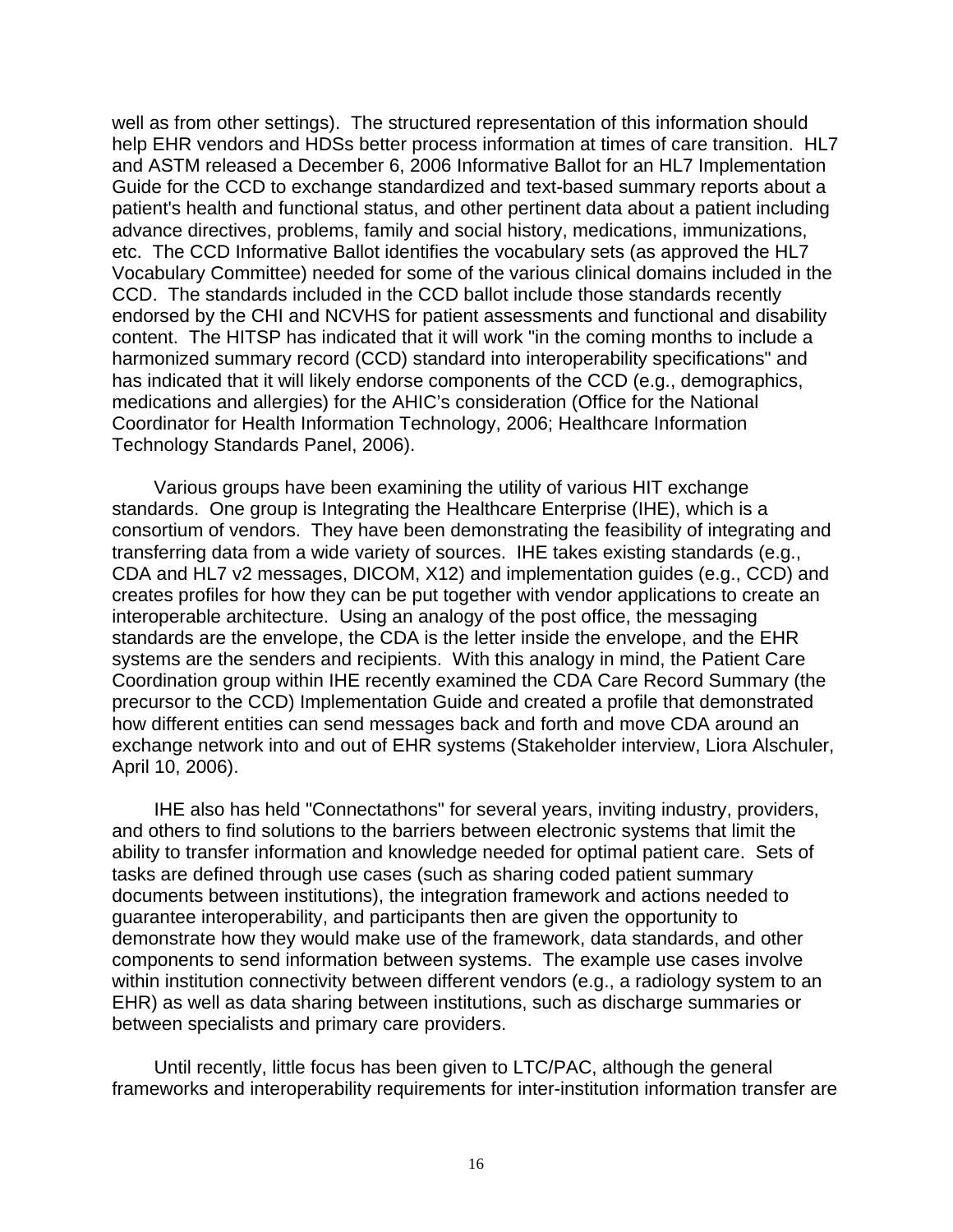well as from other settings). The structured representation of this information should help EHR vendors and HDSs better process information at times of care transition. HL7 and ASTM released a December 6, 2006 Informative Ballot for an HL7 Implementation Guide for the CCD to exchange standardized and text-based summary reports about a patient's health and functional status, and other pertinent data about a patient including advance directives, problems, family and social history, medications, immunizations, etc. The CCD Informative Ballot identifies the vocabulary sets (as approved the HL7 Vocabulary Committee) needed for some of the various clinical domains included in the CCD. The standards included in the CCD ballot include those standards recently endorsed by the CHI and NCVHS for patient assessments and functional and disability content. The HITSP has indicated that it will work "in the coming months to include a harmonized summary record (CCD) standard into interoperability specifications" and has indicated that it will likely endorse components of the CCD (e.g., demographics, medications and allergies) for the AHIC's consideration (Office for the National Coordinator for Health Information Technology, 2006; Healthcare Information Technology Standards Panel, 2006).

Various groups have been examining the utility of various HIT exchange standards. One group is Integrating the Healthcare Enterprise (IHE), which is a consortium of vendors. They have been demonstrating the feasibility of integrating and transferring data from a wide variety of sources. IHE takes existing standards (e.g., CDA and HL7 v2 messages, DICOM, X12) and implementation guides (e.g., CCD) and creates profiles for how they can be put together with vendor applications to create an interoperable architecture. Using an analogy of the post office, the messaging standards are the envelope, the CDA is the letter inside the envelope, and the EHR systems are the senders and recipients. With this analogy in mind, the Patient Care Coordination group within IHE recently examined the CDA Care Record Summary (the precursor to the CCD) Implementation Guide and created a profile that demonstrated how different entities can send messages back and forth and move CDA around an exchange network into and out of EHR systems (Stakeholder interview, Liora Alschuler, April 10, 2006).

IHE also has held "Connectathons" for several years, inviting industry, providers, and others to find solutions to the barriers between electronic systems that limit the ability to transfer information and knowledge needed for optimal patient care. Sets of tasks are defined through use cases (such as sharing coded patient summary documents between institutions), the integration framework and actions needed to guarantee interoperability, and participants then are given the opportunity to demonstrate how they would make use of the framework, data standards, and other components to send information between systems. The example use cases involve within institution connectivity between different vendors (e.g., a radiology system to an EHR) as well as data sharing between institutions, such as discharge summaries or between specialists and primary care providers.

Until recently, little focus has been given to LTC/PAC, although the general frameworks and interoperability requirements for inter-institution information transfer are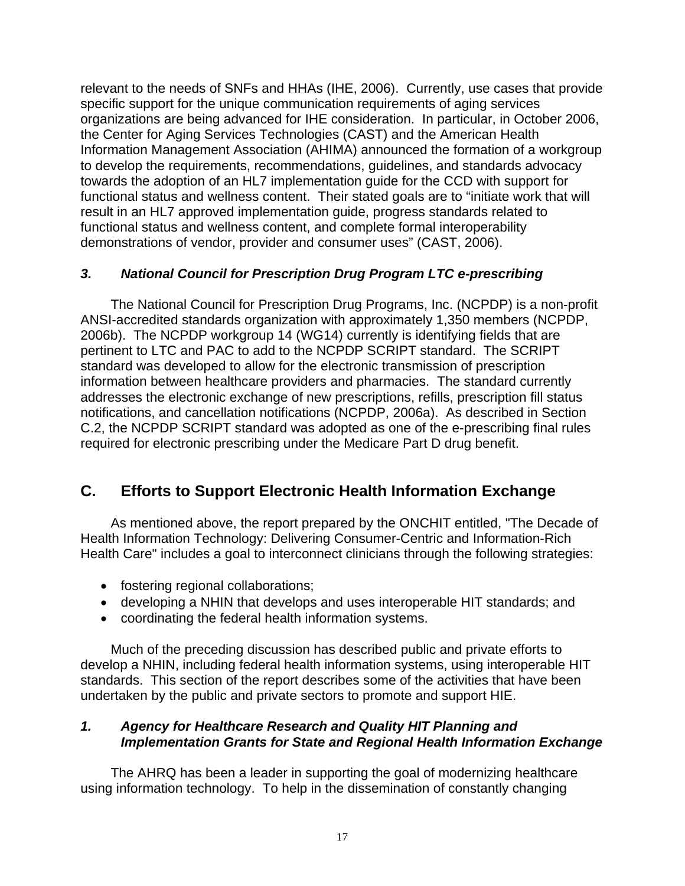relevant to the needs of SNFs and HHAs (IHE, 2006). Currently, use cases that provide specific support for the unique communication requirements of aging services organizations are being advanced for IHE consideration. In particular, in October 2006, the Center for Aging Services Technologies (CAST) and the American Health Information Management Association (AHIMA) announced the formation of a workgroup to develop the requirements, recommendations, guidelines, and standards advocacy towards the adoption of an HL7 implementation guide for the CCD with support for functional status and wellness content. Their stated goals are to "initiate work that will result in an HL7 approved implementation guide, progress standards related to functional status and wellness content, and complete formal interoperability demonstrations of vendor, provider and consumer uses" (CAST, 2006).

### *3. National Council for Prescription Drug Program LTC e-prescribing*

The National Council for Prescription Drug Programs, Inc. (NCPDP) is a non-profit ANSI-accredited standards organization with approximately 1,350 members (NCPDP, 2006b). The NCPDP workgroup 14 (WG14) currently is identifying fields that are pertinent to LTC and PAC to add to the NCPDP SCRIPT standard. The SCRIPT standard was developed to allow for the electronic transmission of prescription information between healthcare providers and pharmacies. The standard currently addresses the electronic exchange of new prescriptions, refills, prescription fill status notifications, and cancellation notifications (NCPDP, 2006a). As described in Section C.2, the NCPDP SCRIPT standard was adopted as one of the e-prescribing final rules required for electronic prescribing under the Medicare Part D drug benefit.

## C. Efforts to Support Electronic Health Information Exchange

As mentioned above, the report prepared by the ONCHIT entitled, "The Decade of Health Information Technology: Delivering Consumer-Centric and Information-Rich Health Care" includes a goal to interconnect clinicians through the following strategies:

- fostering regional collaborations;
- developing a NHIN that develops and uses interoperable HIT standards; and
- coordinating the federal health information systems.

Much of the preceding discussion has described public and private efforts to develop a NHIN, including federal health information systems, using interoperable HIT standards. This section of the report describes some of the activities that have been undertaken by the public and private sectors to promote and support HIE.

### *1. Agency for Healthcare Research and Quality HIT Planning and Implementation Grants for State and Regional Health Information Exchange*

The AHRQ has been a leader in supporting the goal of modernizing healthcare using information technology. To help in the dissemination of constantly changing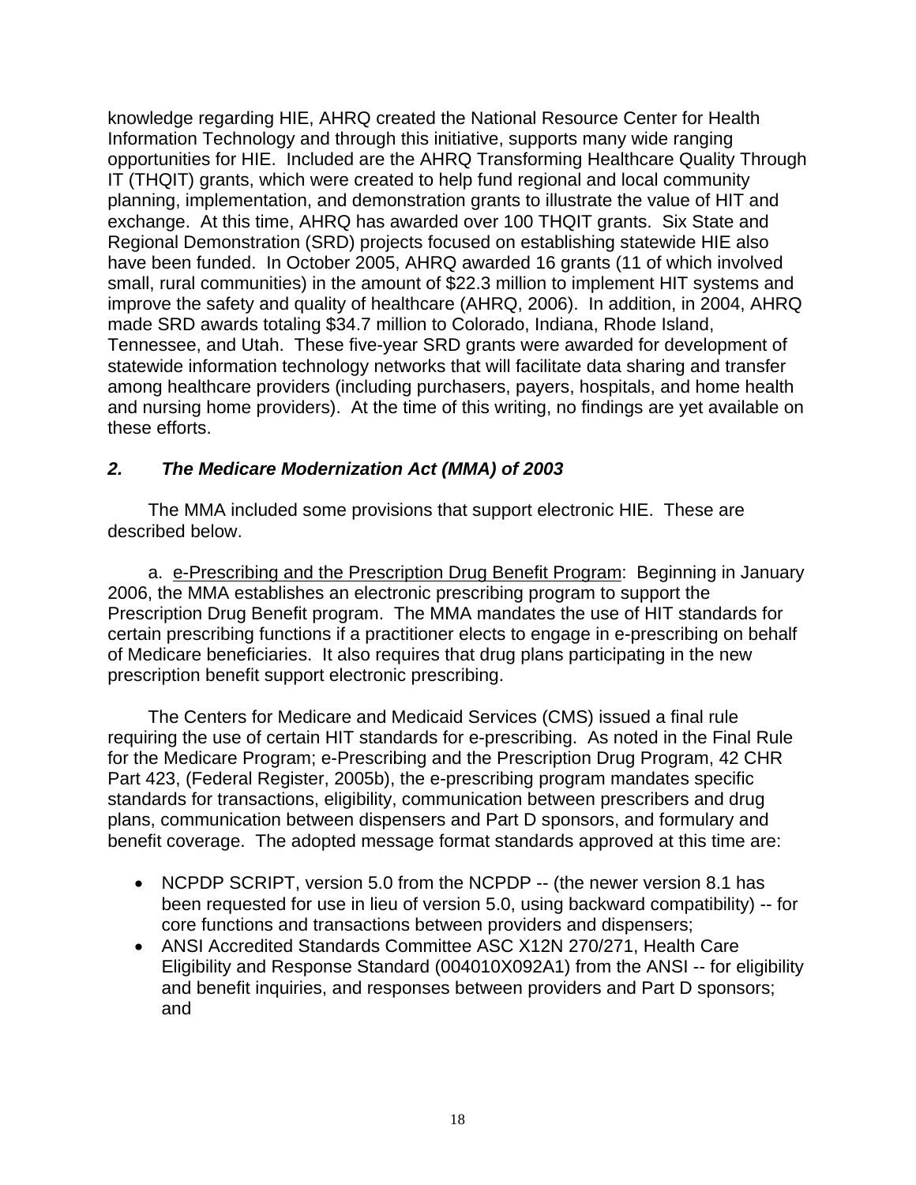knowledge regarding HIE, AHRQ created the National Resource Center for Health Information Technology and through this initiative, supports many wide ranging opportunities for HIE. Included are the AHRQ Transforming Healthcare Quality Through IT (THQIT) grants, which were created to help fund regional and local community planning, implementation, and demonstration grants to illustrate the value of HIT and exchange. At this time, AHRQ has awarded over 100 THQIT grants. Six State and Regional Demonstration (SRD) projects focused on establishing statewide HIE also have been funded. In October 2005, AHRQ awarded 16 grants (11 of which involved small, rural communities) in the amount of $22.3 million to implement HIT systems and improve the safety and quality of healthcare (AHRQ, 2006). In addition, in 2004, AHRQ made SRD awards totaling $34.7 million to Colorado, Indiana, Rhode Island, Tennessee, and Utah. These five-year SRD grants were awarded for development of statewide information technology networks that will facilitate data sharing and transfer among healthcare providers (including purchasers, payers, hospitals, and home health and nursing home providers). At the time of this writing, no findings are yet available on these efforts.

### *2. The Medicare Modernization Act (MMA) of 2003*

The MMA included some provisions that support electronic HIE. These are described below.

a. e-Prescribing and the Prescription Drug Benefit Program: Beginning in January 2006, the MMA establishes an electronic prescribing program to support the Prescription Drug Benefit program. The MMA mandates the use of HIT standards for certain prescribing functions if a practitioner elects to engage in e-prescribing on behalf of Medicare beneficiaries. It also requires that drug plans participating in the new prescription benefit support electronic prescribing.

The Centers for Medicare and Medicaid Services (CMS) issued a final rule requiring the use of certain HIT standards for e-prescribing. As noted in the Final Rule for the Medicare Program; e-Prescribing and the Prescription Drug Program, 42 CHR Part 423, (Federal Register, 2005b), the e-prescribing program mandates specific standards for transactions, eligibility, communication between prescribers and drug plans, communication between dispensers and Part D sponsors, and formulary and benefit coverage. The adopted message format standards approved at this time are:

- NCPDP SCRIPT, version 5.0 from the NCPDP -- (the newer version 8.1 has been requested for use in lieu of version 5.0, using backward compatibility) -- for core functions and transactions between providers and dispensers;
- ANSI Accredited Standards Committee ASC X12N 270/271, Health Care Eligibility and Response Standard (004010X092A1) from the ANSI -- for eligibility and benefit inquiries, and responses between providers and Part D sponsors; and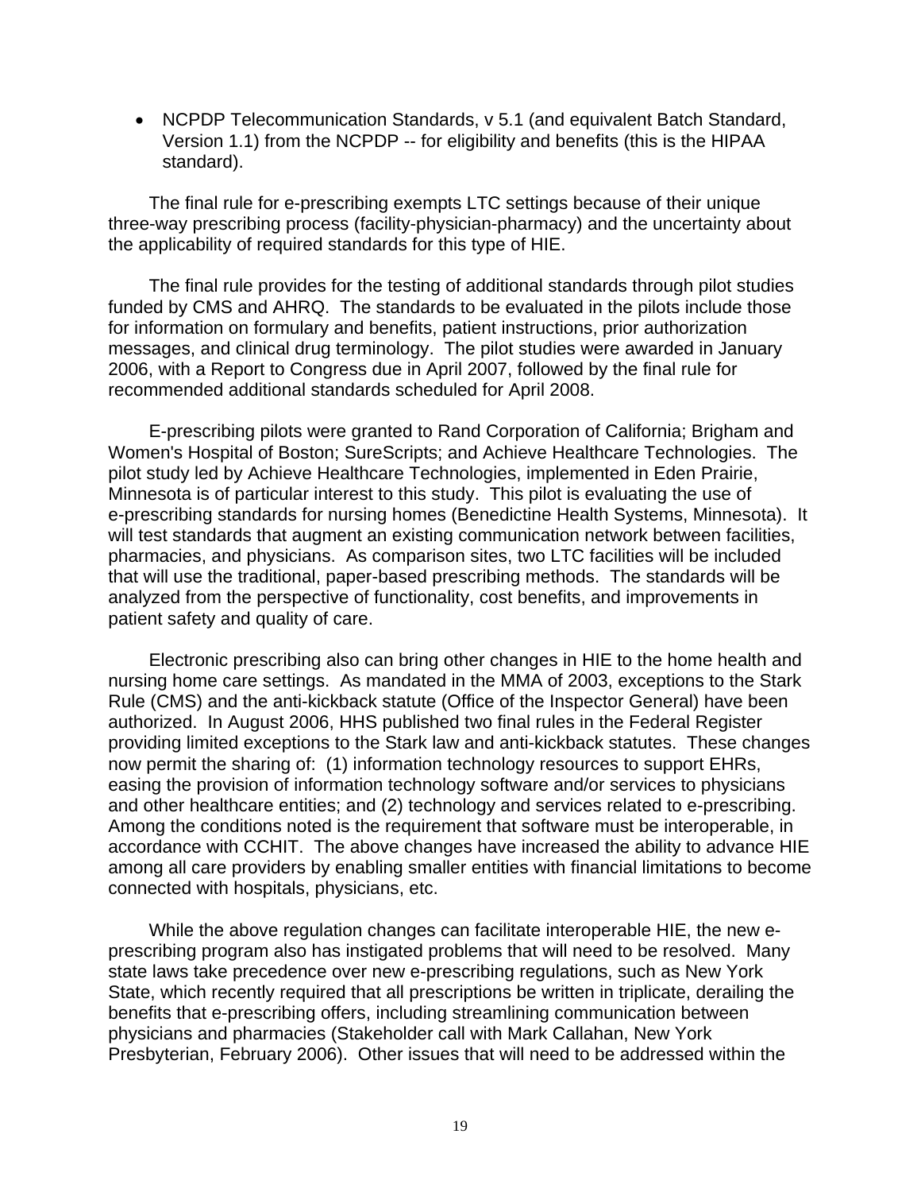- NCPDP Telecommunication Standards, v 5.1 (and equivalent Batch Standard, Version 1.1) from the NCPDP -- for eligibility and benefits (this is the HIPAA standard).

The final rule for e-prescribing exempts LTC settings because of their unique three-way prescribing process (facility-physician-pharmacy) and the uncertainty about the applicability of required standards for this type of HIE.

The final rule provides for the testing of additional standards through pilot studies funded by CMS and AHRQ. The standards to be evaluated in the pilots include those for information on formulary and benefits, patient instructions, prior authorization messages, and clinical drug terminology. The pilot studies were awarded in January 2006, with a Report to Congress due in April 2007, followed by the final rule for recommended additional standards scheduled for April 2008.

E-prescribing pilots were granted to Rand Corporation of California; Brigham and Women's Hospital of Boston; SureScripts; and Achieve Healthcare Technologies. The pilot study led by Achieve Healthcare Technologies, implemented in Eden Prairie, Minnesota is of particular interest to this study. This pilot is evaluating the use of e-prescribing standards for nursing homes (Benedictine Health Systems, Minnesota). It will test standards that augment an existing communication network between facilities, pharmacies, and physicians. As comparison sites, two LTC facilities will be included that will use the traditional, paper-based prescribing methods. The standards will be analyzed from the perspective of functionality, cost benefits, and improvements in patient safety and quality of care.

Electronic prescribing also can bring other changes in HIE to the home health and nursing home care settings. As mandated in the MMA of 2003, exceptions to the Stark Rule (CMS) and the anti-kickback statute (Office of the Inspector General) have been authorized. In August 2006, HHS published two final rules in the Federal Register providing limited exceptions to the Stark law and anti-kickback statutes. These changes now permit the sharing of: (1) information technology resources to support EHRs, easing the provision of information technology software and/or services to physicians and other healthcare entities; and (2) technology and services related to e-prescribing. Among the conditions noted is the requirement that software must be interoperable, in accordance with CCHIT. The above changes have increased the ability to advance HIE among all care providers by enabling smaller entities with financial limitations to become connected with hospitals, physicians, etc.

While the above regulation changes can facilitate interoperable HIE, the new e-prescribing program also has instigated problems that will need to be resolved. Many state laws take precedence over new e-prescribing regulations, such as New York State, which recently required that all prescriptions be written in triplicate, derailing the benefits that e-prescribing offers, including streamlining communication between physicians and pharmacies (Stakeholder call with Mark Callahan, New York Presbyterian, February 2006). Other issues that will need to be addressed within the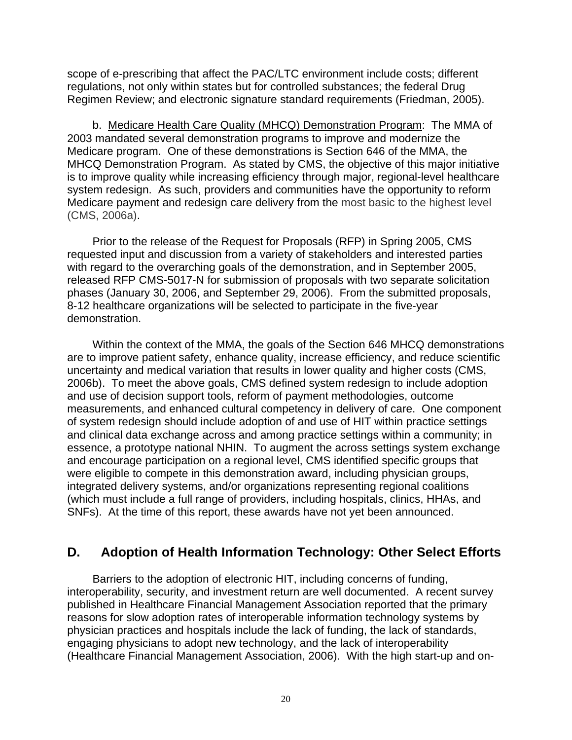scope of e-prescribing that affect the PAC/LTC environment include costs; different regulations, not only within states but for controlled substances; the federal Drug Regimen Review; and electronic signature standard requirements (Friedman, 2005).

b. Medicare Health Care Quality (MHCQ) Demonstration Program: The MMA of 2003 mandated several demonstration programs to improve and modernize the Medicare program. One of these demonstrations is Section 646 of the MMA, the MHCQ Demonstration Program. As stated by CMS, the objective of this major initiative is to improve quality while increasing efficiency through major, regional-level healthcare system redesign. As such, providers and communities have the opportunity to reform Medicare payment and redesign care delivery from the most basic to the highest level (CMS, 2006a).

Prior to the release of the Request for Proposals (RFP) in Spring 2005, CMS requested input and discussion from a variety of stakeholders and interested parties with regard to the overarching goals of the demonstration, and in September 2005, released RFP CMS-5017-N for submission of proposals with two separate solicitation phases (January 30, 2006, and September 29, 2006). From the submitted proposals, 8-12 healthcare organizations will be selected to participate in the five-year demonstration.

Within the context of the MMA, the goals of the Section 646 MHCQ demonstrations are to improve patient safety, enhance quality, increase efficiency, and reduce scientific uncertainty and medical variation that results in lower quality and higher costs (CMS, 2006b). To meet the above goals, CMS defined system redesign to include adoption and use of decision support tools, reform of payment methodologies, outcome measurements, and enhanced cultural competency in delivery of care. One component of system redesign should include adoption of and use of HIT within practice settings and clinical data exchange across and among practice settings within a community; in essence, a prototype national NHIN. To augment the across settings system exchange and encourage participation on a regional level, CMS identified specific groups that were eligible to compete in this demonstration award, including physician groups, integrated delivery systems, and/or organizations representing regional coalitions (which must include a full range of providers, including hospitals, clinics, HHAs, and SNFs). At the time of this report, these awards have not yet been announced.

## D. Adoption of Health Information Technology: Other Select Efforts

Barriers to the adoption of electronic HIT, including concerns of funding, interoperability, security, and investment return are well documented. A recent survey published in Healthcare Financial Management Association reported that the primary reasons for slow adoption rates of interoperable information technology systems by physician practices and hospitals include the lack of funding, the lack of standards, engaging physicians to adopt new technology, and the lack of interoperability (Healthcare Financial Management Association, 2006). With the high start-up and on-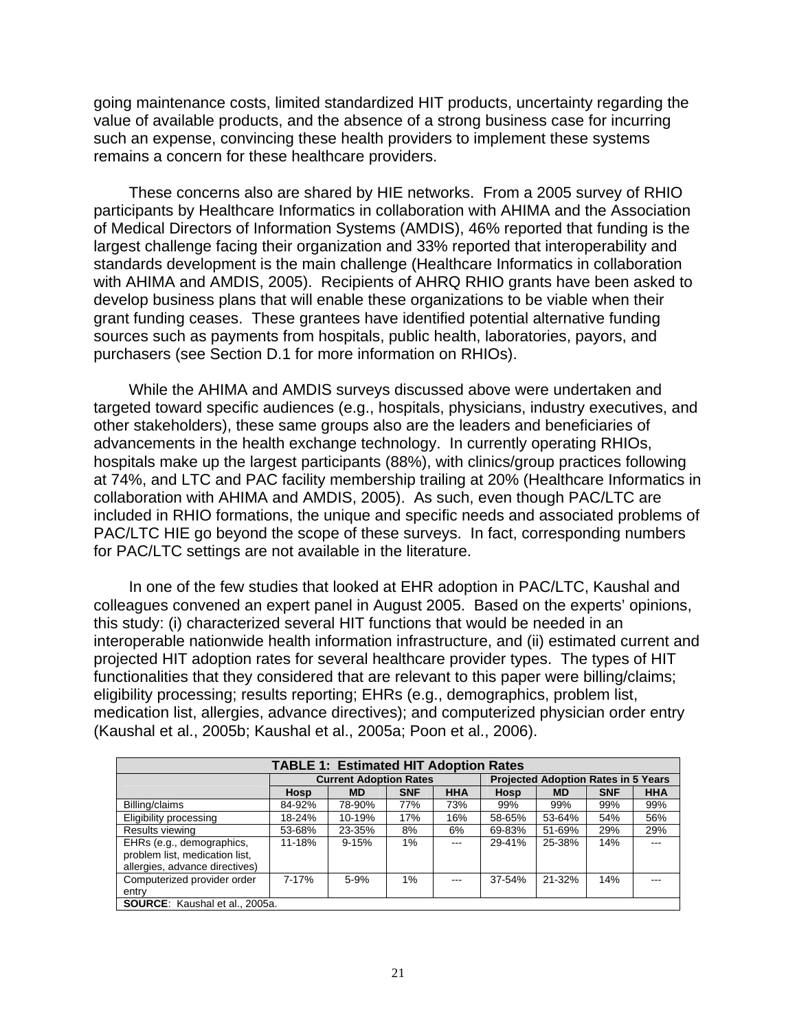going maintenance costs, limited standardized HIT products, uncertainty regarding the value of available products, and the absence of a strong business case for incurring such an expense, convincing these health providers to implement these systems remains a concern for these healthcare providers.

These concerns also are shared by HIE networks. From a 2005 survey of RHIO participants by Healthcare Informatics in collaboration with AHIMA and the Association of Medical Directors of Information Systems (AMDIS), 46% reported that funding is the largest challenge facing their organization and 33% reported that interoperability and standards development is the main challenge (Healthcare Informatics in collaboration with AHIMA and AMDIS, 2005). Recipients of AHRQ RHIO grants have been asked to develop business plans that will enable these organizations to be viable when their grant funding ceases. These grantees have identified potential alternative funding sources such as payments from hospitals, public health, laboratories, payors, and purchasers (see Section D.1 for more information on RHIOs).

While the AHIMA and AMDIS surveys discussed above were undertaken and targeted toward specific audiences (e.g., hospitals, physicians, industry executives, and other stakeholders), these same groups also are the leaders and beneficiaries of advancements in the health exchange technology. In currently operating RHIOs, hospitals make up the largest participants (88%), with clinics/group practices following at 74%, and LTC and PAC facility membership trailing at 20% (Healthcare Informatics in collaboration with AHIMA and AMDIS, 2005). As such, even though PAC/LTC are included in RHIO formations, the unique and specific needs and associated problems of PAC/LTC HIE go beyond the scope of these surveys. In fact, corresponding numbers for PAC/LTC settings are not available in the literature.

In one of the few studies that looked at EHR adoption in PAC/LTC, Kaushal and colleagues convened an expert panel in August 2005. Based on the experts' opinions, this study: (i) characterized several HIT functions that would be needed in an interoperable nationwide health information infrastructure, and (ii) estimated current and projected HIT adoption rates for several healthcare provider types. The types of HIT functionalities that they considered that are relevant to this paper were billing/claims; eligibility processing; results reporting; EHRs (e.g., demographics, problem list, medication list, allergies, advance directives); and computerized physician order entry (Kaushal et al., 2005b; Kaushal et al., 2005a; Poon et al., 2006).

**TABLE 1: Estimated HIT Adoption Rates**

| | Current Adoption Rates | | | | Projected Adoption Rates in 5 Years | | | |
|---|---|---|---|---|---|---|---|---|
| | **Hosp** | **MD** | **SNF** | **HHA** | **Hosp** | **MD** | **SNF** | **HHA** |
| Billing/claims | 84-92% | 78-90% | 77% | 73% | 99% | 99% | 99% | 99% |
| Eligibility processing | 18-24% | 10-19% | 17% | 16% | 58-65% | 53-64% | 54% | 56% |
| Results viewing | 53-68% | 23-35% | 8% | 6% | 69-83% | 51-69% | 29% | 29% |
| EHRs (e.g., demographics, problem list, medication list, allergies, advance directives) | 11-18% | 9-15% | 1% | --- | 29-41% | 25-38% | 14% | --- |
| Computerized provider order entry | 7-17% | 5-9% | 1% | --- | 37-54% | 21-32% | 14% | --- |

**SOURCE**: Kaushal et al., 2005a.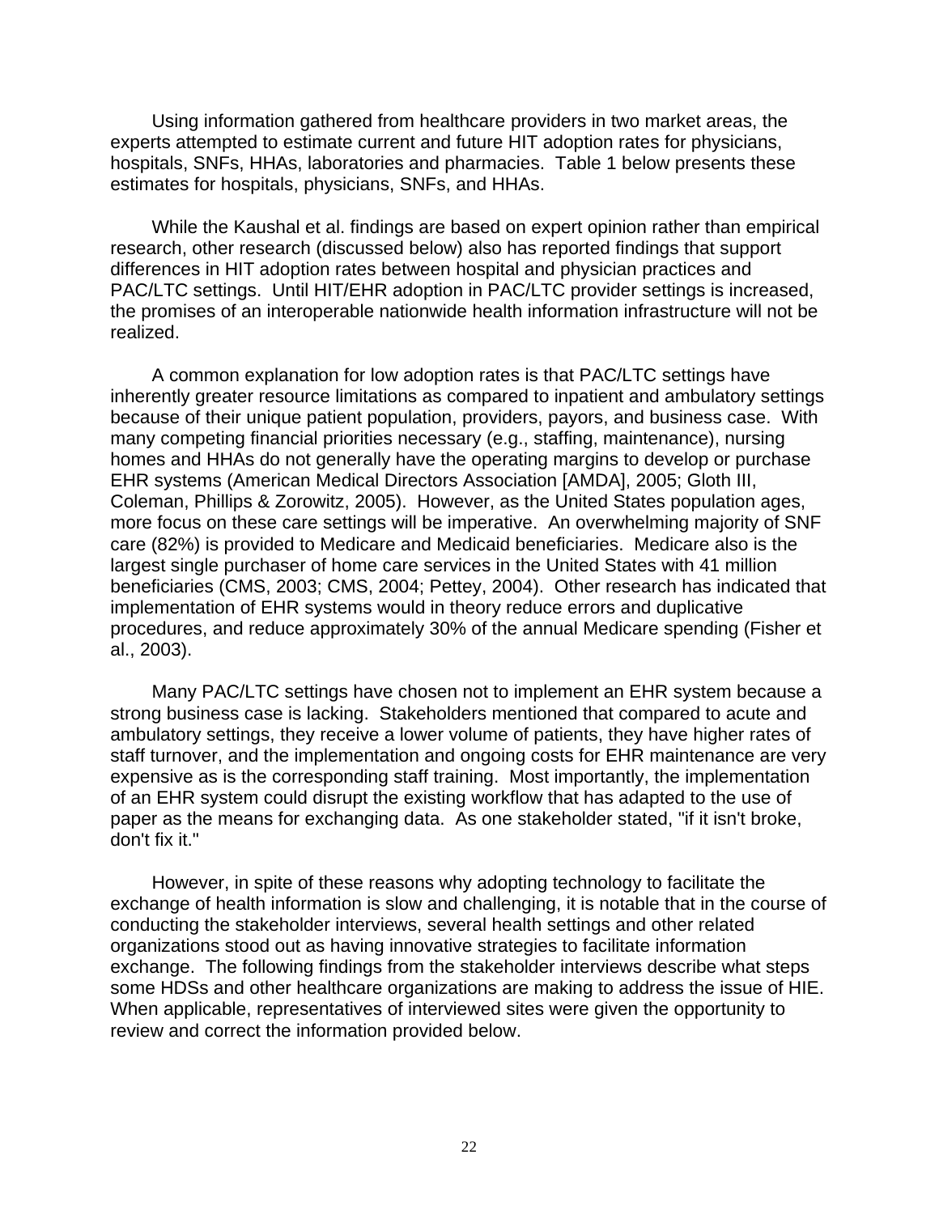Using information gathered from healthcare providers in two market areas, the experts attempted to estimate current and future HIT adoption rates for physicians, hospitals, SNFs, HHAs, laboratories and pharmacies. Table 1 below presents these estimates for hospitals, physicians, SNFs, and HHAs.

While the Kaushal et al. findings are based on expert opinion rather than empirical research, other research (discussed below) also has reported findings that support differences in HIT adoption rates between hospital and physician practices and PAC/LTC settings. Until HIT/EHR adoption in PAC/LTC provider settings is increased, the promises of an interoperable nationwide health information infrastructure will not be realized.

A common explanation for low adoption rates is that PAC/LTC settings have inherently greater resource limitations as compared to inpatient and ambulatory settings because of their unique patient population, providers, payors, and business case. With many competing financial priorities necessary (e.g., staffing, maintenance), nursing homes and HHAs do not generally have the operating margins to develop or purchase EHR systems (American Medical Directors Association [AMDA], 2005; Gloth III, Coleman, Phillips & Zorowitz, 2005). However, as the United States population ages, more focus on these care settings will be imperative. An overwhelming majority of SNF care (82%) is provided to Medicare and Medicaid beneficiaries. Medicare also is the largest single purchaser of home care services in the United States with 41 million beneficiaries (CMS, 2003; CMS, 2004; Pettey, 2004). Other research has indicated that implementation of EHR systems would in theory reduce errors and duplicative procedures, and reduce approximately 30% of the annual Medicare spending (Fisher et al., 2003).

Many PAC/LTC settings have chosen not to implement an EHR system because a strong business case is lacking. Stakeholders mentioned that compared to acute and ambulatory settings, they receive a lower volume of patients, they have higher rates of staff turnover, and the implementation and ongoing costs for EHR maintenance are very expensive as is the corresponding staff training. Most importantly, the implementation of an EHR system could disrupt the existing workflow that has adapted to the use of paper as the means for exchanging data. As one stakeholder stated, "if it isn't broke, don't fix it."

However, in spite of these reasons why adopting technology to facilitate the exchange of health information is slow and challenging, it is notable that in the course of conducting the stakeholder interviews, several health settings and other related organizations stood out as having innovative strategies to facilitate information exchange. The following findings from the stakeholder interviews describe what steps some HDSs and other healthcare organizations are making to address the issue of HIE. When applicable, representatives of interviewed sites were given the opportunity to review and correct the information provided below.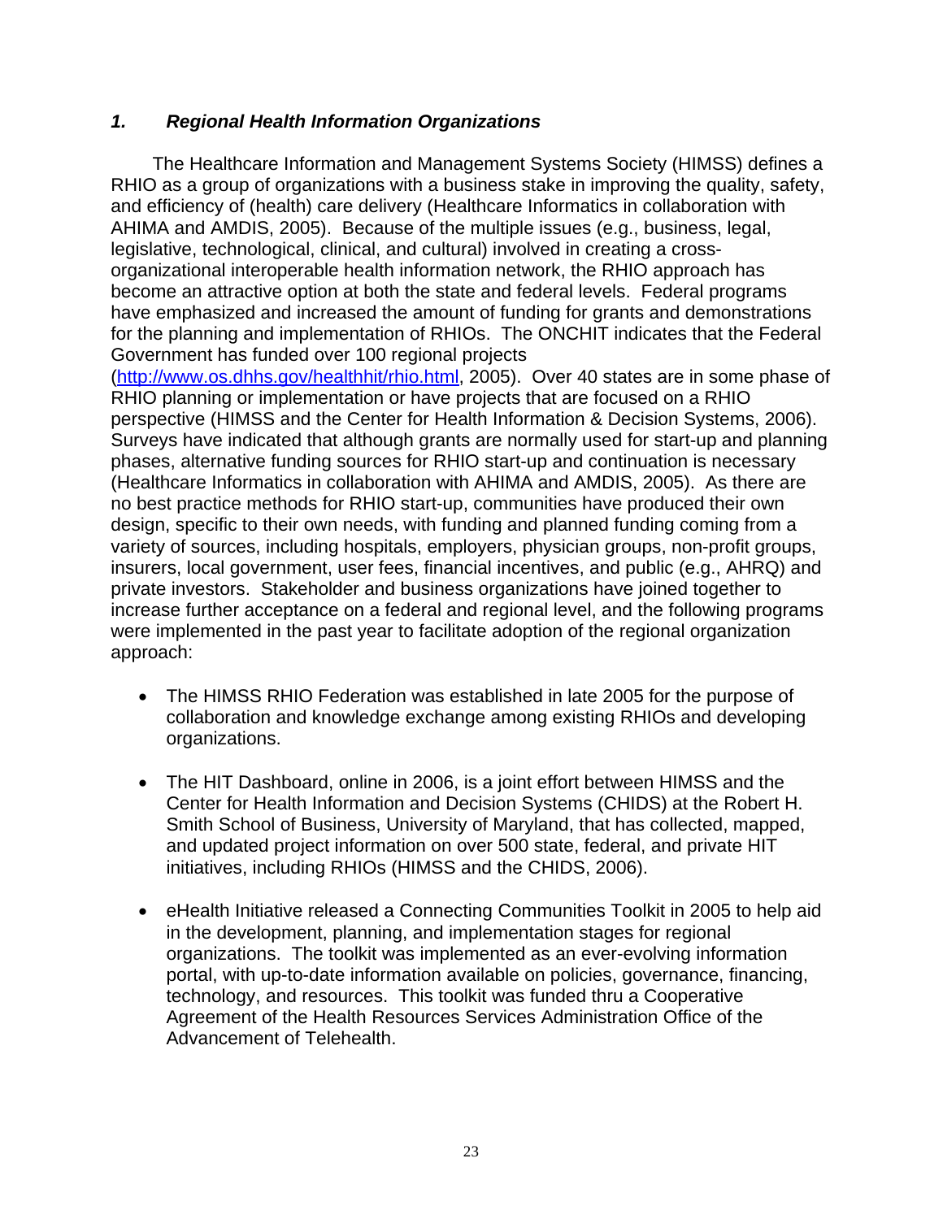### *1. Regional Health Information Organizations*

The Healthcare Information and Management Systems Society (HIMSS) defines a RHIO as a group of organizations with a business stake in improving the quality, safety, and efficiency of (health) care delivery (Healthcare Informatics in collaboration with AHIMA and AMDIS, 2005). Because of the multiple issues (e.g., business, legal, legislative, technological, clinical, and cultural) involved in creating a cross-organizational interoperable health information network, the RHIO approach has become an attractive option at both the state and federal levels. Federal programs have emphasized and increased the amount of funding for grants and demonstrations for the planning and implementation of RHIOs. The ONCHIT indicates that the Federal Government has funded over 100 regional projects (http://www.os.dhhs.gov/healthhit/rhio.html, 2005). Over 40 states are in some phase of RHIO planning or implementation or have projects that are focused on a RHIO perspective (HIMSS and the Center for Health Information & Decision Systems, 2006). Surveys have indicated that although grants are normally used for start-up and planning phases, alternative funding sources for RHIO start-up and continuation is necessary (Healthcare Informatics in collaboration with AHIMA and AMDIS, 2005). As there are no best practice methods for RHIO start-up, communities have produced their own design, specific to their own needs, with funding and planned funding coming from a variety of sources, including hospitals, employers, physician groups, non-profit groups, insurers, local government, user fees, financial incentives, and public (e.g., AHRQ) and private investors. Stakeholder and business organizations have joined together to increase further acceptance on a federal and regional level, and the following programs were implemented in the past year to facilitate adoption of the regional organization approach:

- The HIMSS RHIO Federation was established in late 2005 for the purpose of collaboration and knowledge exchange among existing RHIOs and developing organizations.

- The HIT Dashboard, online in 2006, is a joint effort between HIMSS and the Center for Health Information and Decision Systems (CHIDS) at the Robert H. Smith School of Business, University of Maryland, that has collected, mapped, and updated project information on over 500 state, federal, and private HIT initiatives, including RHIOs (HIMSS and the CHIDS, 2006).

- eHealth Initiative released a Connecting Communities Toolkit in 2005 to help aid in the development, planning, and implementation stages for regional organizations. The toolkit was implemented as an ever-evolving information portal, with up-to-date information available on policies, governance, financing, technology, and resources. This toolkit was funded thru a Cooperative Agreement of the Health Resources Services Administration Office of the Advancement of Telehealth.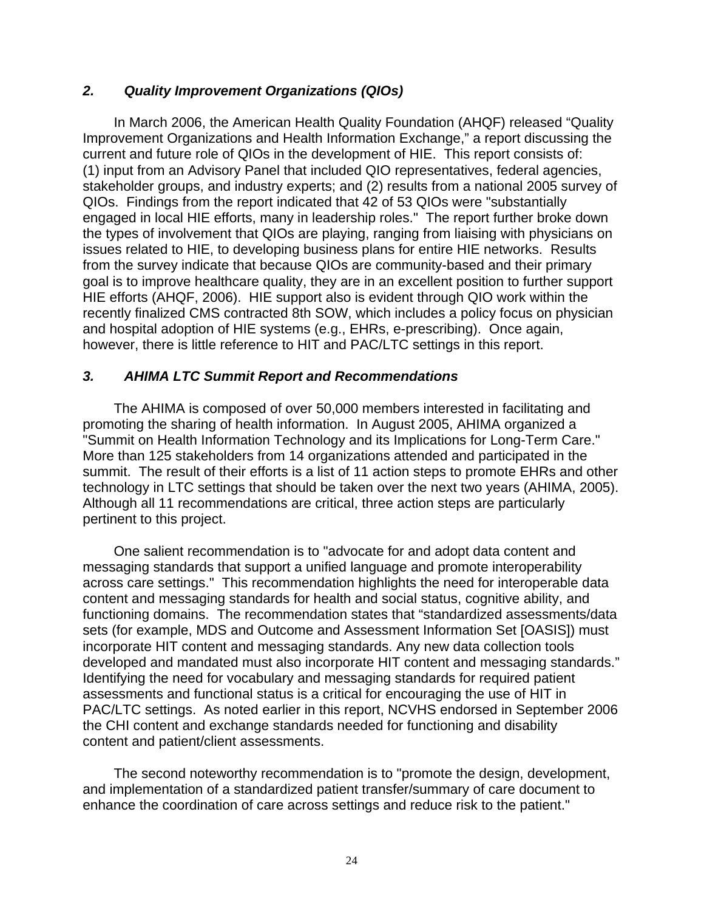### *2. Quality Improvement Organizations (QIOs)*

In March 2006, the American Health Quality Foundation (AHQF) released "Quality Improvement Organizations and Health Information Exchange," a report discussing the current and future role of QIOs in the development of HIE. This report consists of: (1) input from an Advisory Panel that included QIO representatives, federal agencies, stakeholder groups, and industry experts; and (2) results from a national 2005 survey of QIOs. Findings from the report indicated that 42 of 53 QIOs were "substantially engaged in local HIE efforts, many in leadership roles." The report further broke down the types of involvement that QIOs are playing, ranging from liaising with physicians on issues related to HIE, to developing business plans for entire HIE networks. Results from the survey indicate that because QIOs are community-based and their primary goal is to improve healthcare quality, they are in an excellent position to further support HIE efforts (AHQF, 2006). HIE support also is evident through QIO work within the recently finalized CMS contracted 8th SOW, which includes a policy focus on physician and hospital adoption of HIE systems (e.g., EHRs, e-prescribing). Once again, however, there is little reference to HIT and PAC/LTC settings in this report.

### *3. AHIMA LTC Summit Report and Recommendations*

The AHIMA is composed of over 50,000 members interested in facilitating and promoting the sharing of health information. In August 2005, AHIMA organized a "Summit on Health Information Technology and its Implications for Long-Term Care." More than 125 stakeholders from 14 organizations attended and participated in the summit. The result of their efforts is a list of 11 action steps to promote EHRs and other technology in LTC settings that should be taken over the next two years (AHIMA, 2005). Although all 11 recommendations are critical, three action steps are particularly pertinent to this project.

One salient recommendation is to "advocate for and adopt data content and messaging standards that support a unified language and promote interoperability across care settings." This recommendation highlights the need for interoperable data content and messaging standards for health and social status, cognitive ability, and functioning domains. The recommendation states that "standardized assessments/data sets (for example, MDS and Outcome and Assessment Information Set [OASIS]) must incorporate HIT content and messaging standards. Any new data collection tools developed and mandated must also incorporate HIT content and messaging standards." Identifying the need for vocabulary and messaging standards for required patient assessments and functional status is a critical for encouraging the use of HIT in PAC/LTC settings. As noted earlier in this report, NCVHS endorsed in September 2006 the CHI content and exchange standards needed for functioning and disability content and patient/client assessments.

The second noteworthy recommendation is to "promote the design, development, and implementation of a standardized patient transfer/summary of care document to enhance the coordination of care across settings and reduce risk to the patient."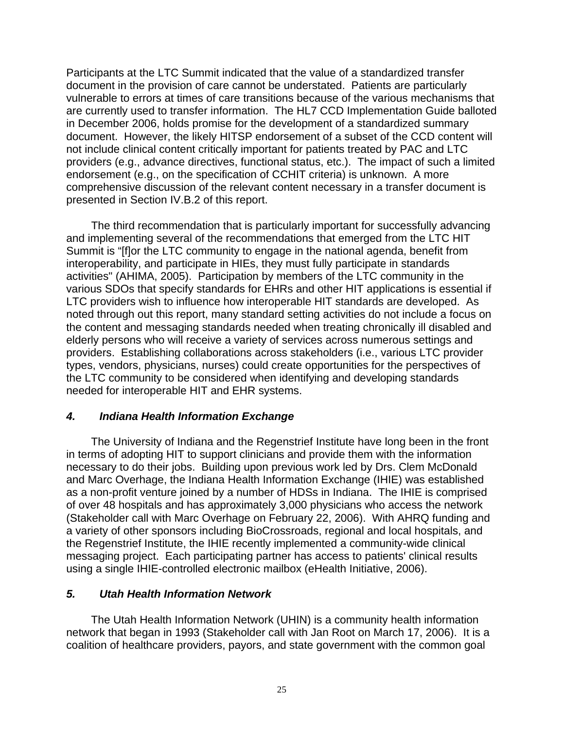Participants at the LTC Summit indicated that the value of a standardized transfer document in the provision of care cannot be understated. Patients are particularly vulnerable to errors at times of care transitions because of the various mechanisms that are currently used to transfer information. The HL7 CCD Implementation Guide balloted in December 2006, holds promise for the development of a standardized summary document. However, the likely HITSP endorsement of a subset of the CCD content will not include clinical content critically important for patients treated by PAC and LTC providers (e.g., advance directives, functional status, etc.). The impact of such a limited endorsement (e.g., on the specification of CCHIT criteria) is unknown. A more comprehensive discussion of the relevant content necessary in a transfer document is presented in Section IV.B.2 of this report.

The third recommendation that is particularly important for successfully advancing and implementing several of the recommendations that emerged from the LTC HIT Summit is "[f]or the LTC community to engage in the national agenda, benefit from interoperability, and participate in HIEs, they must fully participate in standards activities" (AHIMA, 2005). Participation by members of the LTC community in the various SDOs that specify standards for EHRs and other HIT applications is essential if LTC providers wish to influence how interoperable HIT standards are developed. As noted through out this report, many standard setting activities do not include a focus on the content and messaging standards needed when treating chronically ill disabled and elderly persons who will receive a variety of services across numerous settings and providers. Establishing collaborations across stakeholders (i.e., various LTC provider types, vendors, physicians, nurses) could create opportunities for the perspectives of the LTC community to be considered when identifying and developing standards needed for interoperable HIT and EHR systems.

### *4. Indiana Health Information Exchange*

The University of Indiana and the Regenstrief Institute have long been in the front in terms of adopting HIT to support clinicians and provide them with the information necessary to do their jobs. Building upon previous work led by Drs. Clem McDonald and Marc Overhage, the Indiana Health Information Exchange (IHIE) was established as a non-profit venture joined by a number of HDSs in Indiana. The IHIE is comprised of over 48 hospitals and has approximately 3,000 physicians who access the network (Stakeholder call with Marc Overhage on February 22, 2006). With AHRQ funding and a variety of other sponsors including BioCrossroads, regional and local hospitals, and the Regenstrief Institute, the IHIE recently implemented a community-wide clinical messaging project. Each participating partner has access to patients' clinical results using a single IHIE-controlled electronic mailbox (eHealth Initiative, 2006).

### *5. Utah Health Information Network*

The Utah Health Information Network (UHIN) is a community health information network that began in 1993 (Stakeholder call with Jan Root on March 17, 2006). It is a coalition of healthcare providers, payors, and state government with the common goal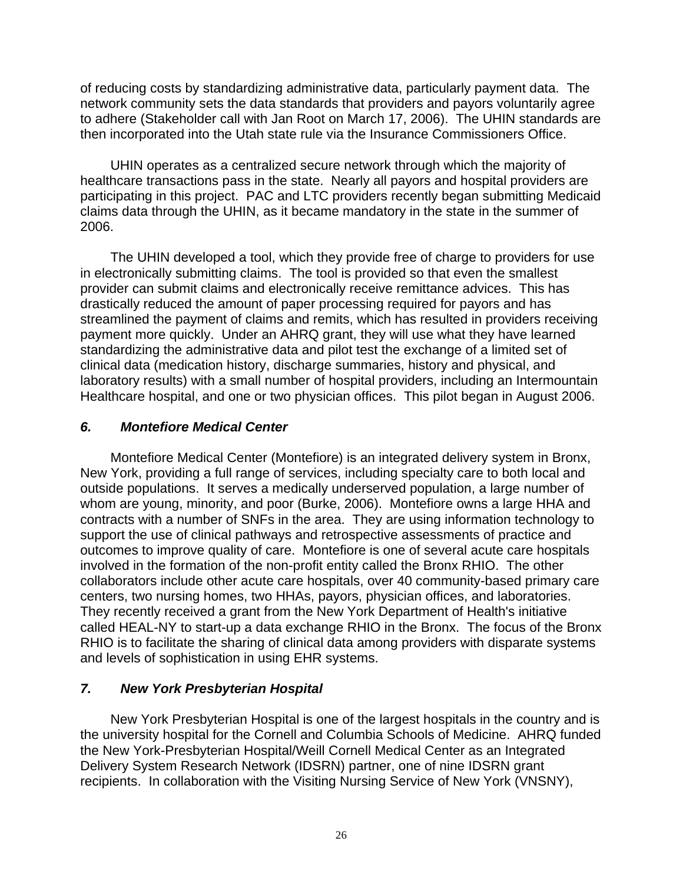of reducing costs by standardizing administrative data, particularly payment data. The network community sets the data standards that providers and payors voluntarily agree to adhere (Stakeholder call with Jan Root on March 17, 2006). The UHIN standards are then incorporated into the Utah state rule via the Insurance Commissioners Office.

UHIN operates as a centralized secure network through which the majority of healthcare transactions pass in the state. Nearly all payors and hospital providers are participating in this project. PAC and LTC providers recently began submitting Medicaid claims data through the UHIN, as it became mandatory in the state in the summer of 2006.

The UHIN developed a tool, which they provide free of charge to providers for use in electronically submitting claims. The tool is provided so that even the smallest provider can submit claims and electronically receive remittance advices. This has drastically reduced the amount of paper processing required for payors and has streamlined the payment of claims and remits, which has resulted in providers receiving payment more quickly. Under an AHRQ grant, they will use what they have learned standardizing the administrative data and pilot test the exchange of a limited set of clinical data (medication history, discharge summaries, history and physical, and laboratory results) with a small number of hospital providers, including an Intermountain Healthcare hospital, and one or two physician offices. This pilot began in August 2006.

### *6. Montefiore Medical Center*

Montefiore Medical Center (Montefiore) is an integrated delivery system in Bronx, New York, providing a full range of services, including specialty care to both local and outside populations. It serves a medically underserved population, a large number of whom are young, minority, and poor (Burke, 2006). Montefiore owns a large HHA and contracts with a number of SNFs in the area. They are using information technology to support the use of clinical pathways and retrospective assessments of practice and outcomes to improve quality of care. Montefiore is one of several acute care hospitals involved in the formation of the non-profit entity called the Bronx RHIO. The other collaborators include other acute care hospitals, over 40 community-based primary care centers, two nursing homes, two HHAs, payors, physician offices, and laboratories. They recently received a grant from the New York Department of Health's initiative called HEAL-NY to start-up a data exchange RHIO in the Bronx. The focus of the Bronx RHIO is to facilitate the sharing of clinical data among providers with disparate systems and levels of sophistication in using EHR systems.

### *7. New York Presbyterian Hospital*

New York Presbyterian Hospital is one of the largest hospitals in the country and is the university hospital for the Cornell and Columbia Schools of Medicine. AHRQ funded the New York-Presbyterian Hospital/Weill Cornell Medical Center as an Integrated Delivery System Research Network (IDSRN) partner, one of nine IDSRN grant recipients. In collaboration with the Visiting Nursing Service of New York (VNSNY),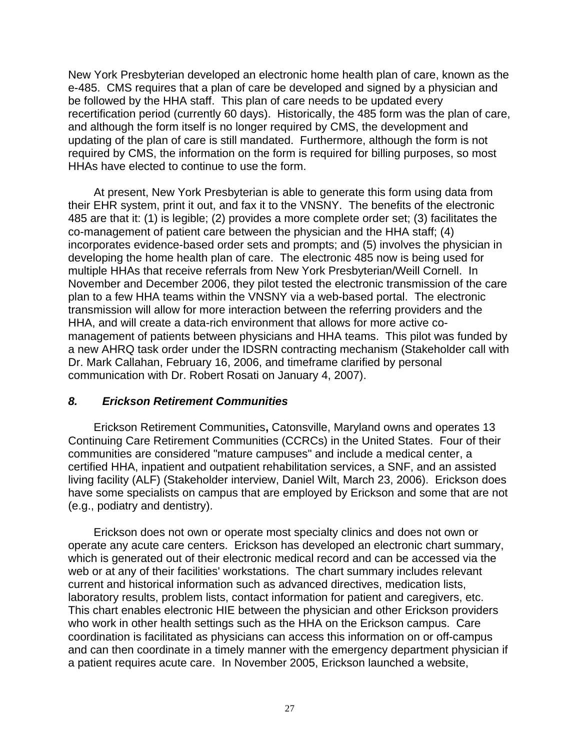New York Presbyterian developed an electronic home health plan of care, known as the e-485. CMS requires that a plan of care be developed and signed by a physician and be followed by the HHA staff. This plan of care needs to be updated every recertification period (currently 60 days). Historically, the 485 form was the plan of care, and although the form itself is no longer required by CMS, the development and updating of the plan of care is still mandated. Furthermore, although the form is not required by CMS, the information on the form is required for billing purposes, so most HHAs have elected to continue to use the form.

At present, New York Presbyterian is able to generate this form using data from their EHR system, print it out, and fax it to the VNSNY. The benefits of the electronic 485 are that it: (1) is legible; (2) provides a more complete order set; (3) facilitates the co-management of patient care between the physician and the HHA staff; (4) incorporates evidence-based order sets and prompts; and (5) involves the physician in developing the home health plan of care. The electronic 485 now is being used for multiple HHAs that receive referrals from New York Presbyterian/Weill Cornell. In November and December 2006, they pilot tested the electronic transmission of the care plan to a few HHA teams within the VNSNY via a web-based portal. The electronic transmission will allow for more interaction between the referring providers and the HHA, and will create a data-rich environment that allows for more active co-management of patients between physicians and HHA teams. This pilot was funded by a new AHRQ task order under the IDSRN contracting mechanism (Stakeholder call with Dr. Mark Callahan, February 16, 2006, and timeframe clarified by personal communication with Dr. Robert Rosati on January 4, 2007).

### *8. Erickson Retirement Communities*

Erickson Retirement Communities**,** Catonsville, Maryland owns and operates 13 Continuing Care Retirement Communities (CCRCs) in the United States. Four of their communities are considered "mature campuses" and include a medical center, a certified HHA, inpatient and outpatient rehabilitation services, a SNF, and an assisted living facility (ALF) (Stakeholder interview, Daniel Wilt, March 23, 2006). Erickson does have some specialists on campus that are employed by Erickson and some that are not (e.g., podiatry and dentistry).

Erickson does not own or operate most specialty clinics and does not own or operate any acute care centers. Erickson has developed an electronic chart summary, which is generated out of their electronic medical record and can be accessed via the web or at any of their facilities' workstations. The chart summary includes relevant current and historical information such as advanced directives, medication lists, laboratory results, problem lists, contact information for patient and caregivers, etc. This chart enables electronic HIE between the physician and other Erickson providers who work in other health settings such as the HHA on the Erickson campus. Care coordination is facilitated as physicians can access this information on or off-campus and can then coordinate in a timely manner with the emergency department physician if a patient requires acute care. In November 2005, Erickson launched a website,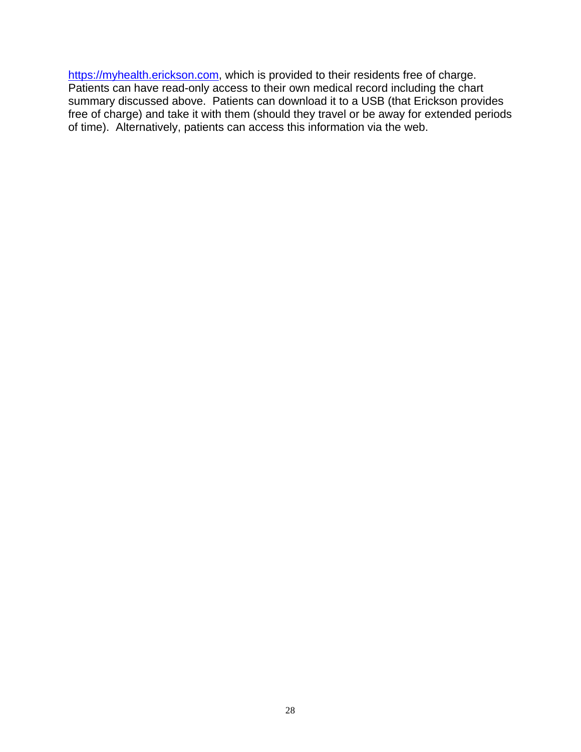https://myhealth.erickson.com, which is provided to their residents free of charge. Patients can have read-only access to their own medical record including the chart summary discussed above. Patients can download it to a USB (that Erickson provides free of charge) and take it with them (should they travel or be away for extended periods of time). Alternatively, patients can access this information via the web.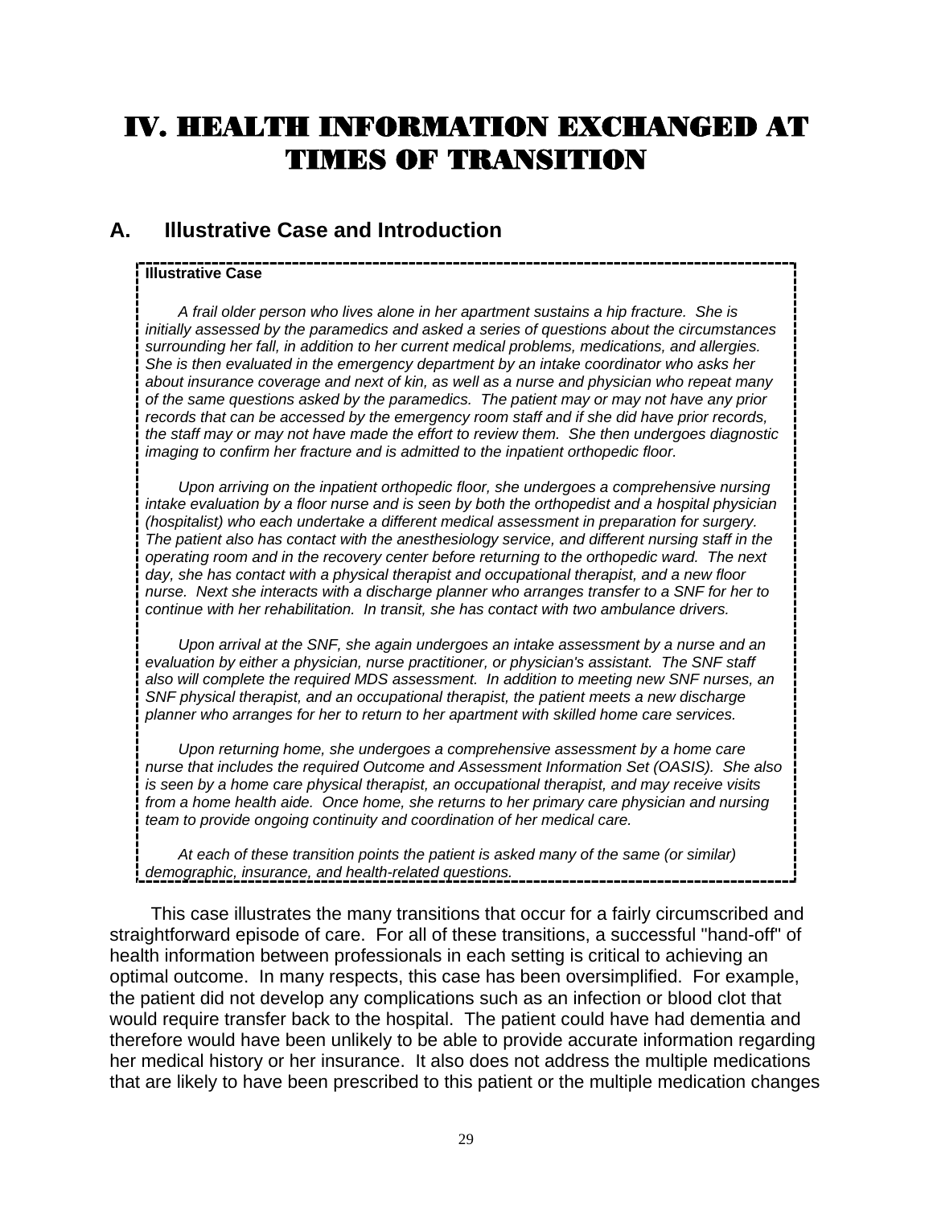# IV. HEALTH INFORMATION EXCHANGED AT TIMES OF TRANSITION

## A. Illustrative Case and Introduction

**Illustrative Case**

*A frail older person who lives alone in her apartment sustains a hip fracture. She is initially assessed by the paramedics and asked a series of questions about the circumstances surrounding her fall, in addition to her current medical problems, medications, and allergies. She is then evaluated in the emergency department by an intake coordinator who asks her about insurance coverage and next of kin, as well as a nurse and physician who repeat many of the same questions asked by the paramedics. The patient may or may not have any prior records that can be accessed by the emergency room staff and if she did have prior records, the staff may or may not have made the effort to review them. She then undergoes diagnostic imaging to confirm her fracture and is admitted to the inpatient orthopedic floor.*

*Upon arriving on the inpatient orthopedic floor, she undergoes a comprehensive nursing intake evaluation by a floor nurse and is seen by both the orthopedist and a hospital physician (hospitalist) who each undertake a different medical assessment in preparation for surgery. The patient also has contact with the anesthesiology service, and different nursing staff in the operating room and in the recovery center before returning to the orthopedic ward. The next day, she has contact with a physical therapist and occupational therapist, and a new floor nurse. Next she interacts with a discharge planner who arranges transfer to a SNF for her to continue with her rehabilitation. In transit, she has contact with two ambulance drivers.*

*Upon arrival at the SNF, she again undergoes an intake assessment by a nurse and an evaluation by either a physician, nurse practitioner, or physician's assistant. The SNF staff also will complete the required MDS assessment. In addition to meeting new SNF nurses, an SNF physical therapist, and an occupational therapist, the patient meets a new discharge planner who arranges for her to return to her apartment with skilled home care services.*

*Upon returning home, she undergoes a comprehensive assessment by a home care nurse that includes the required Outcome and Assessment Information Set (OASIS). She also is seen by a home care physical therapist, an occupational therapist, and may receive visits from a home health aide. Once home, she returns to her primary care physician and nursing team to provide ongoing continuity and coordination of her medical care.*

*At each of these transition points the patient is asked many of the same (or similar) demographic, insurance, and health-related questions.*

This case illustrates the many transitions that occur for a fairly circumscribed and straightforward episode of care. For all of these transitions, a successful "hand-off" of health information between professionals in each setting is critical to achieving an optimal outcome. In many respects, this case has been oversimplified. For example, the patient did not develop any complications such as an infection or blood clot that would require transfer back to the hospital. The patient could have had dementia and therefore would have been unlikely to be able to provide accurate information regarding her medical history or her insurance. It also does not address the multiple medications that are likely to have been prescribed to this patient or the multiple medication changes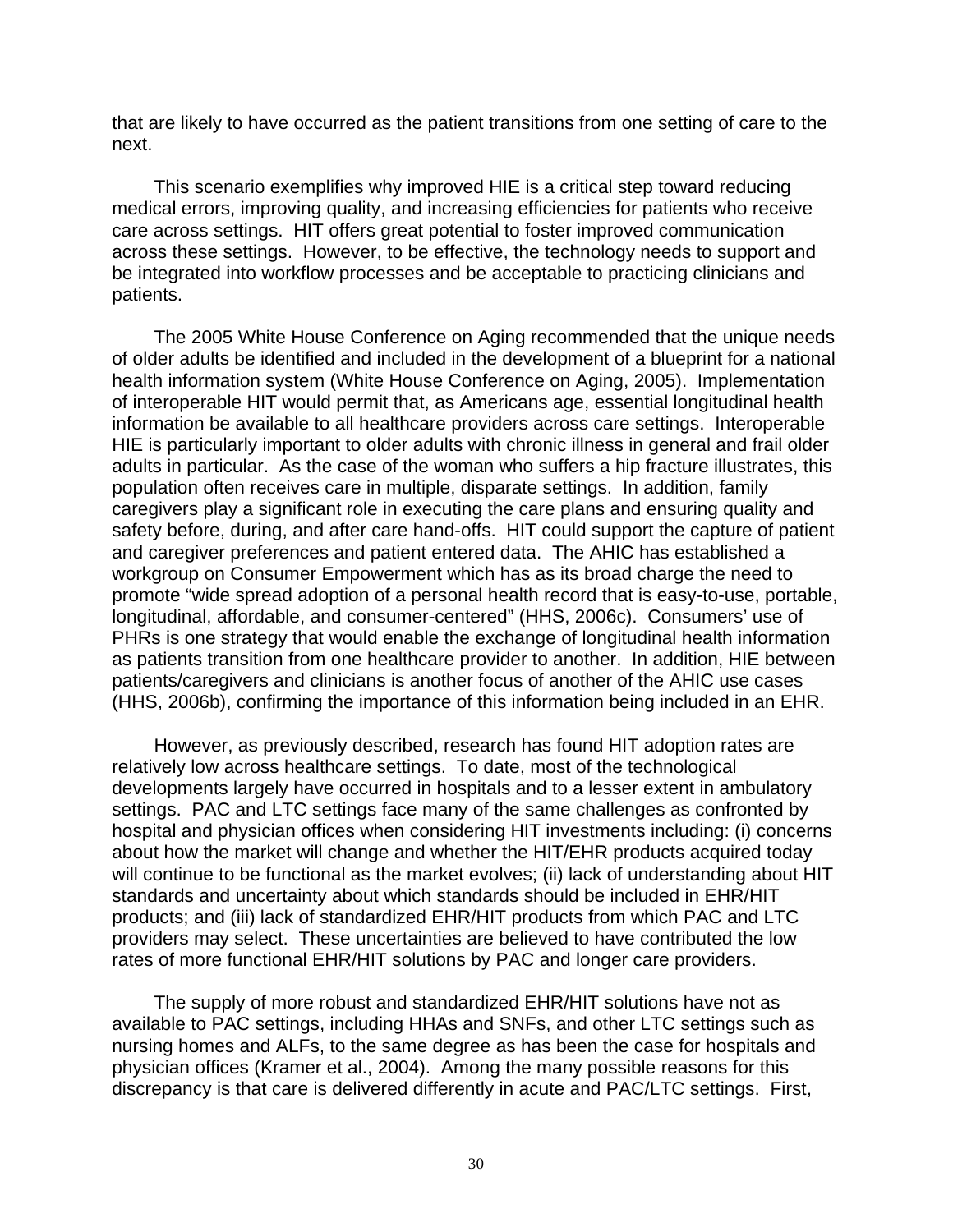that are likely to have occurred as the patient transitions from one setting of care to the next.

This scenario exemplifies why improved HIE is a critical step toward reducing medical errors, improving quality, and increasing efficiencies for patients who receive care across settings. HIT offers great potential to foster improved communication across these settings. However, to be effective, the technology needs to support and be integrated into workflow processes and be acceptable to practicing clinicians and patients.

The 2005 White House Conference on Aging recommended that the unique needs of older adults be identified and included in the development of a blueprint for a national health information system (White House Conference on Aging, 2005). Implementation of interoperable HIT would permit that, as Americans age, essential longitudinal health information be available to all healthcare providers across care settings. Interoperable HIE is particularly important to older adults with chronic illness in general and frail older adults in particular. As the case of the woman who suffers a hip fracture illustrates, this population often receives care in multiple, disparate settings. In addition, family caregivers play a significant role in executing the care plans and ensuring quality and safety before, during, and after care hand-offs. HIT could support the capture of patient and caregiver preferences and patient entered data. The AHIC has established a workgroup on Consumer Empowerment which has as its broad charge the need to promote "wide spread adoption of a personal health record that is easy-to-use, portable, longitudinal, affordable, and consumer-centered" (HHS, 2006c). Consumers' use of PHRs is one strategy that would enable the exchange of longitudinal health information as patients transition from one healthcare provider to another. In addition, HIE between patients/caregivers and clinicians is another focus of another of the AHIC use cases (HHS, 2006b), confirming the importance of this information being included in an EHR.

However, as previously described, research has found HIT adoption rates are relatively low across healthcare settings. To date, most of the technological developments largely have occurred in hospitals and to a lesser extent in ambulatory settings. PAC and LTC settings face many of the same challenges as confronted by hospital and physician offices when considering HIT investments including: (i) concerns about how the market will change and whether the HIT/EHR products acquired today will continue to be functional as the market evolves; (ii) lack of understanding about HIT standards and uncertainty about which standards should be included in EHR/HIT products; and (iii) lack of standardized EHR/HIT products from which PAC and LTC providers may select. These uncertainties are believed to have contributed the low rates of more functional EHR/HIT solutions by PAC and longer care providers.

The supply of more robust and standardized EHR/HIT solutions have not as available to PAC settings, including HHAs and SNFs, and other LTC settings such as nursing homes and ALFs, to the same degree as has been the case for hospitals and physician offices (Kramer et al., 2004). Among the many possible reasons for this discrepancy is that care is delivered differently in acute and PAC/LTC settings. First,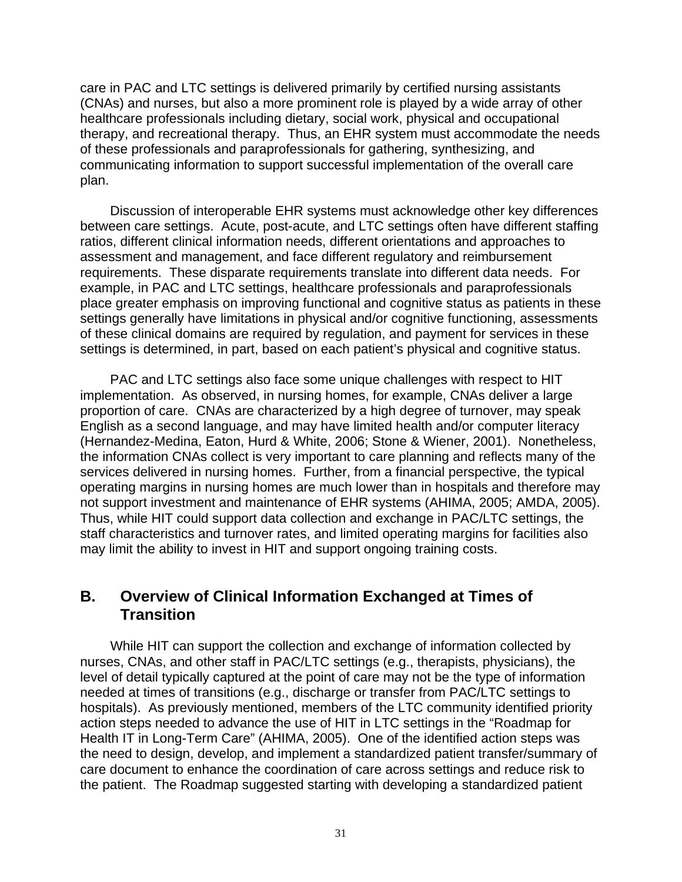care in PAC and LTC settings is delivered primarily by certified nursing assistants (CNAs) and nurses, but also a more prominent role is played by a wide array of other healthcare professionals including dietary, social work, physical and occupational therapy, and recreational therapy. Thus, an EHR system must accommodate the needs of these professionals and paraprofessionals for gathering, synthesizing, and communicating information to support successful implementation of the overall care plan.

Discussion of interoperable EHR systems must acknowledge other key differences between care settings. Acute, post-acute, and LTC settings often have different staffing ratios, different clinical information needs, different orientations and approaches to assessment and management, and face different regulatory and reimbursement requirements. These disparate requirements translate into different data needs. For example, in PAC and LTC settings, healthcare professionals and paraprofessionals place greater emphasis on improving functional and cognitive status as patients in these settings generally have limitations in physical and/or cognitive functioning, assessments of these clinical domains are required by regulation, and payment for services in these settings is determined, in part, based on each patient's physical and cognitive status.

PAC and LTC settings also face some unique challenges with respect to HIT implementation. As observed, in nursing homes, for example, CNAs deliver a large proportion of care. CNAs are characterized by a high degree of turnover, may speak English as a second language, and may have limited health and/or computer literacy (Hernandez-Medina, Eaton, Hurd & White, 2006; Stone & Wiener, 2001). Nonetheless, the information CNAs collect is very important to care planning and reflects many of the services delivered in nursing homes. Further, from a financial perspective, the typical operating margins in nursing homes are much lower than in hospitals and therefore may not support investment and maintenance of EHR systems (AHIMA, 2005; AMDA, 2005). Thus, while HIT could support data collection and exchange in PAC/LTC settings, the staff characteristics and turnover rates, and limited operating margins for facilities also may limit the ability to invest in HIT and support ongoing training costs.

## B. Overview of Clinical Information Exchanged at Times of Transition

While HIT can support the collection and exchange of information collected by nurses, CNAs, and other staff in PAC/LTC settings (e.g., therapists, physicians), the level of detail typically captured at the point of care may not be the type of information needed at times of transitions (e.g., discharge or transfer from PAC/LTC settings to hospitals). As previously mentioned, members of the LTC community identified priority action steps needed to advance the use of HIT in LTC settings in the "Roadmap for Health IT in Long-Term Care" (AHIMA, 2005). One of the identified action steps was the need to design, develop, and implement a standardized patient transfer/summary of care document to enhance the coordination of care across settings and reduce risk to the patient. The Roadmap suggested starting with developing a standardized patient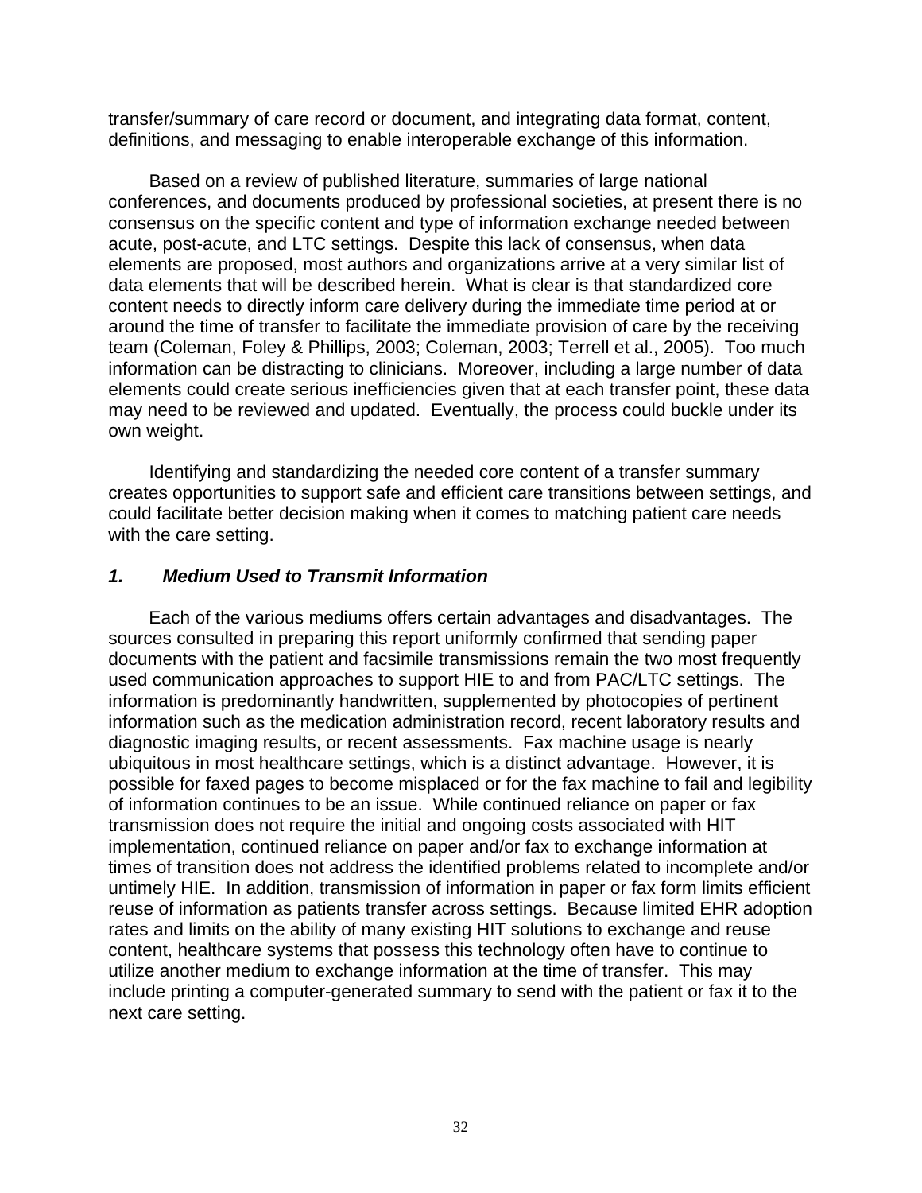transfer/summary of care record or document, and integrating data format, content, definitions, and messaging to enable interoperable exchange of this information.

Based on a review of published literature, summaries of large national conferences, and documents produced by professional societies, at present there is no consensus on the specific content and type of information exchange needed between acute, post-acute, and LTC settings. Despite this lack of consensus, when data elements are proposed, most authors and organizations arrive at a very similar list of data elements that will be described herein. What is clear is that standardized core content needs to directly inform care delivery during the immediate time period at or around the time of transfer to facilitate the immediate provision of care by the receiving team (Coleman, Foley & Phillips, 2003; Coleman, 2003; Terrell et al., 2005). Too much information can be distracting to clinicians. Moreover, including a large number of data elements could create serious inefficiencies given that at each transfer point, these data may need to be reviewed and updated. Eventually, the process could buckle under its own weight.

Identifying and standardizing the needed core content of a transfer summary creates opportunities to support safe and efficient care transitions between settings, and could facilitate better decision making when it comes to matching patient care needs with the care setting.

### *1. Medium Used to Transmit Information*

Each of the various mediums offers certain advantages and disadvantages. The sources consulted in preparing this report uniformly confirmed that sending paper documents with the patient and facsimile transmissions remain the two most frequently used communication approaches to support HIE to and from PAC/LTC settings. The information is predominantly handwritten, supplemented by photocopies of pertinent information such as the medication administration record, recent laboratory results and diagnostic imaging results, or recent assessments. Fax machine usage is nearly ubiquitous in most healthcare settings, which is a distinct advantage. However, it is possible for faxed pages to become misplaced or for the fax machine to fail and legibility of information continues to be an issue. While continued reliance on paper or fax transmission does not require the initial and ongoing costs associated with HIT implementation, continued reliance on paper and/or fax to exchange information at times of transition does not address the identified problems related to incomplete and/or untimely HIE. In addition, transmission of information in paper or fax form limits efficient reuse of information as patients transfer across settings. Because limited EHR adoption rates and limits on the ability of many existing HIT solutions to exchange and reuse content, healthcare systems that possess this technology often have to continue to utilize another medium to exchange information at the time of transfer. This may include printing a computer-generated summary to send with the patient or fax it to the next care setting.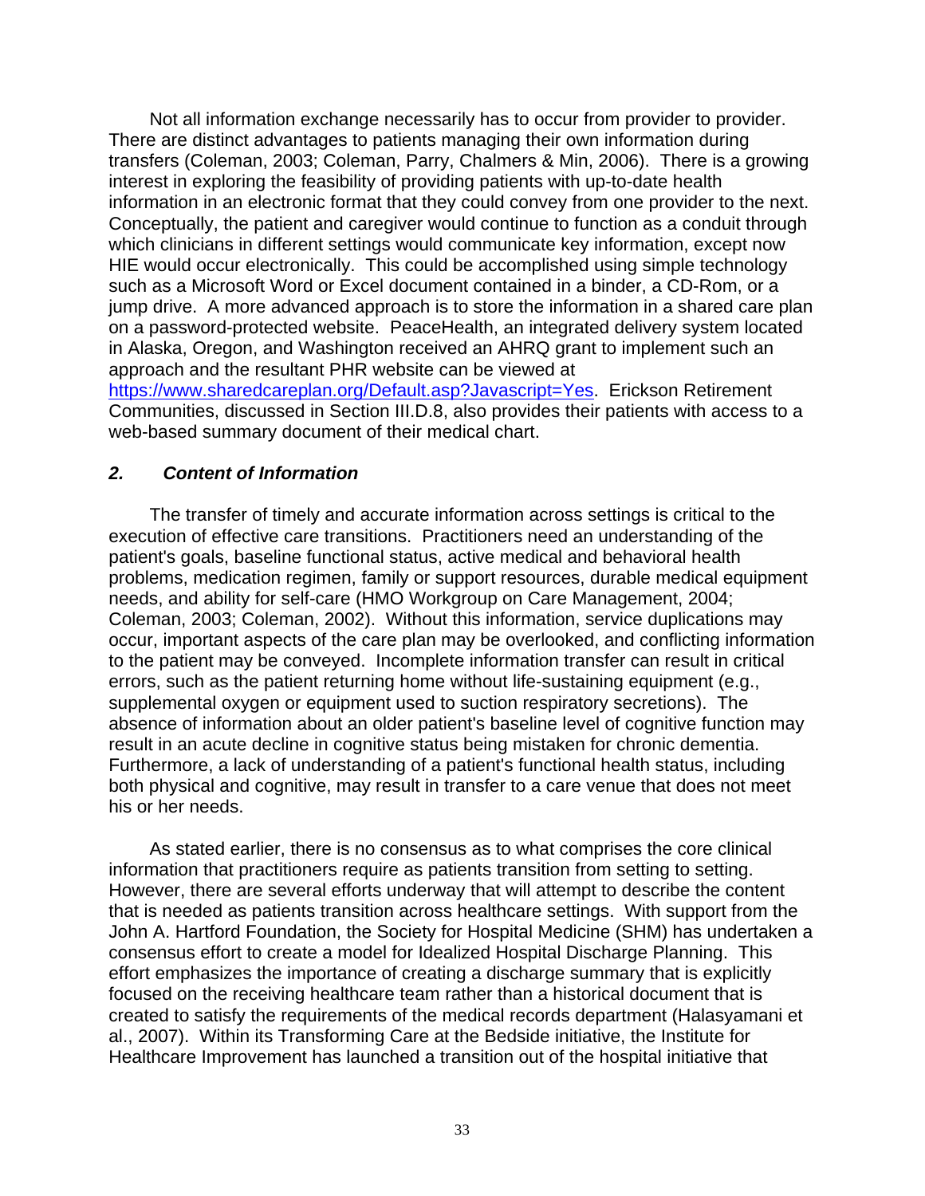Not all information exchange necessarily has to occur from provider to provider. There are distinct advantages to patients managing their own information during transfers (Coleman, 2003; Coleman, Parry, Chalmers & Min, 2006). There is a growing interest in exploring the feasibility of providing patients with up-to-date health information in an electronic format that they could convey from one provider to the next. Conceptually, the patient and caregiver would continue to function as a conduit through which clinicians in different settings would communicate key information, except now HIE would occur electronically. This could be accomplished using simple technology such as a Microsoft Word or Excel document contained in a binder, a CD-Rom, or a jump drive. A more advanced approach is to store the information in a shared care plan on a password-protected website. PeaceHealth, an integrated delivery system located in Alaska, Oregon, and Washington received an AHRQ grant to implement such an approach and the resultant PHR website can be viewed at https://www.sharedcareplan.org/Default.asp?Javascript=Yes. Erickson Retirement Communities, discussed in Section III.D.8, also provides their patients with access to a web-based summary document of their medical chart.

### *2. Content of Information*

The transfer of timely and accurate information across settings is critical to the execution of effective care transitions. Practitioners need an understanding of the patient's goals, baseline functional status, active medical and behavioral health problems, medication regimen, family or support resources, durable medical equipment needs, and ability for self-care (HMO Workgroup on Care Management, 2004; Coleman, 2003; Coleman, 2002). Without this information, service duplications may occur, important aspects of the care plan may be overlooked, and conflicting information to the patient may be conveyed. Incomplete information transfer can result in critical errors, such as the patient returning home without life-sustaining equipment (e.g., supplemental oxygen or equipment used to suction respiratory secretions). The absence of information about an older patient's baseline level of cognitive function may result in an acute decline in cognitive status being mistaken for chronic dementia. Furthermore, a lack of understanding of a patient's functional health status, including both physical and cognitive, may result in transfer to a care venue that does not meet his or her needs.

As stated earlier, there is no consensus as to what comprises the core clinical information that practitioners require as patients transition from setting to setting. However, there are several efforts underway that will attempt to describe the content that is needed as patients transition across healthcare settings. With support from the John A. Hartford Foundation, the Society for Hospital Medicine (SHM) has undertaken a consensus effort to create a model for Idealized Hospital Discharge Planning. This effort emphasizes the importance of creating a discharge summary that is explicitly focused on the receiving healthcare team rather than a historical document that is created to satisfy the requirements of the medical records department (Halasyamani et al., 2007). Within its Transforming Care at the Bedside initiative, the Institute for Healthcare Improvement has launched a transition out of the hospital initiative that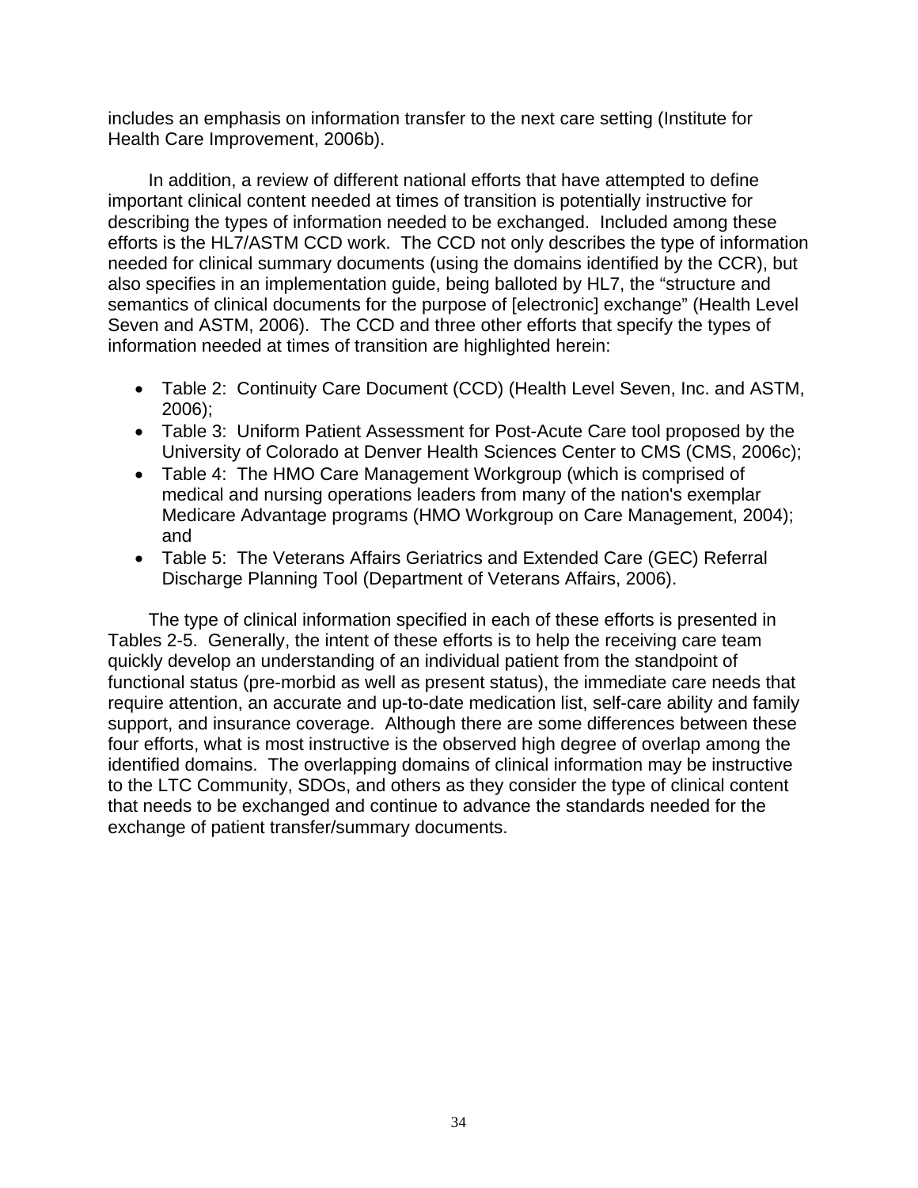includes an emphasis on information transfer to the next care setting (Institute for Health Care Improvement, 2006b).

In addition, a review of different national efforts that have attempted to define important clinical content needed at times of transition is potentially instructive for describing the types of information needed to be exchanged. Included among these efforts is the HL7/ASTM CCD work. The CCD not only describes the type of information needed for clinical summary documents (using the domains identified by the CCR), but also specifies in an implementation guide, being balloted by HL7, the "structure and semantics of clinical documents for the purpose of [electronic] exchange" (Health Level Seven and ASTM, 2006). The CCD and three other efforts that specify the types of information needed at times of transition are highlighted herein:

- Table 2: Continuity Care Document (CCD) (Health Level Seven, Inc. and ASTM, 2006);
- Table 3: Uniform Patient Assessment for Post-Acute Care tool proposed by the University of Colorado at Denver Health Sciences Center to CMS (CMS, 2006c);
- Table 4: The HMO Care Management Workgroup (which is comprised of medical and nursing operations leaders from many of the nation's exemplar Medicare Advantage programs (HMO Workgroup on Care Management, 2004); and
- Table 5: The Veterans Affairs Geriatrics and Extended Care (GEC) Referral Discharge Planning Tool (Department of Veterans Affairs, 2006).

The type of clinical information specified in each of these efforts is presented in Tables 2-5. Generally, the intent of these efforts is to help the receiving care team quickly develop an understanding of an individual patient from the standpoint of functional status (pre-morbid as well as present status), the immediate care needs that require attention, an accurate and up-to-date medication list, self-care ability and family support, and insurance coverage. Although there are some differences between these four efforts, what is most instructive is the observed high degree of overlap among the identified domains. The overlapping domains of clinical information may be instructive to the LTC Community, SDOs, and others as they consider the type of clinical content that needs to be exchanged and continue to advance the standards needed for the exchange of patient transfer/summary documents.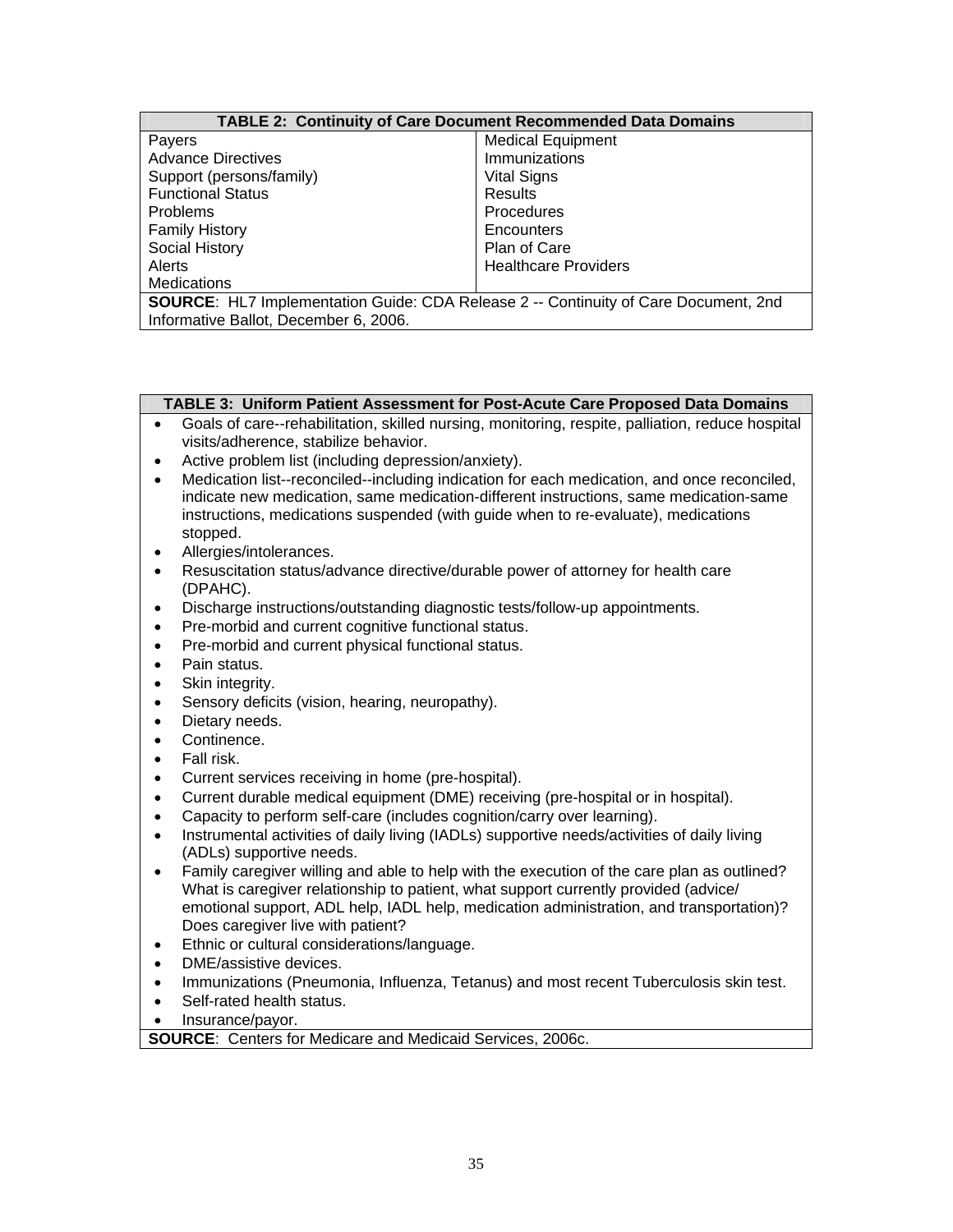| TABLE 2: Continuity of Care Document Recommended Data Domains | |
|---|---|
| Payers | Medical Equipment |
| Advance Directives | Immunizations |
| Support (persons/family) | Vital Signs |
| Functional Status | Results |
| Problems | Procedures |
| Family History | Encounters |
| Social History | Plan of Care |
| Alerts | Healthcare Providers |
| Medications | |
| **SOURCE**: HL7 Implementation Guide: CDA Release 2 -- Continuity of Care Document, 2nd Informative Ballot, December 6, 2006. | |

**TABLE 3: Uniform Patient Assessment for Post-Acute Care Proposed Data Domains**

- Goals of care--rehabilitation, skilled nursing, monitoring, respite, palliation, reduce hospital visits/adherence, stabilize behavior.
- Active problem list (including depression/anxiety).
- Medication list--reconciled--including indication for each medication, and once reconciled, indicate new medication, same medication-different instructions, same medication-same instructions, medications suspended (with guide when to re-evaluate), medications stopped.
- Allergies/intolerances.
- Resuscitation status/advance directive/durable power of attorney for health care (DPAHC).
- Discharge instructions/outstanding diagnostic tests/follow-up appointments.
- Pre-morbid and current cognitive functional status.
- Pre-morbid and current physical functional status.
- Pain status.
- Skin integrity.
- Sensory deficits (vision, hearing, neuropathy).
- Dietary needs.
- Continence.
- Fall risk.
- Current services receiving in home (pre-hospital).
- Current durable medical equipment (DME) receiving (pre-hospital or in hospital).
- Capacity to perform self-care (includes cognition/carry over learning).
- Instrumental activities of daily living (IADLs) supportive needs/activities of daily living (ADLs) supportive needs.
- Family caregiver willing and able to help with the execution of the care plan as outlined? What is caregiver relationship to patient, what support currently provided (advice/ emotional support, ADL help, IADL help, medication administration, and transportation)? Does caregiver live with patient?
- Ethnic or cultural considerations/language.
- DME/assistive devices.
- Immunizations (Pneumonia, Influenza, Tetanus) and most recent Tuberculosis skin test.
- Self-rated health status.
- Insurance/payor.

**SOURCE**: Centers for Medicare and Medicaid Services, 2006c.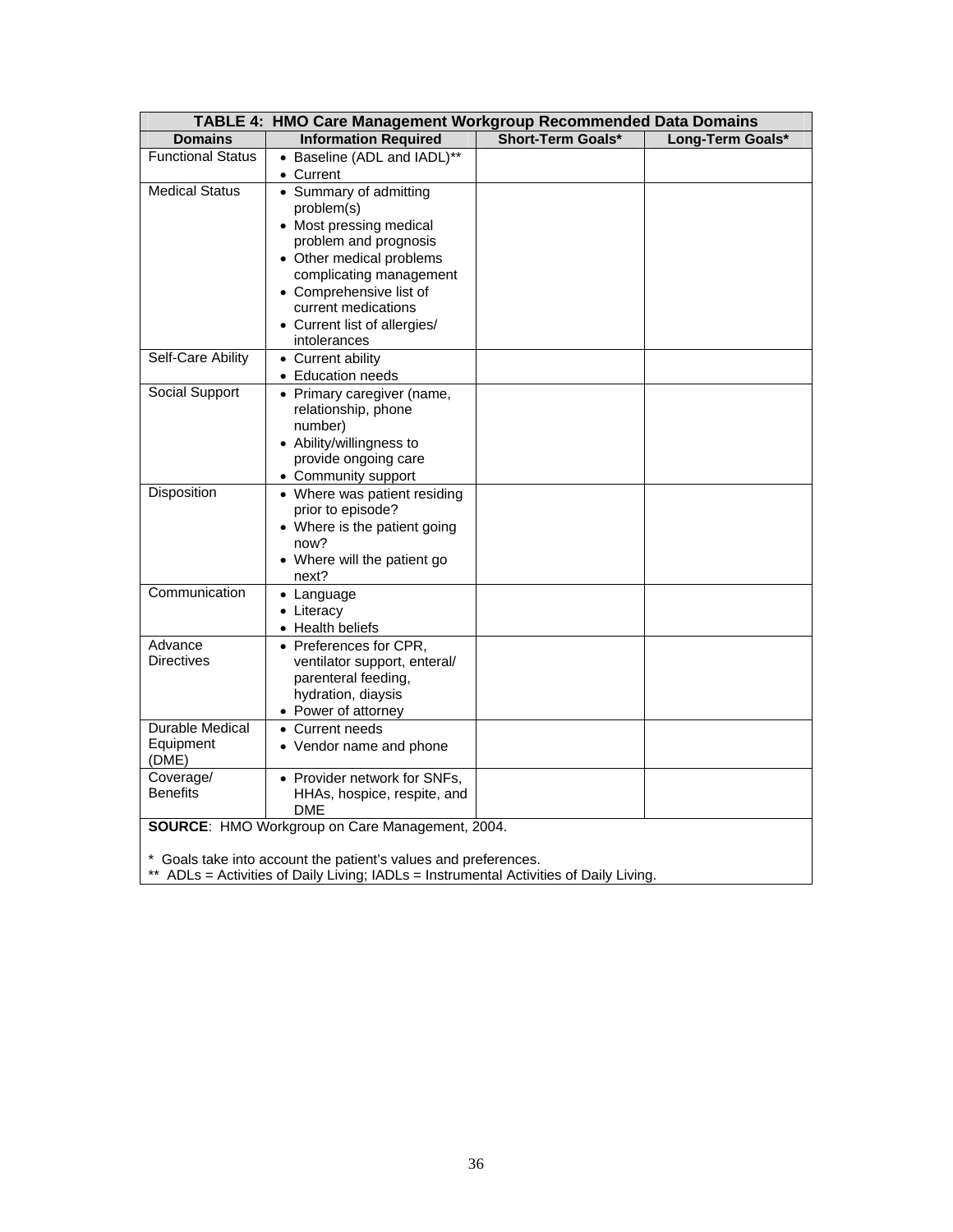**TABLE 4: HMO Care Management Workgroup Recommended Data Domains**

| Domains | Information Required | Short-Term Goals* | Long-Term Goals* |
|---|---|---|---|
| Functional Status | • Baseline (ADL and IADL)** <br> • Current | | |
| Medical Status | • Summary of admitting problem(s) <br> • Most pressing medical problem and prognosis <br> • Other medical problems complicating management <br> • Comprehensive list of current medications <br> • Current list of allergies/ intolerances | | |
| Self-Care Ability | • Current ability <br> • Education needs | | |
| Social Support | • Primary caregiver (name, relationship, phone number) <br> • Ability/willingness to provide ongoing care <br> • Community support | | |
| Disposition | • Where was patient residing prior to episode? <br> • Where is the patient going now? <br> • Where will the patient go next? | | |
| Communication | • Language <br> • Literacy <br> • Health beliefs | | |
| Advance Directives | • Preferences for CPR, ventilator support, enteral/ parenteral feeding, hydration, diaysis <br> • Power of attorney | | |
| Durable Medical Equipment (DME) | • Current needs <br> • Vendor name and phone | | |
| Coverage/ Benefits | • Provider network for SNFs, HHAs, hospice, respite, and DME | | |

**SOURCE**: HMO Workgroup on Care Management, 2004.

* Goals take into account the patient's values and preferences.
** ADLs = Activities of Daily Living; IADLs = Instrumental Activities of Daily Living.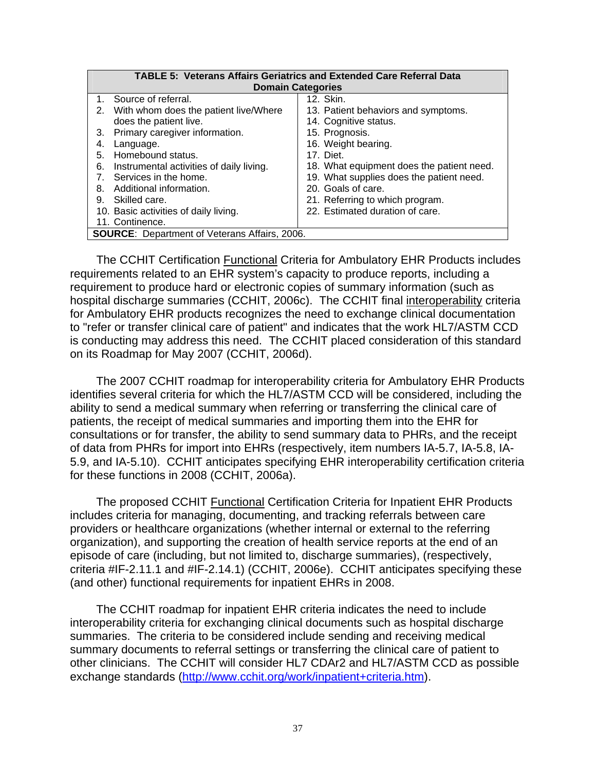| TABLE 5: Veterans Affairs Geriatrics and Extended Care Referral Data Domain Categories | |
|---|---|
| 1. Source of referral. | 12. Skin. |
| 2. With whom does the patient live/Where does the patient live. | 13. Patient behaviors and symptoms. |
| 3. Primary caregiver information. | 14. Cognitive status. |
| 4. Language. | 15. Prognosis. |
| 5. Homebound status. | 16. Weight bearing. |
| 6. Instrumental activities of daily living. | 17. Diet. |
| 7. Services in the home. | 18. What equipment does the patient need. |
| 8. Additional information. | 19. What supplies does the patient need. |
| 9. Skilled care. | 20. Goals of care. |
| 10. Basic activities of daily living. | 21. Referring to which program. |
| 11. Continence. | 22. Estimated duration of care. |

**SOURCE**: Department of Veterans Affairs, 2006.

The CCHIT Certification Functional Criteria for Ambulatory EHR Products includes requirements related to an EHR system's capacity to produce reports, including a requirement to produce hard or electronic copies of summary information (such as hospital discharge summaries (CCHIT, 2006c). The CCHIT final interoperability criteria for Ambulatory EHR products recognizes the need to exchange clinical documentation to "refer or transfer clinical care of patient" and indicates that the work HL7/ASTM CCD is conducting may address this need. The CCHIT placed consideration of this standard on its Roadmap for May 2007 (CCHIT, 2006d).

The 2007 CCHIT roadmap for interoperability criteria for Ambulatory EHR Products identifies several criteria for which the HL7/ASTM CCD will be considered, including the ability to send a medical summary when referring or transferring the clinical care of patients, the receipt of medical summaries and importing them into the EHR for consultations or for transfer, the ability to send summary data to PHRs, and the receipt of data from PHRs for import into EHRs (respectively, item numbers IA-5.7, IA-5.8, IA-5.9, and IA-5.10). CCHIT anticipates specifying EHR interoperability certification criteria for these functions in 2008 (CCHIT, 2006a).

The proposed CCHIT Functional Certification Criteria for Inpatient EHR Products includes criteria for managing, documenting, and tracking referrals between care providers or healthcare organizations (whether internal or external to the referring organization), and supporting the creation of health service reports at the end of an episode of care (including, but not limited to, discharge summaries), (respectively, criteria #IF-2.11.1 and #IF-2.14.1) (CCHIT, 2006e). CCHIT anticipates specifying these (and other) functional requirements for inpatient EHRs in 2008.

The CCHIT roadmap for inpatient EHR criteria indicates the need to include interoperability criteria for exchanging clinical documents such as hospital discharge summaries. The criteria to be considered include sending and receiving medical summary documents to referral settings or transferring the clinical care of patient to other clinicians. The CCHIT will consider HL7 CDAr2 and HL7/ASTM CCD as possible exchange standards (http://www.cchit.org/work/inpatient+criteria.htm).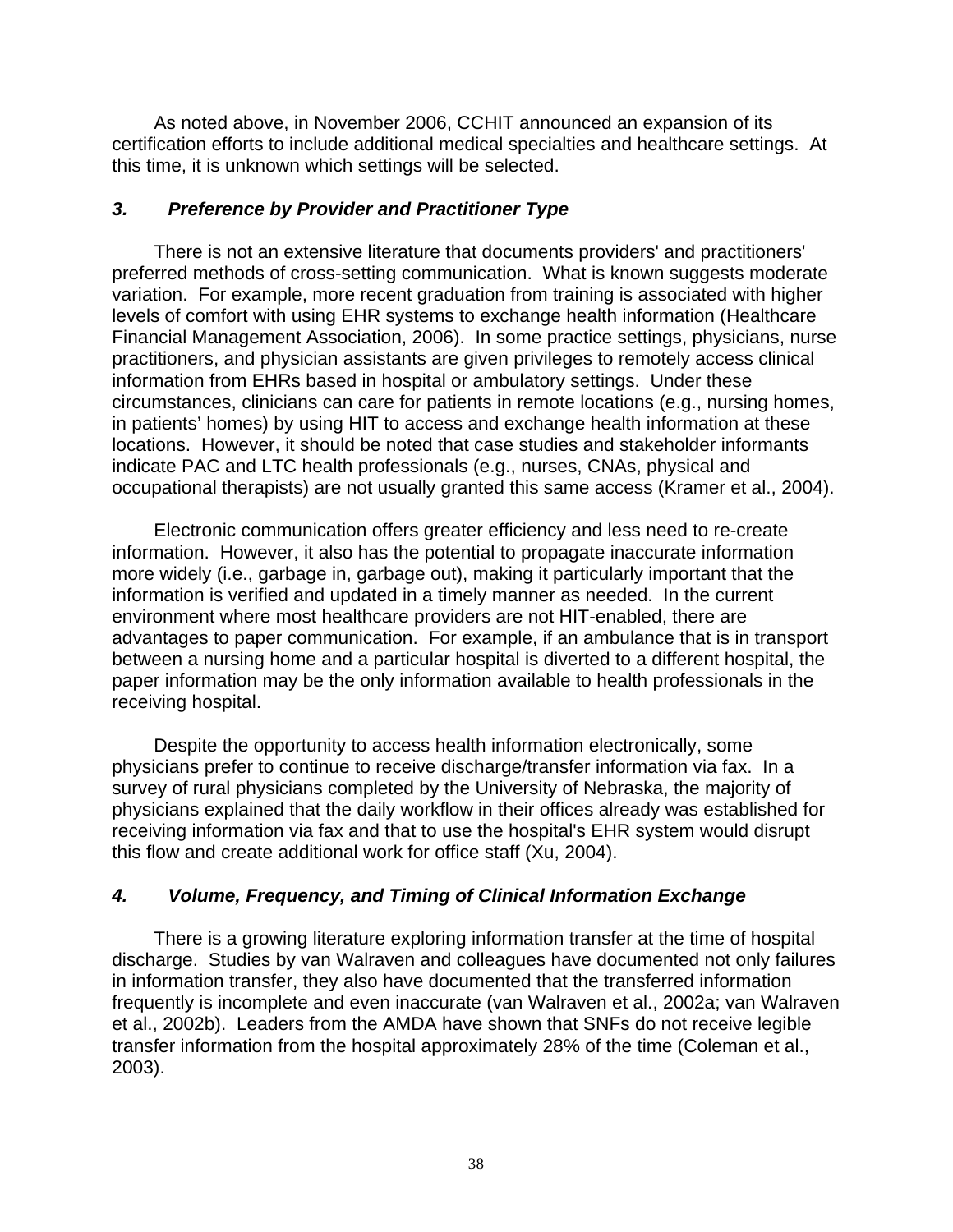As noted above, in November 2006, CCHIT announced an expansion of its certification efforts to include additional medical specialties and healthcare settings. At this time, it is unknown which settings will be selected.

### *3. Preference by Provider and Practitioner Type*

There is not an extensive literature that documents providers' and practitioners' preferred methods of cross-setting communication. What is known suggests moderate variation. For example, more recent graduation from training is associated with higher levels of comfort with using EHR systems to exchange health information (Healthcare Financial Management Association, 2006). In some practice settings, physicians, nurse practitioners, and physician assistants are given privileges to remotely access clinical information from EHRs based in hospital or ambulatory settings. Under these circumstances, clinicians can care for patients in remote locations (e.g., nursing homes, in patients' homes) by using HIT to access and exchange health information at these locations. However, it should be noted that case studies and stakeholder informants indicate PAC and LTC health professionals (e.g., nurses, CNAs, physical and occupational therapists) are not usually granted this same access (Kramer et al., 2004).

Electronic communication offers greater efficiency and less need to re-create information. However, it also has the potential to propagate inaccurate information more widely (i.e., garbage in, garbage out), making it particularly important that the information is verified and updated in a timely manner as needed. In the current environment where most healthcare providers are not HIT-enabled, there are advantages to paper communication. For example, if an ambulance that is in transport between a nursing home and a particular hospital is diverted to a different hospital, the paper information may be the only information available to health professionals in the receiving hospital.

Despite the opportunity to access health information electronically, some physicians prefer to continue to receive discharge/transfer information via fax. In a survey of rural physicians completed by the University of Nebraska, the majority of physicians explained that the daily workflow in their offices already was established for receiving information via fax and that to use the hospital's EHR system would disrupt this flow and create additional work for office staff (Xu, 2004).

### *4. Volume, Frequency, and Timing of Clinical Information Exchange*

There is a growing literature exploring information transfer at the time of hospital discharge. Studies by van Walraven and colleagues have documented not only failures in information transfer, they also have documented that the transferred information frequently is incomplete and even inaccurate (van Walraven et al., 2002a; van Walraven et al., 2002b). Leaders from the AMDA have shown that SNFs do not receive legible transfer information from the hospital approximately 28% of the time (Coleman et al., 2003).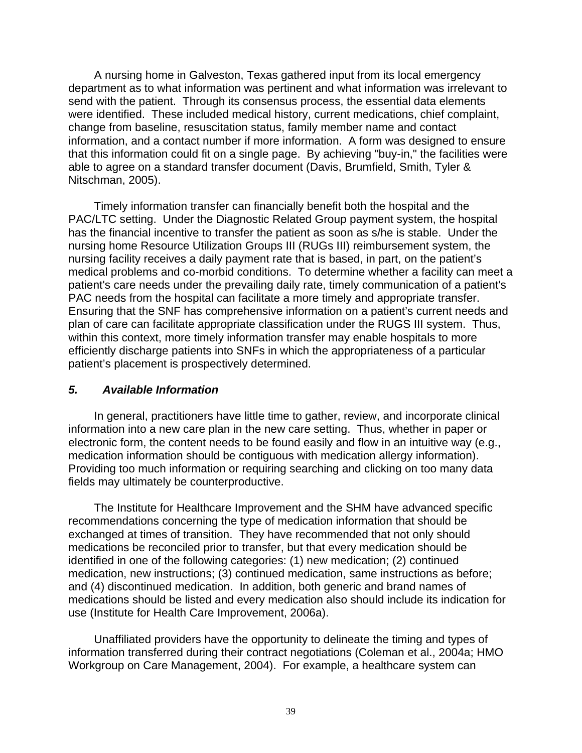A nursing home in Galveston, Texas gathered input from its local emergency department as to what information was pertinent and what information was irrelevant to send with the patient. Through its consensus process, the essential data elements were identified. These included medical history, current medications, chief complaint, change from baseline, resuscitation status, family member name and contact information, and a contact number if more information. A form was designed to ensure that this information could fit on a single page. By achieving "buy-in," the facilities were able to agree on a standard transfer document (Davis, Brumfield, Smith, Tyler & Nitschman, 2005).

Timely information transfer can financially benefit both the hospital and the PAC/LTC setting. Under the Diagnostic Related Group payment system, the hospital has the financial incentive to transfer the patient as soon as s/he is stable. Under the nursing home Resource Utilization Groups III (RUGs III) reimbursement system, the nursing facility receives a daily payment rate that is based, in part, on the patient's medical problems and co-morbid conditions. To determine whether a facility can meet a patient's care needs under the prevailing daily rate, timely communication of a patient's PAC needs from the hospital can facilitate a more timely and appropriate transfer. Ensuring that the SNF has comprehensive information on a patient's current needs and plan of care can facilitate appropriate classification under the RUGS III system. Thus, within this context, more timely information transfer may enable hospitals to more efficiently discharge patients into SNFs in which the appropriateness of a particular patient's placement is prospectively determined.

### *5. Available Information*

In general, practitioners have little time to gather, review, and incorporate clinical information into a new care plan in the new care setting. Thus, whether in paper or electronic form, the content needs to be found easily and flow in an intuitive way (e.g., medication information should be contiguous with medication allergy information). Providing too much information or requiring searching and clicking on too many data fields may ultimately be counterproductive.

The Institute for Healthcare Improvement and the SHM have advanced specific recommendations concerning the type of medication information that should be exchanged at times of transition. They have recommended that not only should medications be reconciled prior to transfer, but that every medication should be identified in one of the following categories: (1) new medication; (2) continued medication, new instructions; (3) continued medication, same instructions as before; and (4) discontinued medication. In addition, both generic and brand names of medications should be listed and every medication also should include its indication for use (Institute for Health Care Improvement, 2006a).

Unaffiliated providers have the opportunity to delineate the timing and types of information transferred during their contract negotiations (Coleman et al., 2004a; HMO Workgroup on Care Management, 2004). For example, a healthcare system can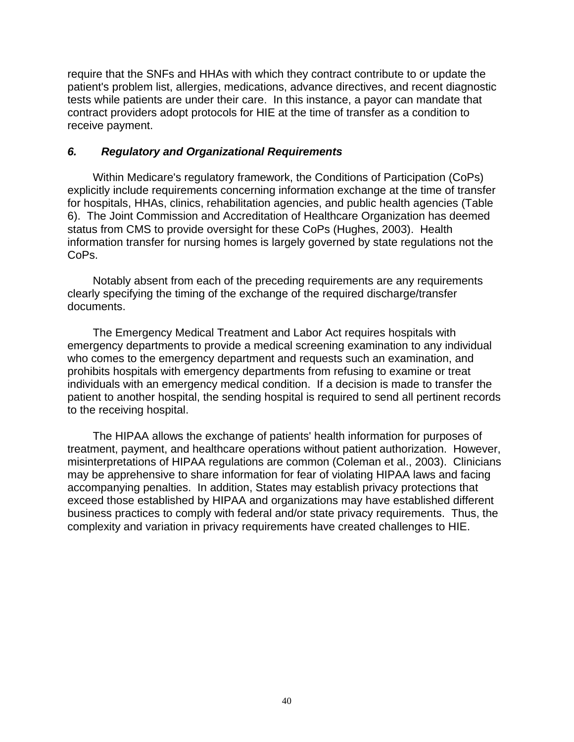require that the SNFs and HHAs with which they contract contribute to or update the patient's problem list, allergies, medications, advance directives, and recent diagnostic tests while patients are under their care. In this instance, a payor can mandate that contract providers adopt protocols for HIE at the time of transfer as a condition to receive payment.

### *6. Regulatory and Organizational Requirements*

Within Medicare's regulatory framework, the Conditions of Participation (CoPs) explicitly include requirements concerning information exchange at the time of transfer for hospitals, HHAs, clinics, rehabilitation agencies, and public health agencies (Table 6). The Joint Commission and Accreditation of Healthcare Organization has deemed status from CMS to provide oversight for these CoPs (Hughes, 2003). Health information transfer for nursing homes is largely governed by state regulations not the CoPs.

Notably absent from each of the preceding requirements are any requirements clearly specifying the timing of the exchange of the required discharge/transfer documents.

The Emergency Medical Treatment and Labor Act requires hospitals with emergency departments to provide a medical screening examination to any individual who comes to the emergency department and requests such an examination, and prohibits hospitals with emergency departments from refusing to examine or treat individuals with an emergency medical condition. If a decision is made to transfer the patient to another hospital, the sending hospital is required to send all pertinent records to the receiving hospital.

The HIPAA allows the exchange of patients' health information for purposes of treatment, payment, and healthcare operations without patient authorization. However, misinterpretations of HIPAA regulations are common (Coleman et al., 2003). Clinicians may be apprehensive to share information for fear of violating HIPAA laws and facing accompanying penalties. In addition, States may establish privacy protections that exceed those established by HIPAA and organizations may have established different business practices to comply with federal and/or state privacy requirements. Thus, the complexity and variation in privacy requirements have created challenges to HIE.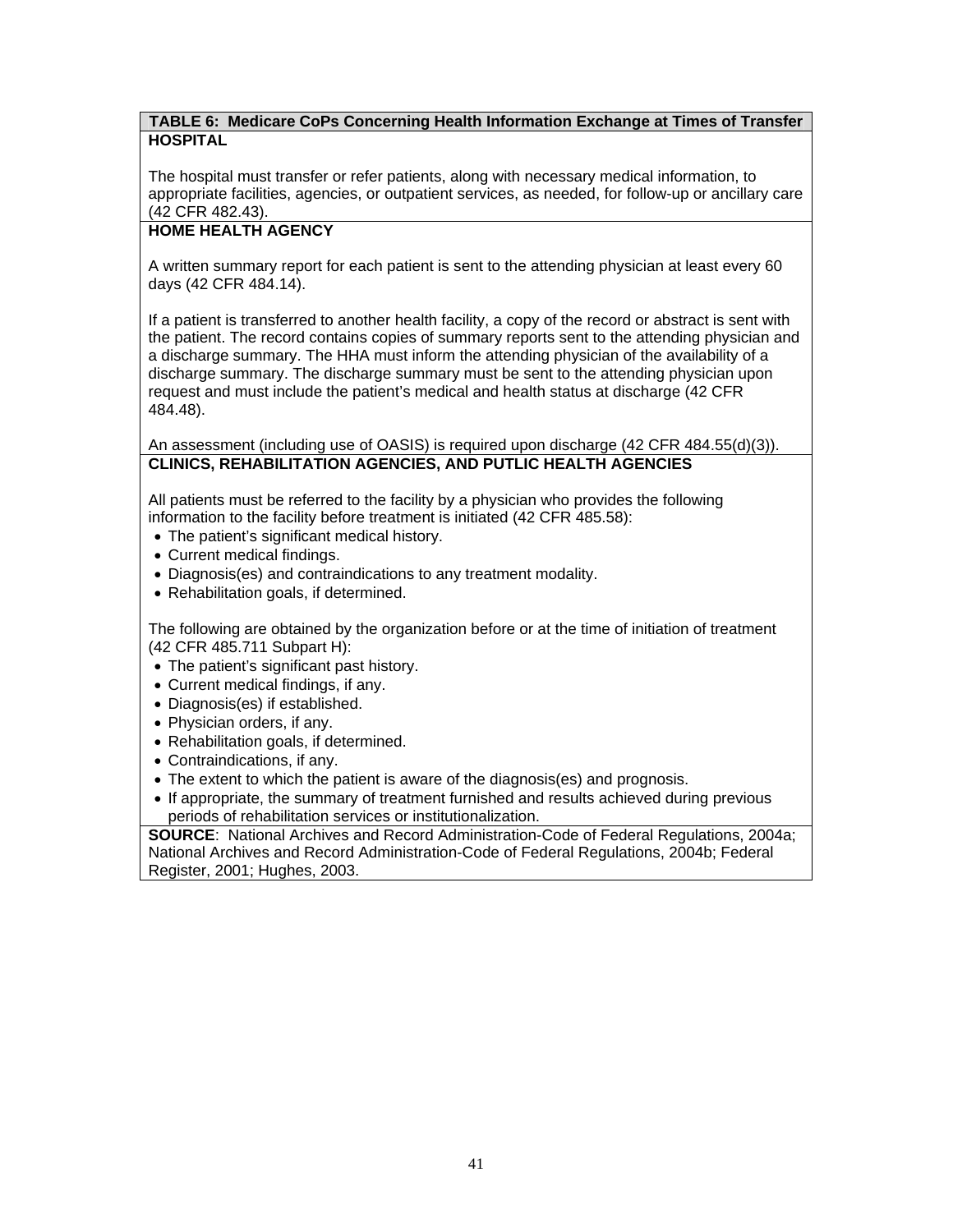**TABLE 6: Medicare CoPs Concerning Health Information Exchange at Times of Transfer**

**HOSPITAL**

The hospital must transfer or refer patients, along with necessary medical information, to appropriate facilities, agencies, or outpatient services, as needed, for follow-up or ancillary care (42 CFR 482.43).

**HOME HEALTH AGENCY**

A written summary report for each patient is sent to the attending physician at least every 60 days (42 CFR 484.14).

If a patient is transferred to another health facility, a copy of the record or abstract is sent with the patient. The record contains copies of summary reports sent to the attending physician and a discharge summary. The HHA must inform the attending physician of the availability of a discharge summary. The discharge summary must be sent to the attending physician upon request and must include the patient's medical and health status at discharge (42 CFR 484.48).

An assessment (including use of OASIS) is required upon discharge (42 CFR 484.55(d)(3)).

**CLINICS, REHABILITATION AGENCIES, AND PUTLIC HEALTH AGENCIES**

All patients must be referred to the facility by a physician who provides the following information to the facility before treatment is initiated (42 CFR 485.58):

- The patient's significant medical history.
- Current medical findings.
- Diagnosis(es) and contraindications to any treatment modality.
- Rehabilitation goals, if determined.

The following are obtained by the organization before or at the time of initiation of treatment (42 CFR 485.711 Subpart H):

- The patient's significant past history.
- Current medical findings, if any.
- Diagnosis(es) if established.
- Physician orders, if any.
- Rehabilitation goals, if determined.
- Contraindications, if any.
- The extent to which the patient is aware of the diagnosis(es) and prognosis.
- If appropriate, the summary of treatment furnished and results achieved during previous periods of rehabilitation services or institutionalization.

**SOURCE**: National Archives and Record Administration-Code of Federal Regulations, 2004a; National Archives and Record Administration-Code of Federal Regulations, 2004b; Federal Register, 2001; Hughes, 2003.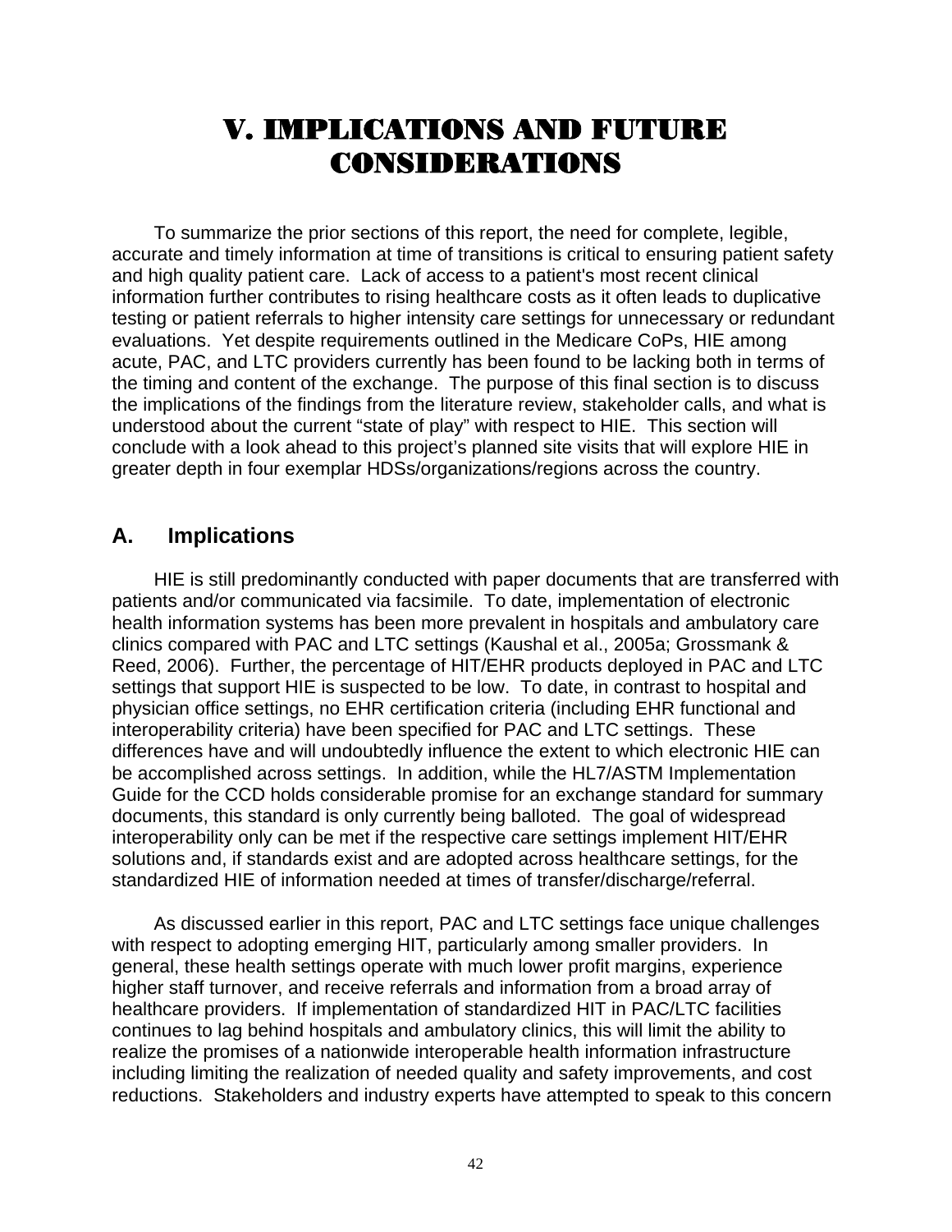# V. IMPLICATIONS AND FUTURE CONSIDERATIONS

To summarize the prior sections of this report, the need for complete, legible, accurate and timely information at time of transitions is critical to ensuring patient safety and high quality patient care. Lack of access to a patient's most recent clinical information further contributes to rising healthcare costs as it often leads to duplicative testing or patient referrals to higher intensity care settings for unnecessary or redundant evaluations. Yet despite requirements outlined in the Medicare CoPs, HIE among acute, PAC, and LTC providers currently has been found to be lacking both in terms of the timing and content of the exchange. The purpose of this final section is to discuss the implications of the findings from the literature review, stakeholder calls, and what is understood about the current "state of play" with respect to HIE. This section will conclude with a look ahead to this project's planned site visits that will explore HIE in greater depth in four exemplar HDSs/organizations/regions across the country.

## A. Implications

HIE is still predominantly conducted with paper documents that are transferred with patients and/or communicated via facsimile. To date, implementation of electronic health information systems has been more prevalent in hospitals and ambulatory care clinics compared with PAC and LTC settings (Kaushal et al., 2005a; Grossmank & Reed, 2006). Further, the percentage of HIT/EHR products deployed in PAC and LTC settings that support HIE is suspected to be low. To date, in contrast to hospital and physician office settings, no EHR certification criteria (including EHR functional and interoperability criteria) have been specified for PAC and LTC settings. These differences have and will undoubtedly influence the extent to which electronic HIE can be accomplished across settings. In addition, while the HL7/ASTM Implementation Guide for the CCD holds considerable promise for an exchange standard for summary documents, this standard is only currently being balloted. The goal of widespread interoperability only can be met if the respective care settings implement HIT/EHR solutions and, if standards exist and are adopted across healthcare settings, for the standardized HIE of information needed at times of transfer/discharge/referral.

As discussed earlier in this report, PAC and LTC settings face unique challenges with respect to adopting emerging HIT, particularly among smaller providers. In general, these health settings operate with much lower profit margins, experience higher staff turnover, and receive referrals and information from a broad array of healthcare providers. If implementation of standardized HIT in PAC/LTC facilities continues to lag behind hospitals and ambulatory clinics, this will limit the ability to realize the promises of a nationwide interoperable health information infrastructure including limiting the realization of needed quality and safety improvements, and cost reductions. Stakeholders and industry experts have attempted to speak to this concern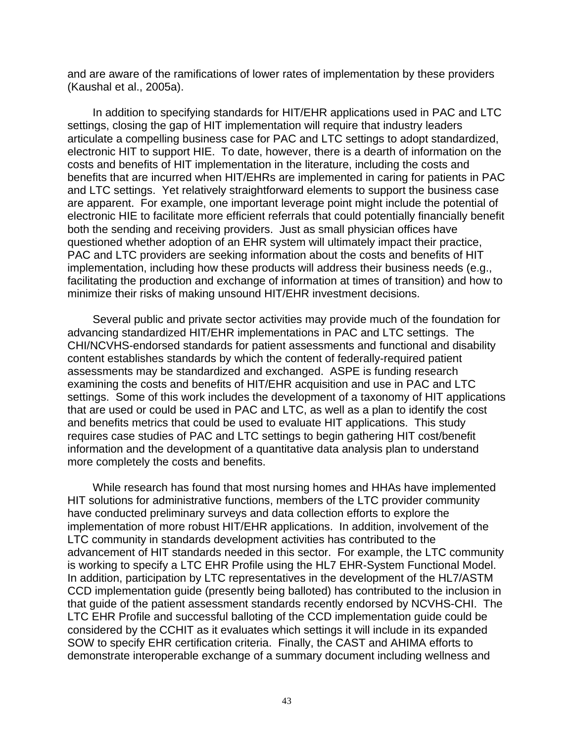and are aware of the ramifications of lower rates of implementation by these providers (Kaushal et al., 2005a).

In addition to specifying standards for HIT/EHR applications used in PAC and LTC settings, closing the gap of HIT implementation will require that industry leaders articulate a compelling business case for PAC and LTC settings to adopt standardized, electronic HIT to support HIE. To date, however, there is a dearth of information on the costs and benefits of HIT implementation in the literature, including the costs and benefits that are incurred when HIT/EHRs are implemented in caring for patients in PAC and LTC settings. Yet relatively straightforward elements to support the business case are apparent. For example, one important leverage point might include the potential of electronic HIE to facilitate more efficient referrals that could potentially financially benefit both the sending and receiving providers. Just as small physician offices have questioned whether adoption of an EHR system will ultimately impact their practice, PAC and LTC providers are seeking information about the costs and benefits of HIT implementation, including how these products will address their business needs (e.g., facilitating the production and exchange of information at times of transition) and how to minimize their risks of making unsound HIT/EHR investment decisions.

Several public and private sector activities may provide much of the foundation for advancing standardized HIT/EHR implementations in PAC and LTC settings. The CHI/NCVHS-endorsed standards for patient assessments and functional and disability content establishes standards by which the content of federally-required patient assessments may be standardized and exchanged. ASPE is funding research examining the costs and benefits of HIT/EHR acquisition and use in PAC and LTC settings. Some of this work includes the development of a taxonomy of HIT applications that are used or could be used in PAC and LTC, as well as a plan to identify the cost and benefits metrics that could be used to evaluate HIT applications. This study requires case studies of PAC and LTC settings to begin gathering HIT cost/benefit information and the development of a quantitative data analysis plan to understand more completely the costs and benefits.

While research has found that most nursing homes and HHAs have implemented HIT solutions for administrative functions, members of the LTC provider community have conducted preliminary surveys and data collection efforts to explore the implementation of more robust HIT/EHR applications. In addition, involvement of the LTC community in standards development activities has contributed to the advancement of HIT standards needed in this sector. For example, the LTC community is working to specify a LTC EHR Profile using the HL7 EHR-System Functional Model. In addition, participation by LTC representatives in the development of the HL7/ASTM CCD implementation guide (presently being balloted) has contributed to the inclusion in that guide of the patient assessment standards recently endorsed by NCVHS-CHI. The LTC EHR Profile and successful balloting of the CCD implementation guide could be considered by the CCHIT as it evaluates which settings it will include in its expanded SOW to specify EHR certification criteria. Finally, the CAST and AHIMA efforts to demonstrate interoperable exchange of a summary document including wellness and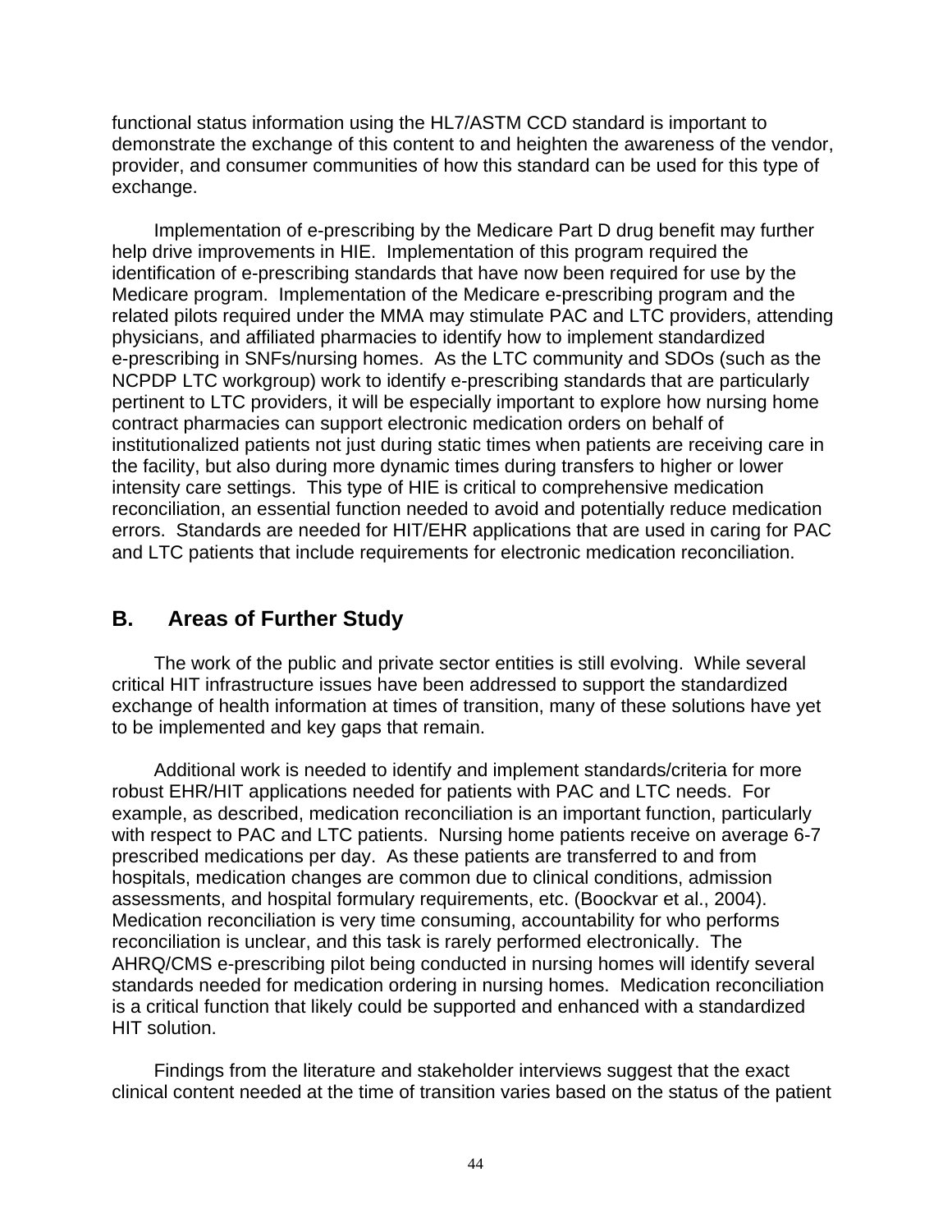functional status information using the HL7/ASTM CCD standard is important to demonstrate the exchange of this content to and heighten the awareness of the vendor, provider, and consumer communities of how this standard can be used for this type of exchange.

Implementation of e-prescribing by the Medicare Part D drug benefit may further help drive improvements in HIE. Implementation of this program required the identification of e-prescribing standards that have now been required for use by the Medicare program. Implementation of the Medicare e-prescribing program and the related pilots required under the MMA may stimulate PAC and LTC providers, attending physicians, and affiliated pharmacies to identify how to implement standardized e-prescribing in SNFs/nursing homes. As the LTC community and SDOs (such as the NCPDP LTC workgroup) work to identify e-prescribing standards that are particularly pertinent to LTC providers, it will be especially important to explore how nursing home contract pharmacies can support electronic medication orders on behalf of institutionalized patients not just during static times when patients are receiving care in the facility, but also during more dynamic times during transfers to higher or lower intensity care settings. This type of HIE is critical to comprehensive medication reconciliation, an essential function needed to avoid and potentially reduce medication errors. Standards are needed for HIT/EHR applications that are used in caring for PAC and LTC patients that include requirements for electronic medication reconciliation.

## B. Areas of Further Study

The work of the public and private sector entities is still evolving. While several critical HIT infrastructure issues have been addressed to support the standardized exchange of health information at times of transition, many of these solutions have yet to be implemented and key gaps that remain.

Additional work is needed to identify and implement standards/criteria for more robust EHR/HIT applications needed for patients with PAC and LTC needs. For example, as described, medication reconciliation is an important function, particularly with respect to PAC and LTC patients. Nursing home patients receive on average 6-7 prescribed medications per day. As these patients are transferred to and from hospitals, medication changes are common due to clinical conditions, admission assessments, and hospital formulary requirements, etc. (Boockvar et al., 2004). Medication reconciliation is very time consuming, accountability for who performs reconciliation is unclear, and this task is rarely performed electronically. The AHRQ/CMS e-prescribing pilot being conducted in nursing homes will identify several standards needed for medication ordering in nursing homes. Medication reconciliation is a critical function that likely could be supported and enhanced with a standardized HIT solution.

Findings from the literature and stakeholder interviews suggest that the exact clinical content needed at the time of transition varies based on the status of the patient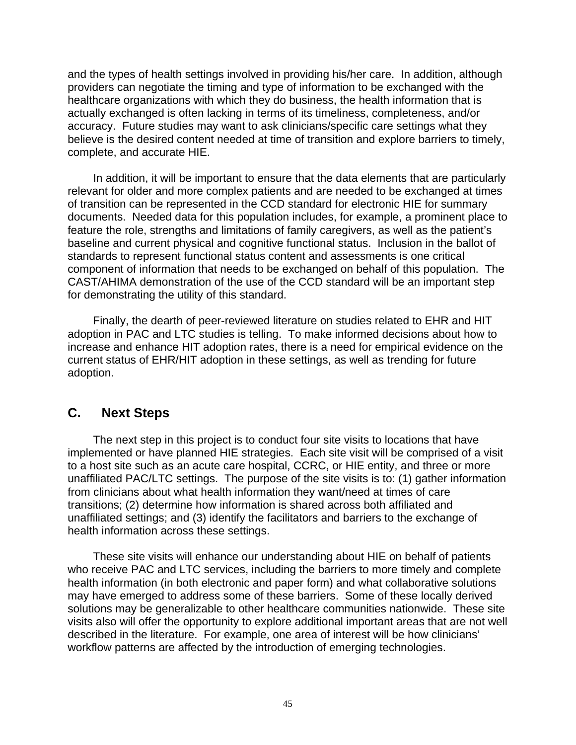and the types of health settings involved in providing his/her care. In addition, although providers can negotiate the timing and type of information to be exchanged with the healthcare organizations with which they do business, the health information that is actually exchanged is often lacking in terms of its timeliness, completeness, and/or accuracy. Future studies may want to ask clinicians/specific care settings what they believe is the desired content needed at time of transition and explore barriers to timely, complete, and accurate HIE.

In addition, it will be important to ensure that the data elements that are particularly relevant for older and more complex patients and are needed to be exchanged at times of transition can be represented in the CCD standard for electronic HIE for summary documents. Needed data for this population includes, for example, a prominent place to feature the role, strengths and limitations of family caregivers, as well as the patient's baseline and current physical and cognitive functional status. Inclusion in the ballot of standards to represent functional status content and assessments is one critical component of information that needs to be exchanged on behalf of this population. The CAST/AHIMA demonstration of the use of the CCD standard will be an important step for demonstrating the utility of this standard.

Finally, the dearth of peer-reviewed literature on studies related to EHR and HIT adoption in PAC and LTC studies is telling. To make informed decisions about how to increase and enhance HIT adoption rates, there is a need for empirical evidence on the current status of EHR/HIT adoption in these settings, as well as trending for future adoption.

## C. Next Steps

The next step in this project is to conduct four site visits to locations that have implemented or have planned HIE strategies. Each site visit will be comprised of a visit to a host site such as an acute care hospital, CCRC, or HIE entity, and three or more unaffiliated PAC/LTC settings. The purpose of the site visits is to: (1) gather information from clinicians about what health information they want/need at times of care transitions; (2) determine how information is shared across both affiliated and unaffiliated settings; and (3) identify the facilitators and barriers to the exchange of health information across these settings.

These site visits will enhance our understanding about HIE on behalf of patients who receive PAC and LTC services, including the barriers to more timely and complete health information (in both electronic and paper form) and what collaborative solutions may have emerged to address some of these barriers. Some of these locally derived solutions may be generalizable to other healthcare communities nationwide. These site visits also will offer the opportunity to explore additional important areas that are not well described in the literature. For example, one area of interest will be how clinicians' workflow patterns are affected by the introduction of emerging technologies.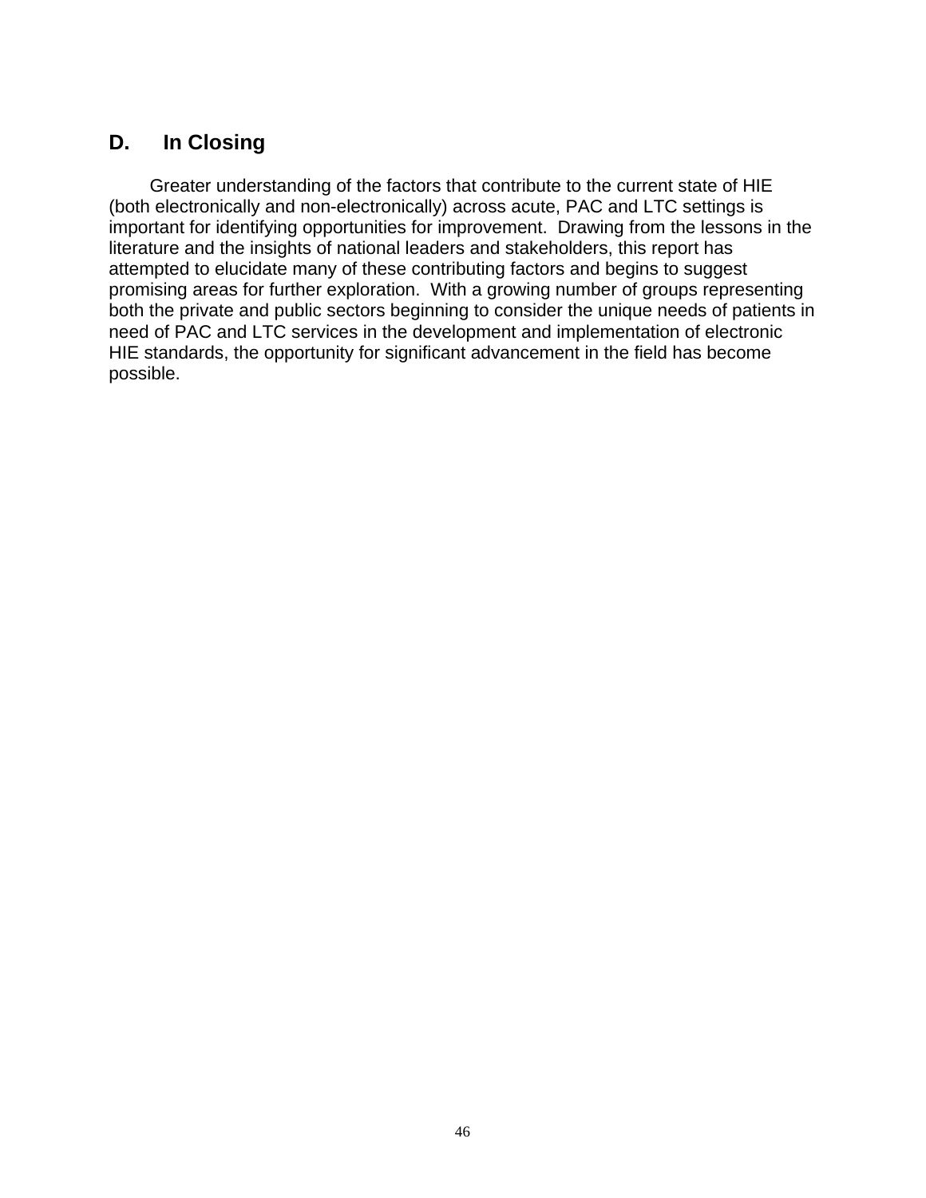## D. In Closing

Greater understanding of the factors that contribute to the current state of HIE (both electronically and non-electronically) across acute, PAC and LTC settings is important for identifying opportunities for improvement. Drawing from the lessons in the literature and the insights of national leaders and stakeholders, this report has attempted to elucidate many of these contributing factors and begins to suggest promising areas for further exploration. With a growing number of groups representing both the private and public sectors beginning to consider the unique needs of patients in need of PAC and LTC services in the development and implementation of electronic HIE standards, the opportunity for significant advancement in the field has become possible.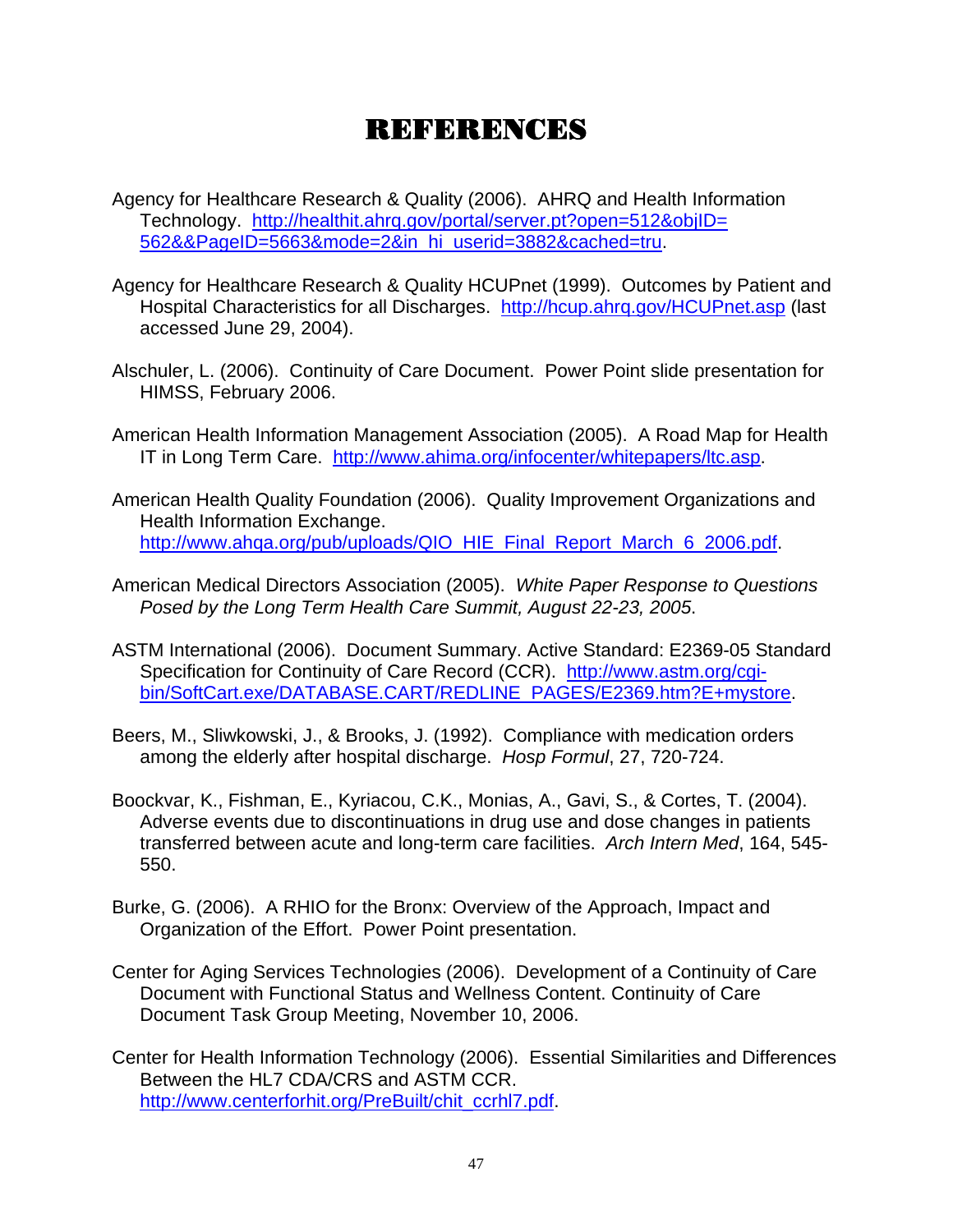# REFERENCES

Agency for Healthcare Research & Quality (2006). AHRQ and Health Information Technology. http://healthit.ahrq.gov/portal/server.pt?open=512&objID=562&&PageID=5663&mode=2&in_hi_userid=3882&cached=tru.

Agency for Healthcare Research & Quality HCUPnet (1999). Outcomes by Patient and Hospital Characteristics for all Discharges. http://hcup.ahrq.gov/HCUPnet.asp (last accessed June 29, 2004).

Alschuler, L. (2006). Continuity of Care Document. Power Point slide presentation for HIMSS, February 2006.

American Health Information Management Association (2005). A Road Map for Health IT in Long Term Care. http://www.ahima.org/infocenter/whitepapers/ltc.asp.

American Health Quality Foundation (2006). Quality Improvement Organizations and Health Information Exchange. http://www.ahqa.org/pub/uploads/QIO_HIE_Final_Report_March_6_2006.pdf.

American Medical Directors Association (2005). *White Paper Response to Questions Posed by the Long Term Health Care Summit, August 22-23, 2005*.

ASTM International (2006). Document Summary. Active Standard: E2369-05 Standard Specification for Continuity of Care Record (CCR). http://www.astm.org/cgi-bin/SoftCart.exe/DATABASE.CART/REDLINE_PAGES/E2369.htm?E+mystore.

Beers, M., Sliwkowski, J., & Brooks, J. (1992). Compliance with medication orders among the elderly after hospital discharge. *Hosp Formul*, 27, 720-724.

Boockvar, K., Fishman, E., Kyriacou, C.K., Monias, A., Gavi, S., & Cortes, T. (2004). Adverse events due to discontinuations in drug use and dose changes in patients transferred between acute and long-term care facilities. *Arch Intern Med*, 164, 545-550.

Burke, G. (2006). A RHIO for the Bronx: Overview of the Approach, Impact and Organization of the Effort. Power Point presentation.

Center for Aging Services Technologies (2006). Development of a Continuity of Care Document with Functional Status and Wellness Content. Continuity of Care Document Task Group Meeting, November 10, 2006.

Center for Health Information Technology (2006). Essential Similarities and Differences Between the HL7 CDA/CRS and ASTM CCR. http://www.centerforhit.org/PreBuilt/chit_ccrhl7.pdf.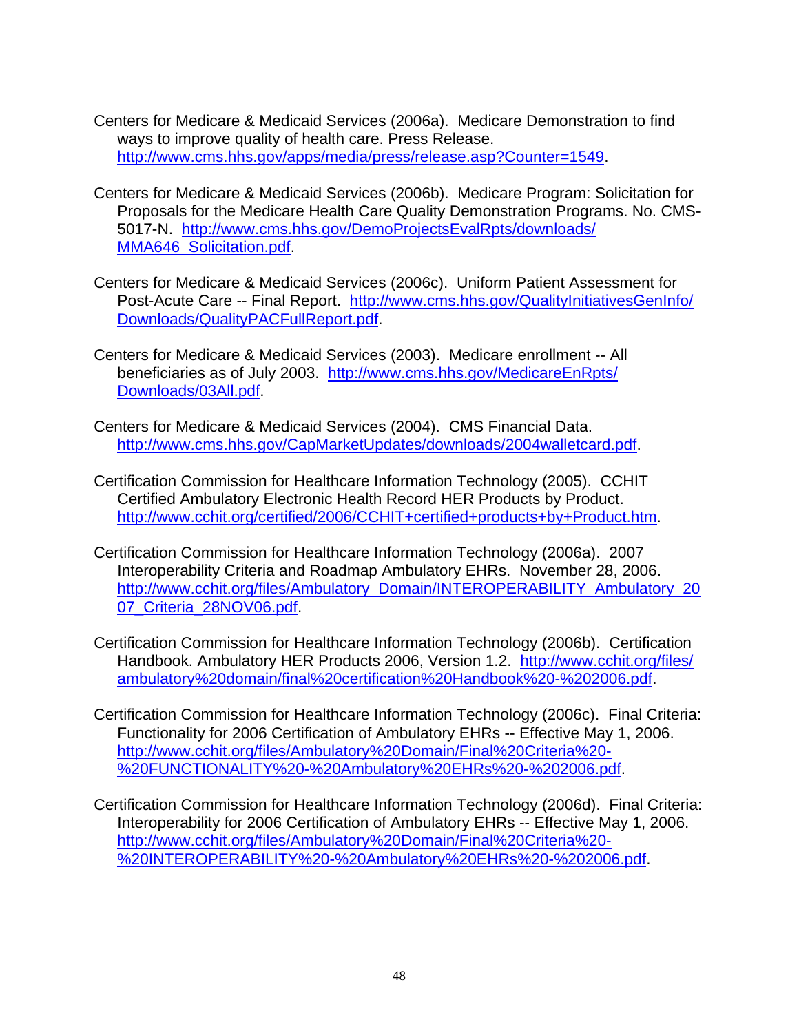Centers for Medicare & Medicaid Services (2006a). Medicare Demonstration to find ways to improve quality of health care. Press Release. http://www.cms.hhs.gov/apps/media/press/release.asp?Counter=1549.

Centers for Medicare & Medicaid Services (2006b). Medicare Program: Solicitation for Proposals for the Medicare Health Care Quality Demonstration Programs. No. CMS-5017-N. http://www.cms.hhs.gov/DemoProjectsEvalRpts/downloads/MMA646_Solicitation.pdf.

Centers for Medicare & Medicaid Services (2006c). Uniform Patient Assessment for Post-Acute Care -- Final Report. http://www.cms.hhs.gov/QualityInitiativesGenInfo/Downloads/QualityPACFullReport.pdf.

Centers for Medicare & Medicaid Services (2003). Medicare enrollment -- All beneficiaries as of July 2003. http://www.cms.hhs.gov/MedicareEnRpts/Downloads/03All.pdf.

Centers for Medicare & Medicaid Services (2004). CMS Financial Data. http://www.cms.hhs.gov/CapMarketUpdates/downloads/2004walletcard.pdf.

Certification Commission for Healthcare Information Technology (2005). CCHIT Certified Ambulatory Electronic Health Record HER Products by Product. http://www.cchit.org/certified/2006/CCHIT+certified+products+by+Product.htm.

Certification Commission for Healthcare Information Technology (2006a). 2007 Interoperability Criteria and Roadmap Ambulatory EHRs. November 28, 2006. http://www.cchit.org/files/Ambulatory_Domain/INTEROPERABILITY_Ambulatory_2007_Criteria_28NOV06.pdf.

Certification Commission for Healthcare Information Technology (2006b). Certification Handbook. Ambulatory HER Products 2006, Version 1.2. http://www.cchit.org/files/ambulatory%20domain/final%20certification%20Handbook%20-%202006.pdf.

Certification Commission for Healthcare Information Technology (2006c). Final Criteria: Functionality for 2006 Certification of Ambulatory EHRs -- Effective May 1, 2006. http://www.cchit.org/files/Ambulatory%20Domain/Final%20Criteria%20-%20FUNCTIONALITY%20-%20Ambulatory%20EHRs%20-%202006.pdf.

Certification Commission for Healthcare Information Technology (2006d). Final Criteria: Interoperability for 2006 Certification of Ambulatory EHRs -- Effective May 1, 2006. http://www.cchit.org/files/Ambulatory%20Domain/Final%20Criteria%20-%20INTEROPERABILITY%20-%20Ambulatory%20EHRs%20-%202006.pdf.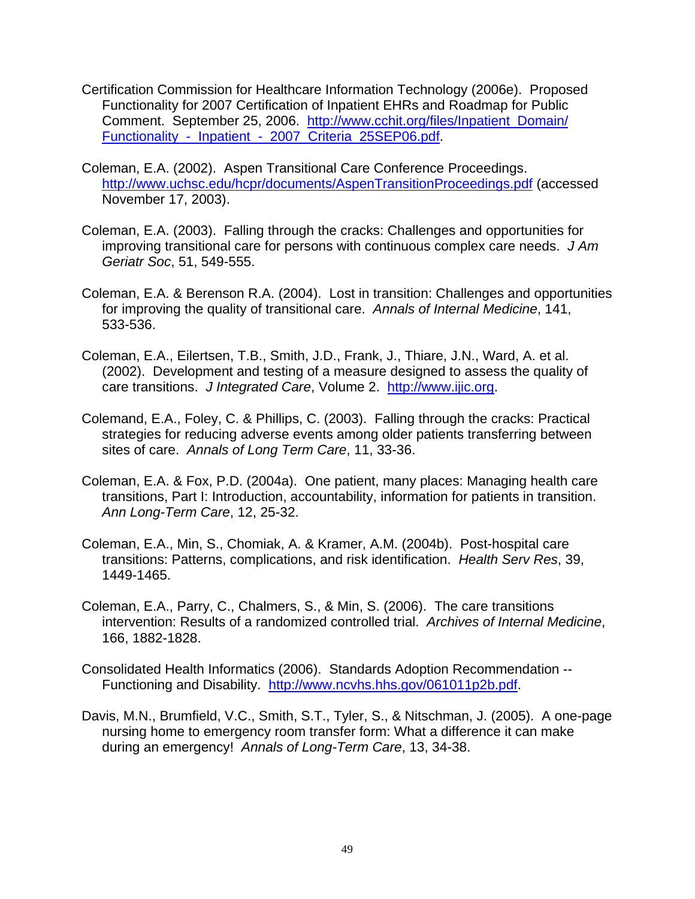Certification Commission for Healthcare Information Technology (2006e). Proposed Functionality for 2007 Certification of Inpatient EHRs and Roadmap for Public Comment. September 25, 2006. http://www.cchit.org/files/Inpatient_Domain/Functionality_-_Inpatient_-_2007_Criteria_25SEP06.pdf.

Coleman, E.A. (2002). Aspen Transitional Care Conference Proceedings. http://www.uchsc.edu/hcpr/documents/AspenTransitionProceedings.pdf (accessed November 17, 2003).

Coleman, E.A. (2003). Falling through the cracks: Challenges and opportunities for improving transitional care for persons with continuous complex care needs. *J Am Geriatr Soc*, 51, 549-555.

Coleman, E.A. & Berenson R.A. (2004). Lost in transition: Challenges and opportunities for improving the quality of transitional care. *Annals of Internal Medicine*, 141, 533-536.

Coleman, E.A., Eilertsen, T.B., Smith, J.D., Frank, J., Thiare, J.N., Ward, A. et al. (2002). Development and testing of a measure designed to assess the quality of care transitions. *J Integrated Care*, Volume 2. http://www.ijic.org.

Colemand, E.A., Foley, C. & Phillips, C. (2003). Falling through the cracks: Practical strategies for reducing adverse events among older patients transferring between sites of care. *Annals of Long Term Care*, 11, 33-36.

Coleman, E.A. & Fox, P.D. (2004a). One patient, many places: Managing health care transitions, Part I: Introduction, accountability, information for patients in transition. *Ann Long-Term Care*, 12, 25-32.

Coleman, E.A., Min, S., Chomiak, A. & Kramer, A.M. (2004b). Post-hospital care transitions: Patterns, complications, and risk identification. *Health Serv Res*, 39, 1449-1465.

Coleman, E.A., Parry, C., Chalmers, S., & Min, S. (2006). The care transitions intervention: Results of a randomized controlled trial. *Archives of Internal Medicine*, 166, 1882-1828.

Consolidated Health Informatics (2006). Standards Adoption Recommendation -- Functioning and Disability. http://www.ncvhs.hhs.gov/061011p2b.pdf.

Davis, M.N., Brumfield, V.C., Smith, S.T., Tyler, S., & Nitschman, J. (2005). A one-page nursing home to emergency room transfer form: What a difference it can make during an emergency! *Annals of Long-Term Care*, 13, 34-38.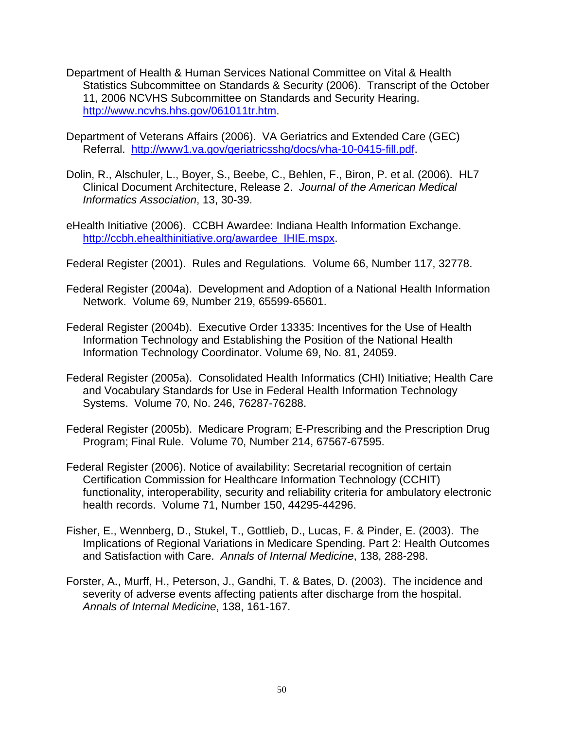Department of Health & Human Services National Committee on Vital & Health Statistics Subcommittee on Standards & Security (2006). Transcript of the October 11, 2006 NCVHS Subcommittee on Standards and Security Hearing. http://www.ncvhs.hhs.gov/061011tr.htm.

Department of Veterans Affairs (2006). VA Geriatrics and Extended Care (GEC) Referral. http://www1.va.gov/geriatricsshg/docs/vha-10-0415-fill.pdf.

Dolin, R., Alschuler, L., Boyer, S., Beebe, C., Behlen, F., Biron, P. et al. (2006). HL7 Clinical Document Architecture, Release 2. *Journal of the American Medical Informatics Association*, 13, 30-39.

eHealth Initiative (2006). CCBH Awardee: Indiana Health Information Exchange. http://ccbh.ehealthinitiative.org/awardee_IHIE.mspx.

Federal Register (2001). Rules and Regulations. Volume 66, Number 117, 32778.

Federal Register (2004a). Development and Adoption of a National Health Information Network. Volume 69, Number 219, 65599-65601.

Federal Register (2004b). Executive Order 13335: Incentives for the Use of Health Information Technology and Establishing the Position of the National Health Information Technology Coordinator. Volume 69, No. 81, 24059.

Federal Register (2005a). Consolidated Health Informatics (CHI) Initiative; Health Care and Vocabulary Standards for Use in Federal Health Information Technology Systems. Volume 70, No. 246, 76287-76288.

Federal Register (2005b). Medicare Program; E-Prescribing and the Prescription Drug Program; Final Rule. Volume 70, Number 214, 67567-67595.

Federal Register (2006). Notice of availability: Secretarial recognition of certain Certification Commission for Healthcare Information Technology (CCHIT) functionality, interoperability, security and reliability criteria for ambulatory electronic health records. Volume 71, Number 150, 44295-44296.

Fisher, E., Wennberg, D., Stukel, T., Gottlieb, D., Lucas, F. & Pinder, E. (2003). The Implications of Regional Variations in Medicare Spending. Part 2: Health Outcomes and Satisfaction with Care. *Annals of Internal Medicine*, 138, 288-298.

Forster, A., Murff, H., Peterson, J., Gandhi, T. & Bates, D. (2003). The incidence and severity of adverse events affecting patients after discharge from the hospital. *Annals of Internal Medicine*, 138, 161-167.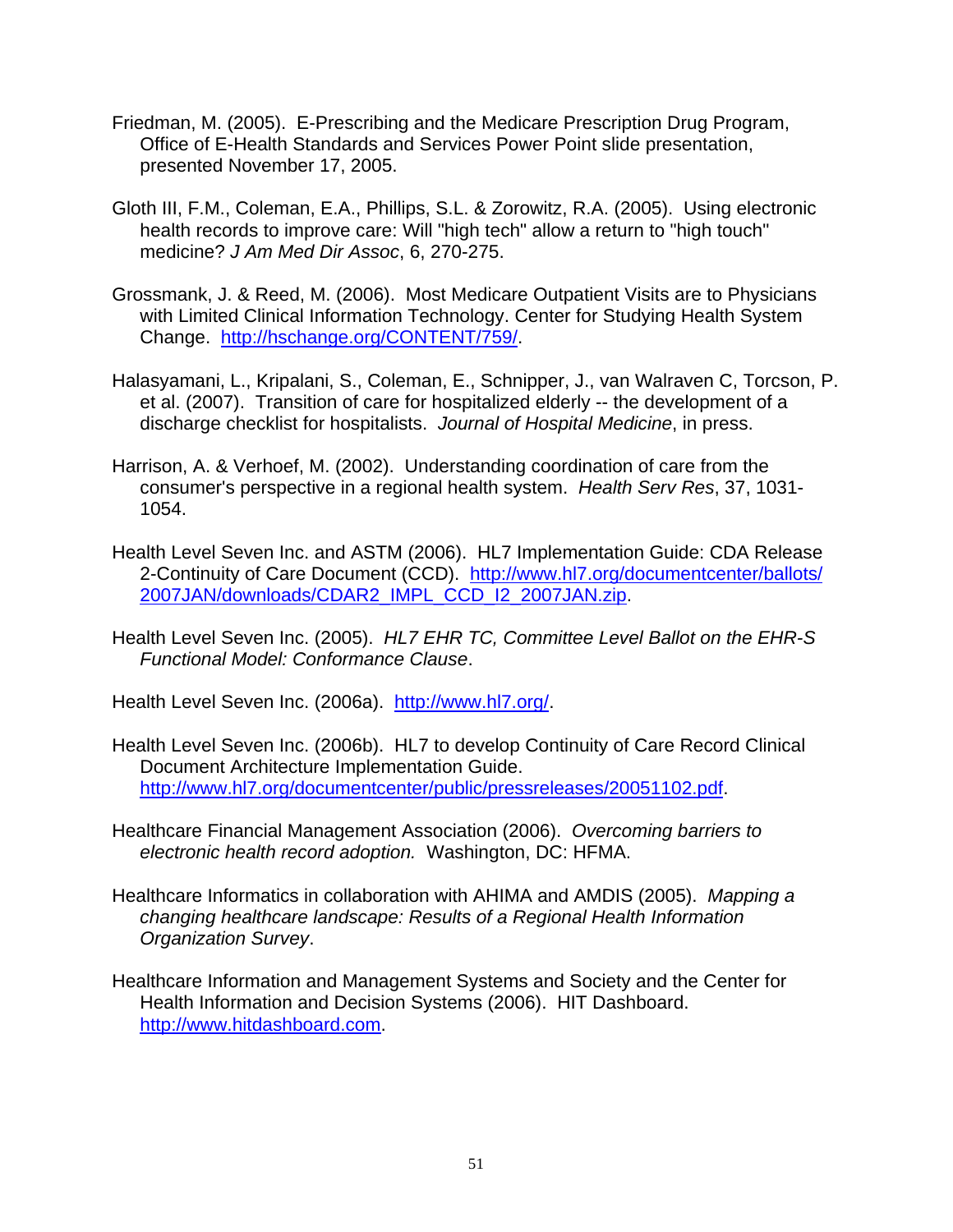Friedman, M. (2005). E-Prescribing and the Medicare Prescription Drug Program, Office of E-Health Standards and Services Power Point slide presentation, presented November 17, 2005.

Gloth III, F.M., Coleman, E.A., Phillips, S.L. & Zorowitz, R.A. (2005). Using electronic health records to improve care: Will "high tech" allow a return to "high touch" medicine? *J Am Med Dir Assoc*, 6, 270-275.

Grossmank, J. & Reed, M. (2006). Most Medicare Outpatient Visits are to Physicians with Limited Clinical Information Technology. Center for Studying Health System Change. http://hschange.org/CONTENT/759/.

Halasyamani, L., Kripalani, S., Coleman, E., Schnipper, J., van Walraven C, Torcson, P. et al. (2007). Transition of care for hospitalized elderly -- the development of a discharge checklist for hospitalists. *Journal of Hospital Medicine*, in press.

Harrison, A. & Verhoef, M. (2002). Understanding coordination of care from the consumer's perspective in a regional health system. *Health Serv Res*, 37, 1031-1054.

Health Level Seven Inc. and ASTM (2006). HL7 Implementation Guide: CDA Release 2-Continuity of Care Document (CCD). http://www.hl7.org/documentcenter/ballots/2007JAN/downloads/CDAR2_IMPL_CCD_I2_2007JAN.zip.

Health Level Seven Inc. (2005). *HL7 EHR TC, Committee Level Ballot on the EHR-S Functional Model: Conformance Clause*.

Health Level Seven Inc. (2006a). http://www.hl7.org/.

Health Level Seven Inc. (2006b). HL7 to develop Continuity of Care Record Clinical Document Architecture Implementation Guide. http://www.hl7.org/documentcenter/public/pressreleases/20051102.pdf.

Healthcare Financial Management Association (2006). *Overcoming barriers to electronic health record adoption.* Washington, DC: HFMA.

Healthcare Informatics in collaboration with AHIMA and AMDIS (2005). *Mapping a changing healthcare landscape: Results of a Regional Health Information Organization Survey*.

Healthcare Information and Management Systems and Society and the Center for Health Information and Decision Systems (2006). HIT Dashboard. http://www.hitdashboard.com.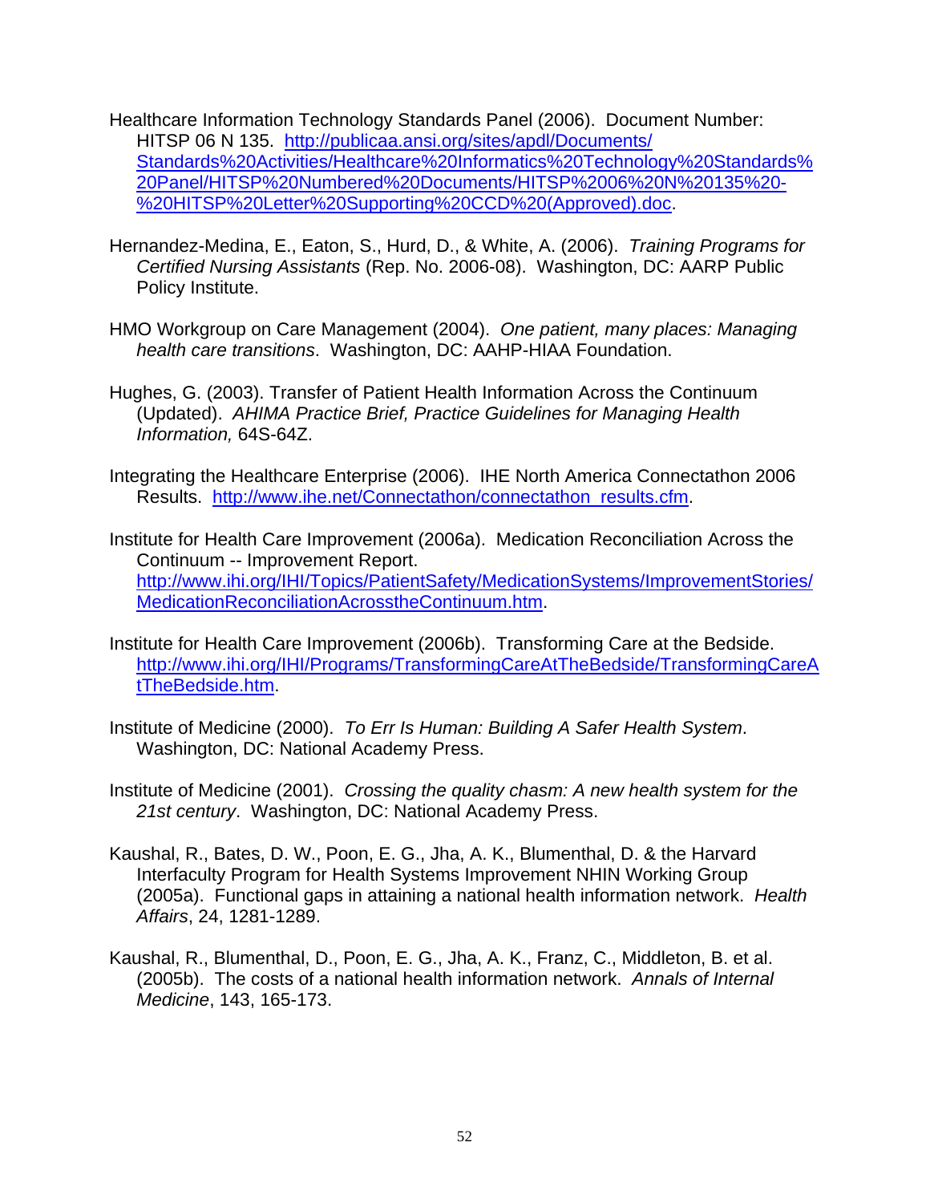Healthcare Information Technology Standards Panel (2006). Document Number: HITSP 06 N 135. http://publicaa.ansi.org/sites/apdl/Documents/Standards%20Activities/Healthcare%20Informatics%20Technology%20Standards%20Panel/HITSP%20Numbered%20Documents/HITSP%2006%20N%20135%20-%20HITSP%20Letter%20Supporting%20CCD%20(Approved).doc.

Hernandez-Medina, E., Eaton, S., Hurd, D., & White, A. (2006). *Training Programs for Certified Nursing Assistants* (Rep. No. 2006-08). Washington, DC: AARP Public Policy Institute.

HMO Workgroup on Care Management (2004). *One patient, many places: Managing health care transitions*. Washington, DC: AAHP-HIAA Foundation.

Hughes, G. (2003). Transfer of Patient Health Information Across the Continuum (Updated). *AHIMA Practice Brief, Practice Guidelines for Managing Health Information,* 64S-64Z.

Integrating the Healthcare Enterprise (2006). IHE North America Connectathon 2006 Results. http://www.ihe.net/Connectathon/connectathon_results.cfm.

Institute for Health Care Improvement (2006a). Medication Reconciliation Across the Continuum -- Improvement Report. http://www.ihi.org/IHI/Topics/PatientSafety/MedicationSystems/ImprovementStories/MedicationReconciliationAcrosstheContinuum.htm.

Institute for Health Care Improvement (2006b). Transforming Care at the Bedside. http://www.ihi.org/IHI/Programs/TransformingCareAtTheBedside/TransformingCareAtTheBedside.htm.

Institute of Medicine (2000). *To Err Is Human: Building A Safer Health System*. Washington, DC: National Academy Press.

Institute of Medicine (2001). *Crossing the quality chasm: A new health system for the 21st century*. Washington, DC: National Academy Press.

Kaushal, R., Bates, D. W., Poon, E. G., Jha, A. K., Blumenthal, D. & the Harvard Interfaculty Program for Health Systems Improvement NHIN Working Group (2005a). Functional gaps in attaining a national health information network. *Health Affairs*, 24, 1281-1289.

Kaushal, R., Blumenthal, D., Poon, E. G., Jha, A. K., Franz, C., Middleton, B. et al. (2005b). The costs of a national health information network. *Annals of Internal Medicine*, 143, 165-173.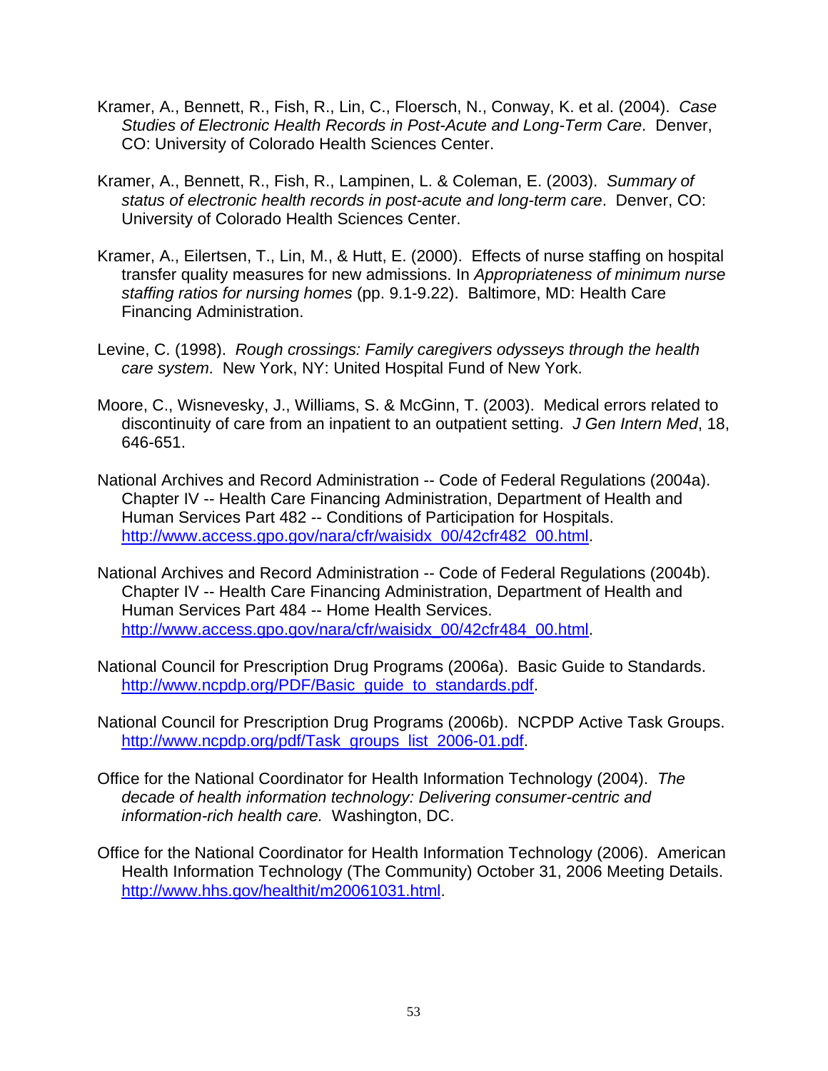Kramer, A., Bennett, R., Fish, R., Lin, C., Floersch, N., Conway, K. et al. (2004). *Case Studies of Electronic Health Records in Post-Acute and Long-Term Care*. Denver, CO: University of Colorado Health Sciences Center.

Kramer, A., Bennett, R., Fish, R., Lampinen, L. & Coleman, E. (2003). *Summary of status of electronic health records in post-acute and long-term care*. Denver, CO: University of Colorado Health Sciences Center.

Kramer, A., Eilertsen, T., Lin, M., & Hutt, E. (2000). Effects of nurse staffing on hospital transfer quality measures for new admissions. In *Appropriateness of minimum nurse staffing ratios for nursing homes* (pp. 9.1-9.22). Baltimore, MD: Health Care Financing Administration.

Levine, C. (1998). *Rough crossings: Family caregivers odysseys through the health care system*. New York, NY: United Hospital Fund of New York.

Moore, C., Wisnevesky, J., Williams, S. & McGinn, T. (2003). Medical errors related to discontinuity of care from an inpatient to an outpatient setting. *J Gen Intern Med*, 18, 646-651.

National Archives and Record Administration -- Code of Federal Regulations (2004a). Chapter IV -- Health Care Financing Administration, Department of Health and Human Services Part 482 -- Conditions of Participation for Hospitals. http://www.access.gpo.gov/nara/cfr/waisidx_00/42cfr482_00.html.

National Archives and Record Administration -- Code of Federal Regulations (2004b). Chapter IV -- Health Care Financing Administration, Department of Health and Human Services Part 484 -- Home Health Services. http://www.access.gpo.gov/nara/cfr/waisidx_00/42cfr484_00.html.

National Council for Prescription Drug Programs (2006a). Basic Guide to Standards. http://www.ncpdp.org/PDF/Basic_guide_to_standards.pdf.

National Council for Prescription Drug Programs (2006b). NCPDP Active Task Groups. http://www.ncpdp.org/pdf/Task_groups_list_2006-01.pdf.

Office for the National Coordinator for Health Information Technology (2004). *The decade of health information technology: Delivering consumer-centric and information-rich health care.* Washington, DC.

Office for the National Coordinator for Health Information Technology (2006). American Health Information Technology (The Community) October 31, 2006 Meeting Details. http://www.hhs.gov/healthit/m20061031.html.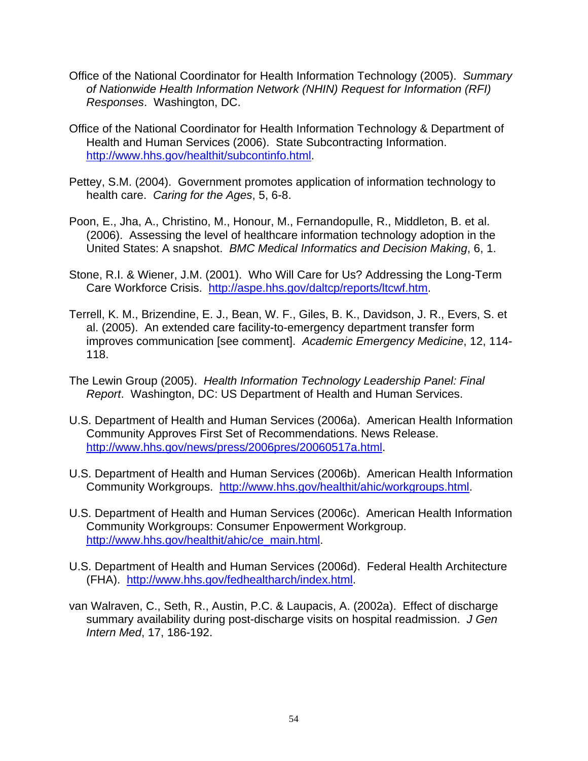Office of the National Coordinator for Health Information Technology (2005). *Summary of Nationwide Health Information Network (NHIN) Request for Information (RFI) Responses*. Washington, DC.

Office of the National Coordinator for Health Information Technology & Department of Health and Human Services (2006). State Subcontracting Information. http://www.hhs.gov/healthit/subcontinfo.html.

Pettey, S.M. (2004). Government promotes application of information technology to health care. *Caring for the Ages*, 5, 6-8.

Poon, E., Jha, A., Christino, M., Honour, M., Fernandopulle, R., Middleton, B. et al. (2006). Assessing the level of healthcare information technology adoption in the United States: A snapshot. *BMC Medical Informatics and Decision Making*, 6, 1.

Stone, R.I. & Wiener, J.M. (2001). Who Will Care for Us? Addressing the Long-Term Care Workforce Crisis. http://aspe.hhs.gov/daltcp/reports/ltcwf.htm.

Terrell, K. M., Brizendine, E. J., Bean, W. F., Giles, B. K., Davidson, J. R., Evers, S. et al. (2005). An extended care facility-to-emergency department transfer form improves communication [see comment]. *Academic Emergency Medicine*, 12, 114-118.

The Lewin Group (2005). *Health Information Technology Leadership Panel: Final Report*. Washington, DC: US Department of Health and Human Services.

U.S. Department of Health and Human Services (2006a). American Health Information Community Approves First Set of Recommendations. News Release. http://www.hhs.gov/news/press/2006pres/20060517a.html.

U.S. Department of Health and Human Services (2006b). American Health Information Community Workgroups. http://www.hhs.gov/healthit/ahic/workgroups.html.

U.S. Department of Health and Human Services (2006c). American Health Information Community Workgroups: Consumer Enpowerment Workgroup. http://www.hhs.gov/healthit/ahic/ce_main.html.

U.S. Department of Health and Human Services (2006d). Federal Health Architecture (FHA). http://www.hhs.gov/fedhealtharch/index.html.

van Walraven, C., Seth, R., Austin, P.C. & Laupacis, A. (2002a). Effect of discharge summary availability during post-discharge visits on hospital readmission. *J Gen Intern Med*, 17, 186-192.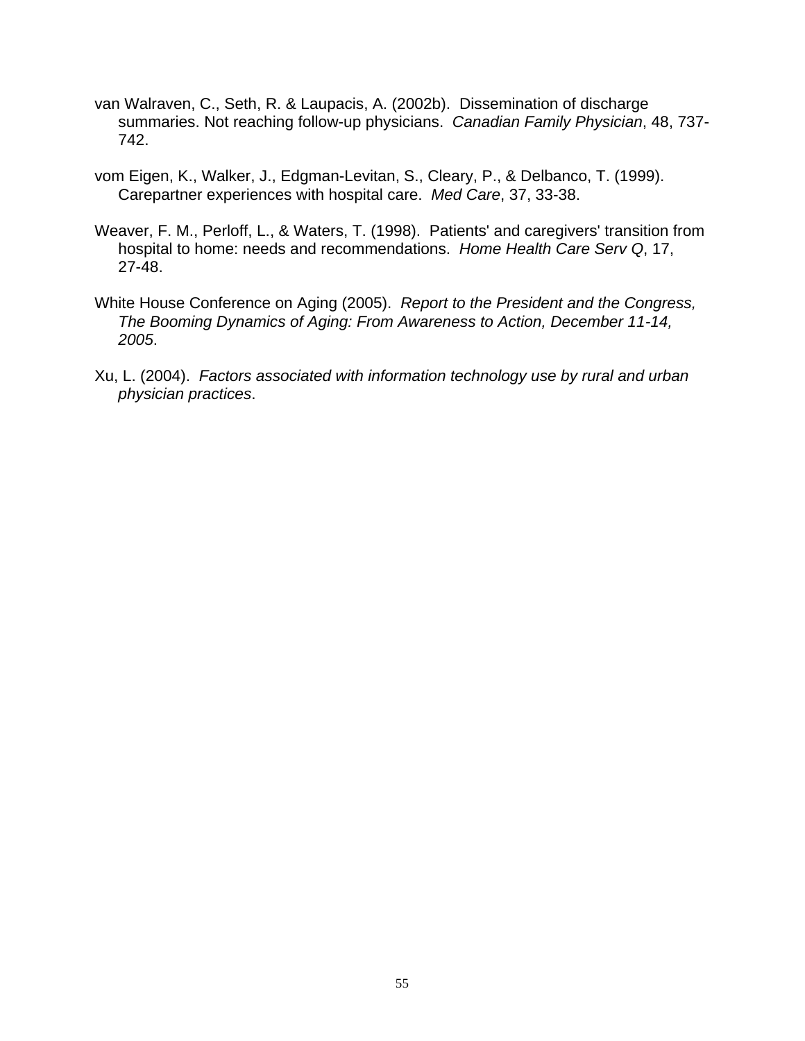van Walraven, C., Seth, R. & Laupacis, A. (2002b). Dissemination of discharge summaries. Not reaching follow-up physicians. *Canadian Family Physician*, 48, 737-742.

vom Eigen, K., Walker, J., Edgman-Levitan, S., Cleary, P., & Delbanco, T. (1999). Carepartner experiences with hospital care. *Med Care*, 37, 33-38.

Weaver, F. M., Perloff, L., & Waters, T. (1998). Patients' and caregivers' transition from hospital to home: needs and recommendations. *Home Health Care Serv Q*, 17, 27-48.

White House Conference on Aging (2005). *Report to the President and the Congress, The Booming Dynamics of Aging: From Awareness to Action, December 11-14, 2005*.

Xu, L. (2004). *Factors associated with information technology use by rural and urban physician practices*.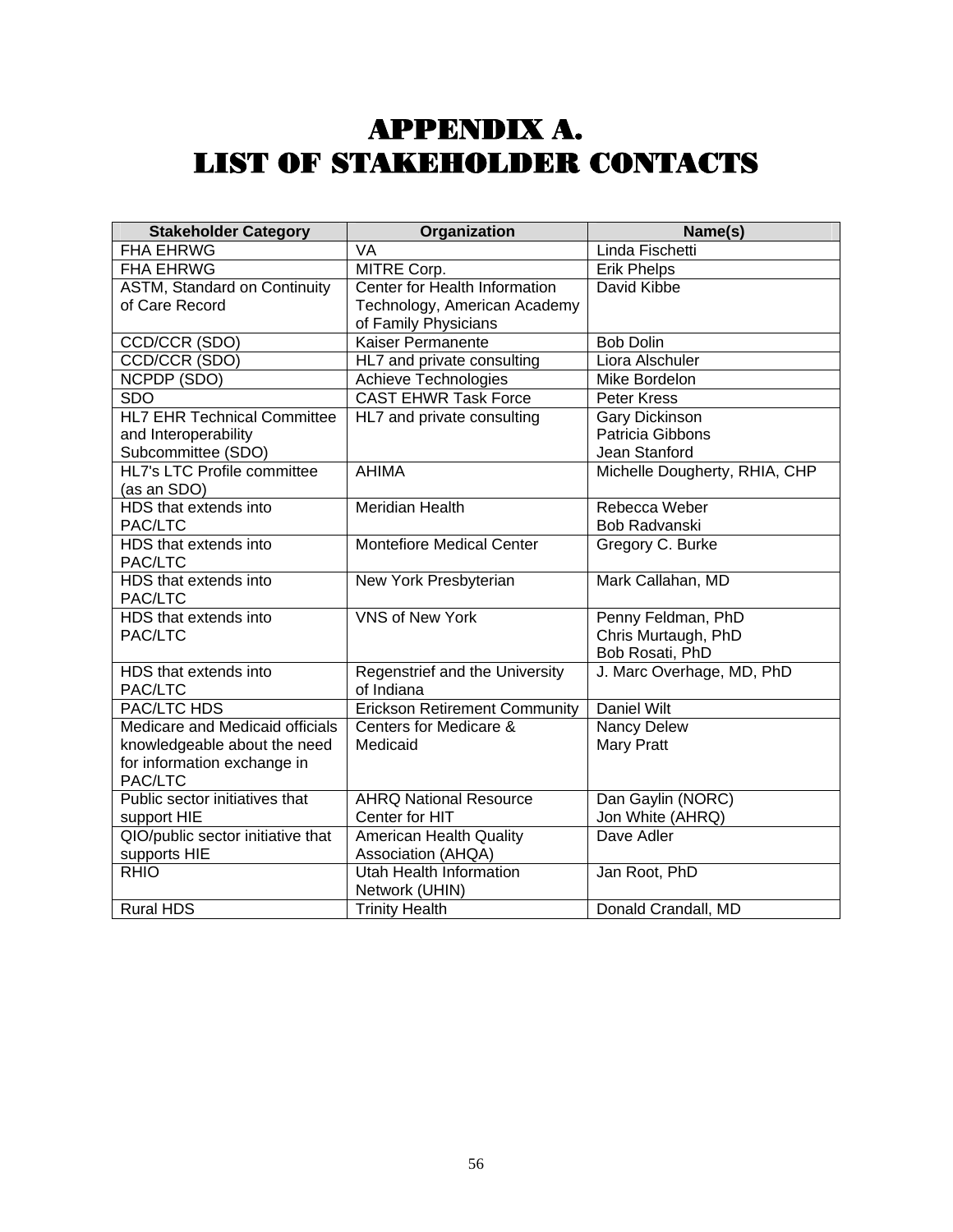# APPENDIX A.
# LIST OF STAKEHOLDER CONTACTS

| Stakeholder Category | Organization | Name(s) |
|---|---|---|
| FHA EHRWG | VA | Linda Fischetti |
| FHA EHRWG | MITRE Corp. | Erik Phelps |
| ASTM, Standard on Continuity of Care Record | Center for Health Information Technology, American Academy of Family Physicians | David Kibbe |
| CCD/CCR (SDO) | Kaiser Permanente | Bob Dolin |
| CCD/CCR (SDO) | HL7 and private consulting | Liora Alschuler |
| NCPDP (SDO) | Achieve Technologies | Mike Bordelon |
| SDO | CAST EHWR Task Force | Peter Kress |
| HL7 EHR Technical Committee and Interoperability Subcommittee (SDO) | HL7 and private consulting | Gary Dickinson<br>Patricia Gibbons<br>Jean Stanford |
| HL7's LTC Profile committee (as an SDO) | AHIMA | Michelle Dougherty, RHIA, CHP |
| HDS that extends into PAC/LTC | Meridian Health | Rebecca Weber<br>Bob Radvanski |
| HDS that extends into PAC/LTC | Montefiore Medical Center | Gregory C. Burke |
| HDS that extends into PAC/LTC | New York Presbyterian | Mark Callahan, MD |
| HDS that extends into PAC/LTC | VNS of New York | Penny Feldman, PhD<br>Chris Murtaugh, PhD<br>Bob Rosati, PhD |
| HDS that extends into PAC/LTC | Regenstrief and the University of Indiana | J. Marc Overhage, MD, PhD |
| PAC/LTC HDS | Erickson Retirement Community | Daniel Wilt |
| Medicare and Medicaid officials knowledgeable about the need for information exchange in PAC/LTC | Centers for Medicare & Medicaid | Nancy Delew<br>Mary Pratt |
| Public sector initiatives that support HIE | AHRQ National Resource Center for HIT | Dan Gaylin (NORC)<br>Jon White (AHRQ) |
| QIO/public sector initiative that supports HIE | American Health Quality Association (AHQA) | Dave Adler |
| RHIO | Utah Health Information Network (UHIN) | Jan Root, PhD |
| Rural HDS | Trinity Health | Donald Crandall, MD |